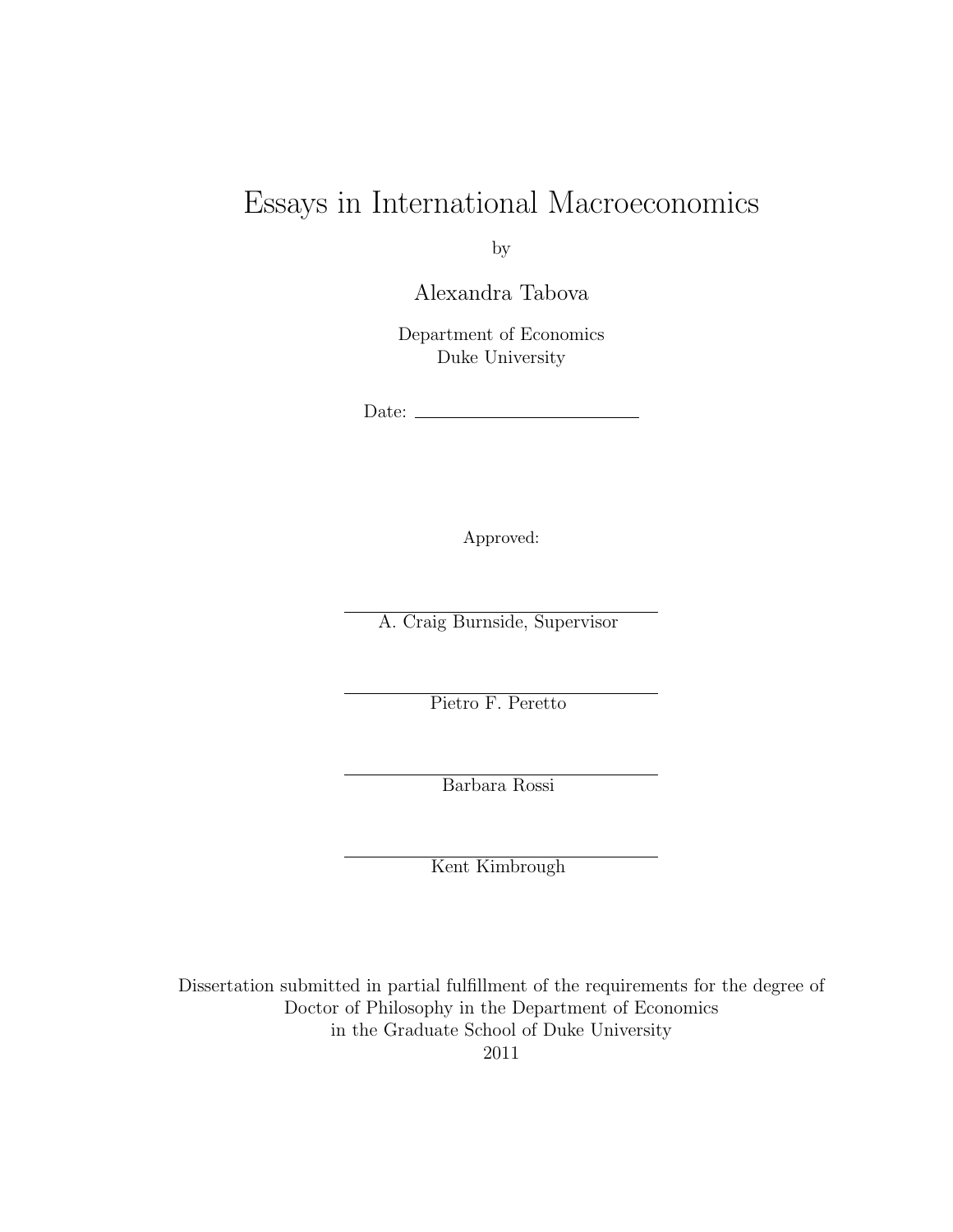# Essays in International Macroeconomics

by

Alexandra Tabova

Department of Economics
Duke University

Date: ______________________

Approved:

______________________
A. Craig Burnside, Supervisor

______________________
Pietro F. Peretto

______________________
Barbara Rossi

______________________
Kent Kimbrough

Dissertation submitted in partial fulfillment of the requirements for the degree of
Doctor of Philosophy in the Department of Economics
in the Graduate School of Duke University
2011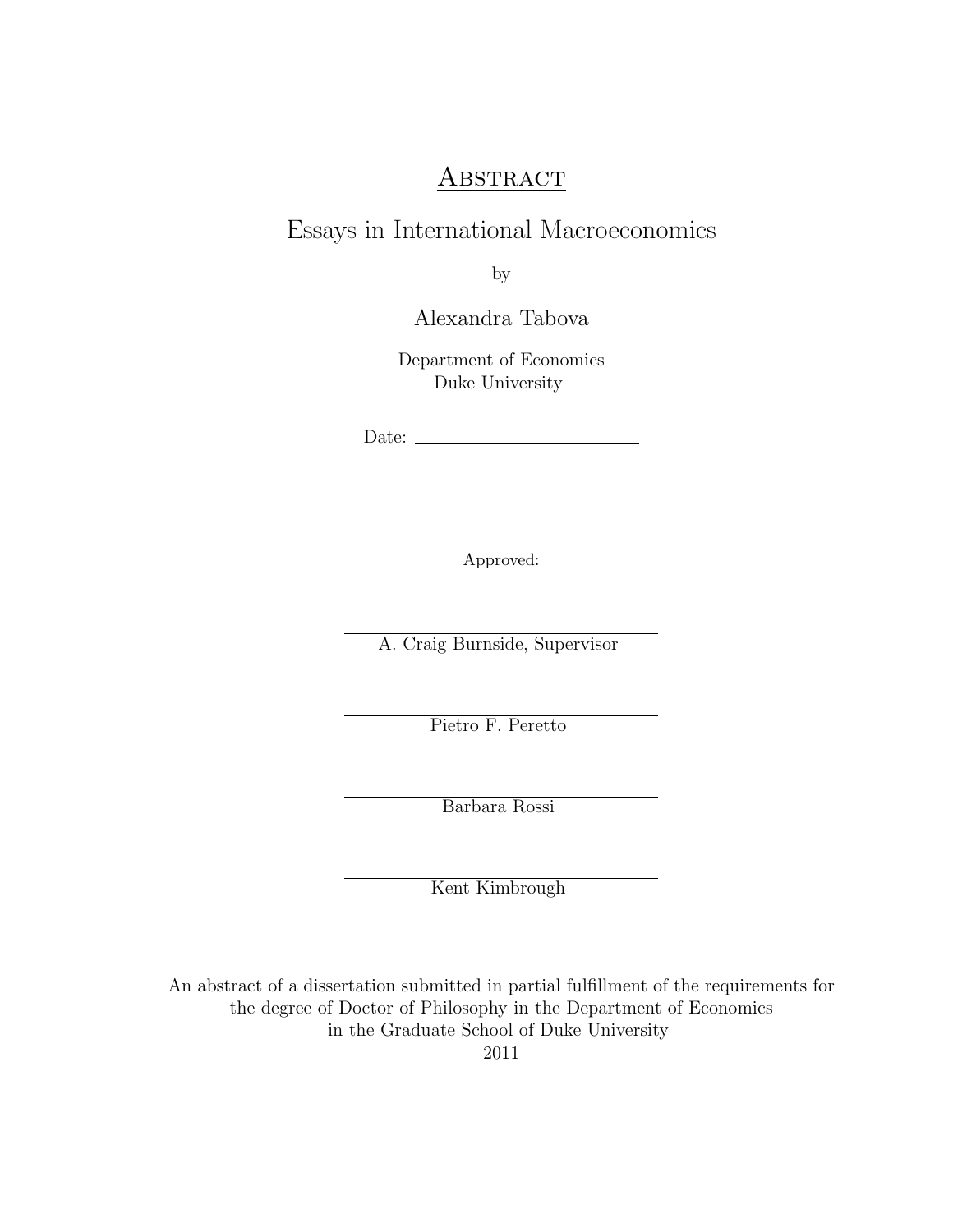# Abstract

## Essays in International Macroeconomics

by

Alexandra Tabova

Department of Economics
Duke University

Date: \_\_\_\_\_\_\_\_\_\_\_\_\_\_\_\_\_\_\_\_\_\_\_\_

Approved:

\_\_\_\_\_\_\_\_\_\_\_\_\_\_\_\_\_\_\_\_\_\_\_\_\_\_\_\_\_\_
A. Craig Burnside, Supervisor

\_\_\_\_\_\_\_\_\_\_\_\_\_\_\_\_\_\_\_\_\_\_\_\_\_\_\_\_\_\_
Pietro F. Peretto

\_\_\_\_\_\_\_\_\_\_\_\_\_\_\_\_\_\_\_\_\_\_\_\_\_\_\_\_\_\_
Barbara Rossi

\_\_\_\_\_\_\_\_\_\_\_\_\_\_\_\_\_\_\_\_\_\_\_\_\_\_\_\_\_\_
Kent Kimbrough

An abstract of a dissertation submitted in partial fulfillment of the requirements for the degree of Doctor of Philosophy in the Department of Economics in the Graduate School of Duke University
2011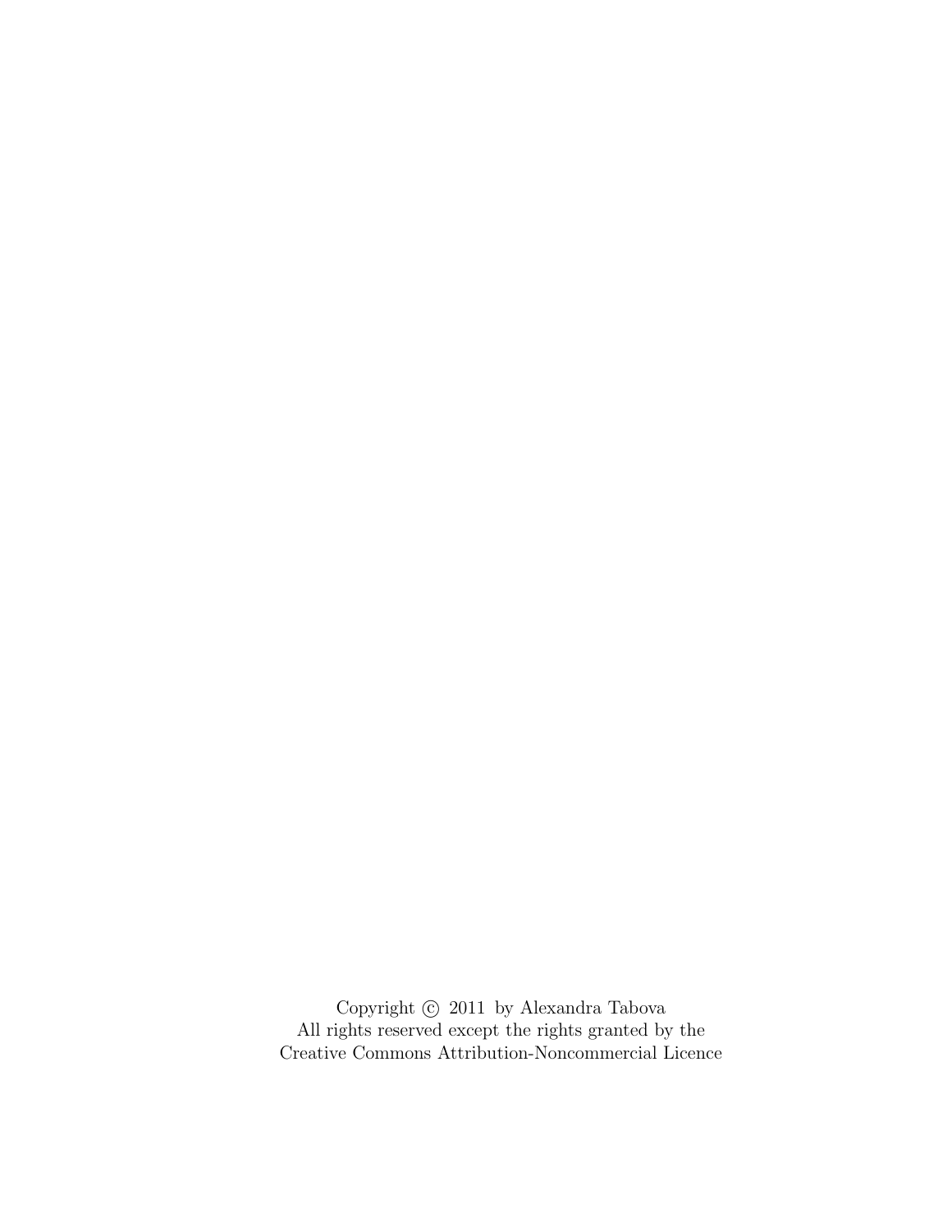Copyright © 2011 by Alexandra Tabova
All rights reserved except the rights granted by the
Creative Commons Attribution-Noncommercial Licence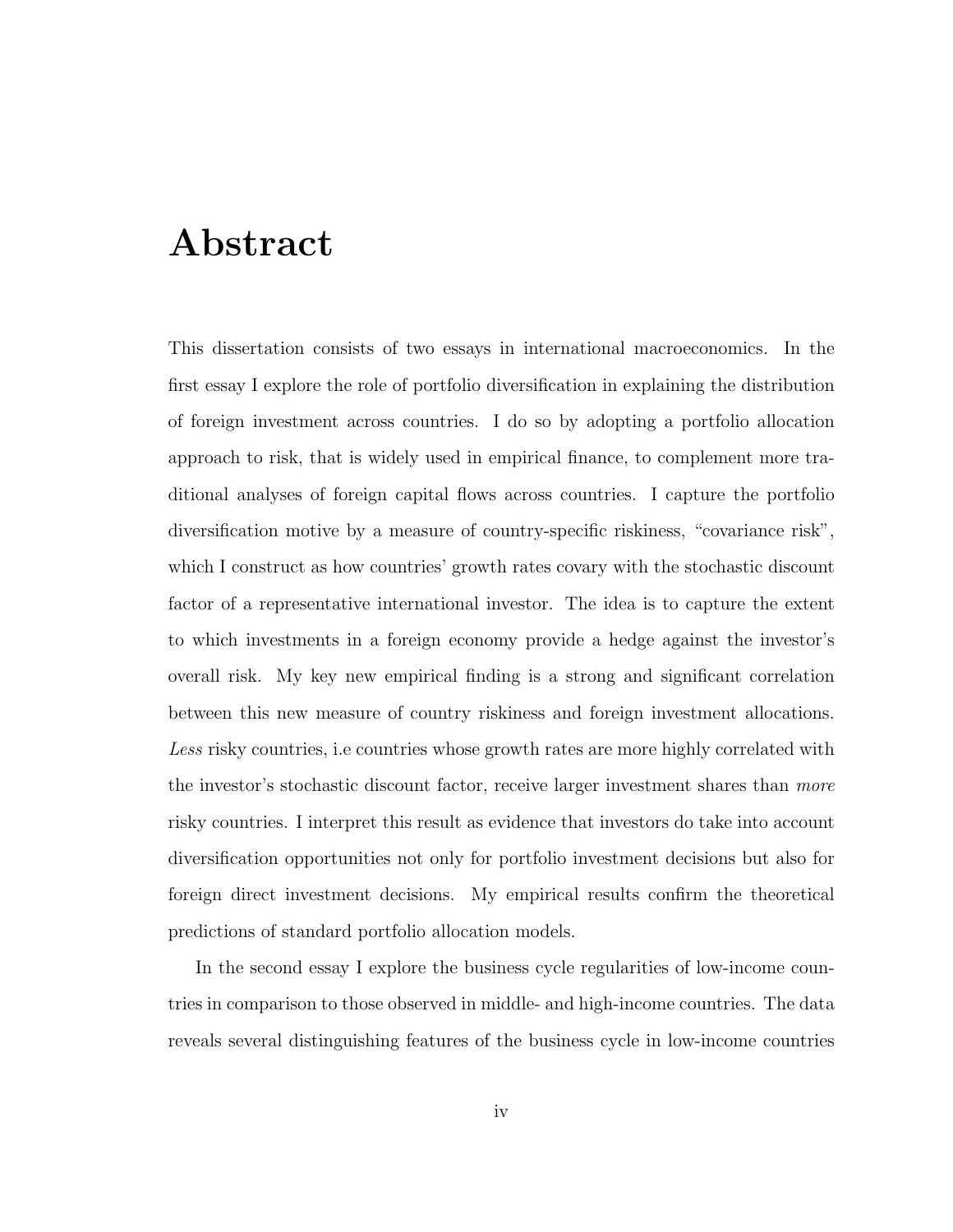# Abstract

This dissertation consists of two essays in international macroeconomics. In the first essay I explore the role of portfolio diversification in explaining the distribution of foreign investment across countries. I do so by adopting a portfolio allocation approach to risk, that is widely used in empirical finance, to complement more traditional analyses of foreign capital flows across countries. I capture the portfolio diversification motive by a measure of country-specific riskiness, "covariance risk", which I construct as how countries' growth rates covary with the stochastic discount factor of a representative international investor. The idea is to capture the extent to which investments in a foreign economy provide a hedge against the investor's overall risk. My key new empirical finding is a strong and significant correlation between this new measure of country riskiness and foreign investment allocations. *Less* risky countries, i.e countries whose growth rates are more highly correlated with the investor's stochastic discount factor, receive larger investment shares than *more* risky countries. I interpret this result as evidence that investors do take into account diversification opportunities not only for portfolio investment decisions but also for foreign direct investment decisions. My empirical results confirm the theoretical predictions of standard portfolio allocation models.

In the second essay I explore the business cycle regularities of low-income countries in comparison to those observed in middle- and high-income countries. The data reveals several distinguishing features of the business cycle in low-income countries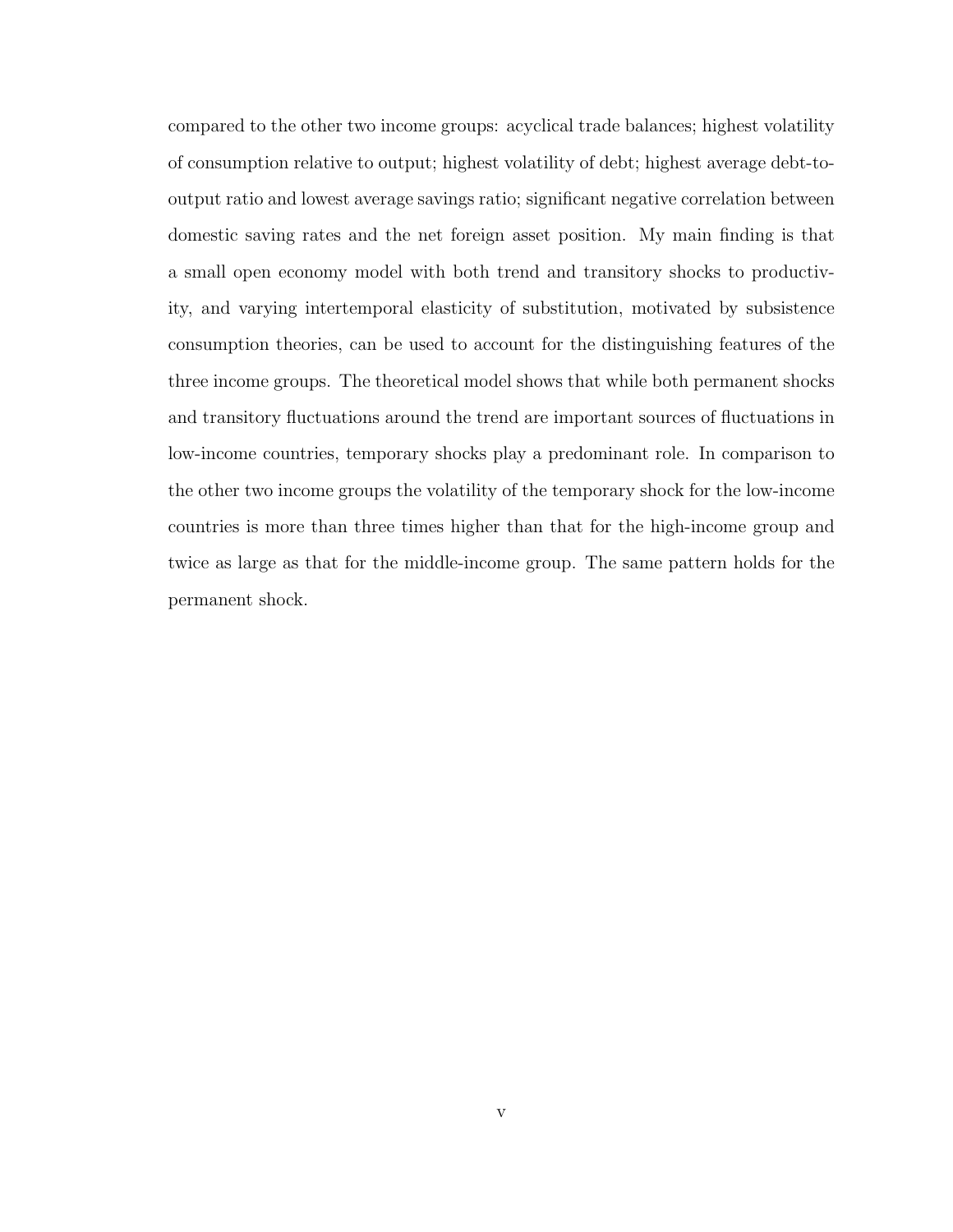compared to the other two income groups: acyclical trade balances; highest volatility of consumption relative to output; highest volatility of debt; highest average debt-to-output ratio and lowest average savings ratio; significant negative correlation between domestic saving rates and the net foreign asset position. My main finding is that a small open economy model with both trend and transitory shocks to productivity, and varying intertemporal elasticity of substitution, motivated by subsistence consumption theories, can be used to account for the distinguishing features of the three income groups. The theoretical model shows that while both permanent shocks and transitory fluctuations around the trend are important sources of fluctuations in low-income countries, temporary shocks play a predominant role. In comparison to the other two income groups the volatility of the temporary shock for the low-income countries is more than three times higher than that for the high-income group and twice as large as that for the middle-income group. The same pattern holds for the permanent shock.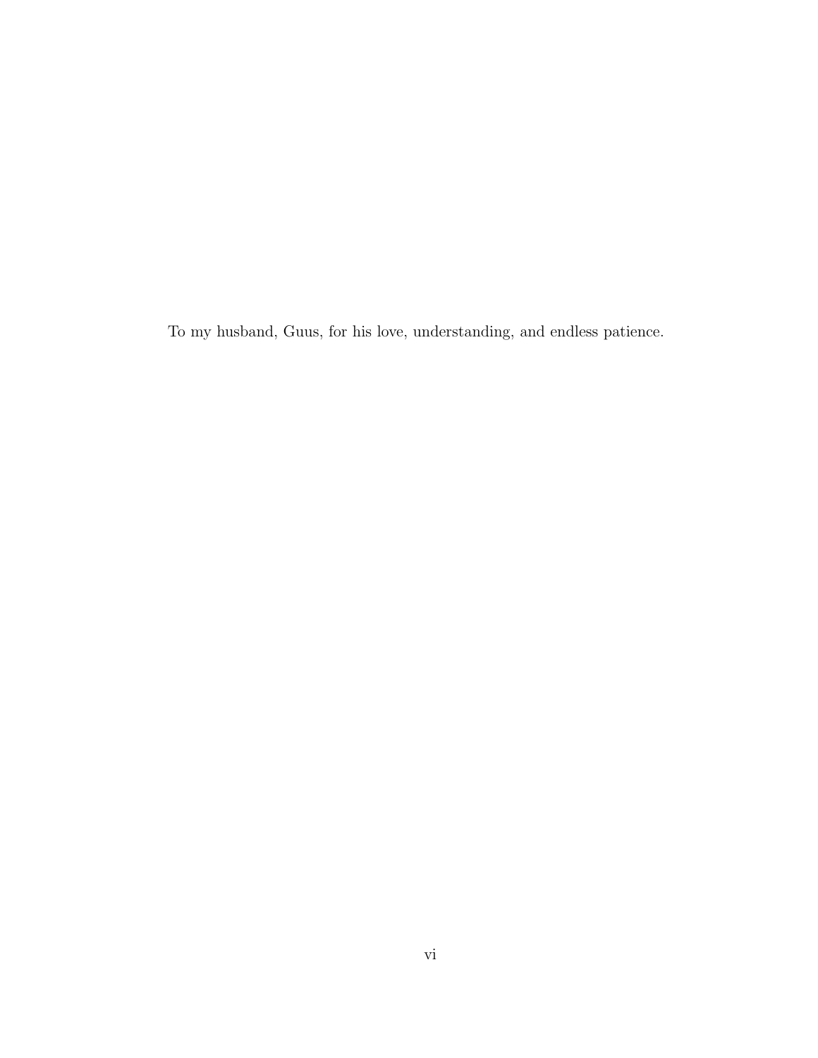To my husband, Guus, for his love, understanding, and endless patience.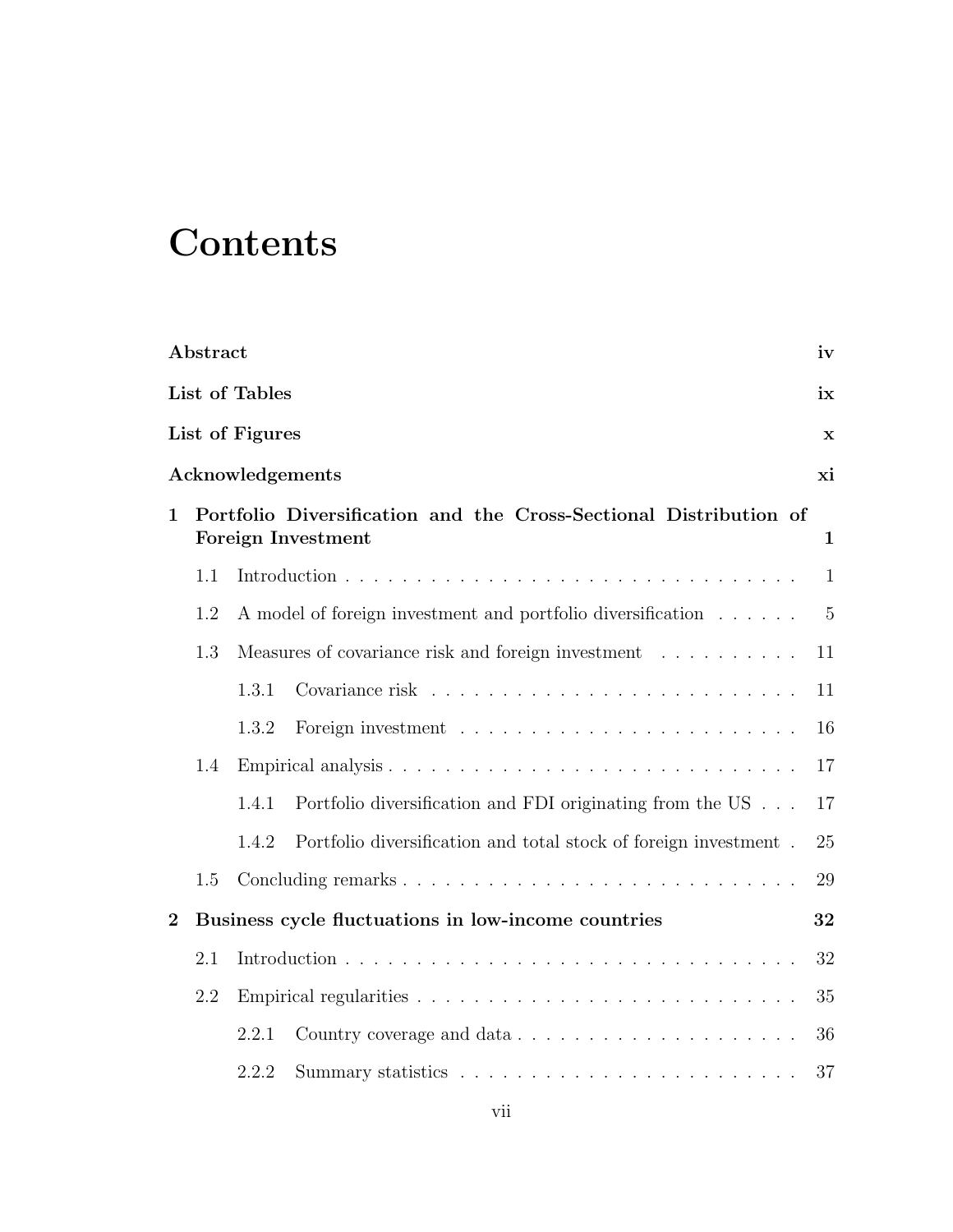# Contents

**Abstract** **iv**

**List of Tables** **ix**

**List of Figures** **x**

**Acknowledgements** **xi**

**1 Portfolio Diversification and the Cross-Sectional Distribution of Foreign Investment** **1**

- 1.1 Introduction . . . . . . . . . . . . . . . . . . . . . . . . . . . . . . . 1
- 1.2 A model of foreign investment and portfolio diversification . . . . . . 5
- 1.3 Measures of covariance risk and foreign investment . . . . . . . . . . 11
  - 1.3.1 Covariance risk . . . . . . . . . . . . . . . . . . . . . . . . . 11
  - 1.3.2 Foreign investment . . . . . . . . . . . . . . . . . . . . . . . 16
- 1.4 Empirical analysis . . . . . . . . . . . . . . . . . . . . . . . . . . . . 17
  - 1.4.1 Portfolio diversification and FDI originating from the US . . . 17
  - 1.4.2 Portfolio diversification and total stock of foreign investment . 25
- 1.5 Concluding remarks . . . . . . . . . . . . . . . . . . . . . . . . . . . 29

**2 Business cycle fluctuations in low-income countries** **32**

- 2.1 Introduction . . . . . . . . . . . . . . . . . . . . . . . . . . . . . . . 32
- 2.2 Empirical regularities . . . . . . . . . . . . . . . . . . . . . . . . . . 35
  - 2.2.1 Country coverage and data . . . . . . . . . . . . . . . . . . . 36
  - 2.2.2 Summary statistics . . . . . . . . . . . . . . . . . . . . . . . 37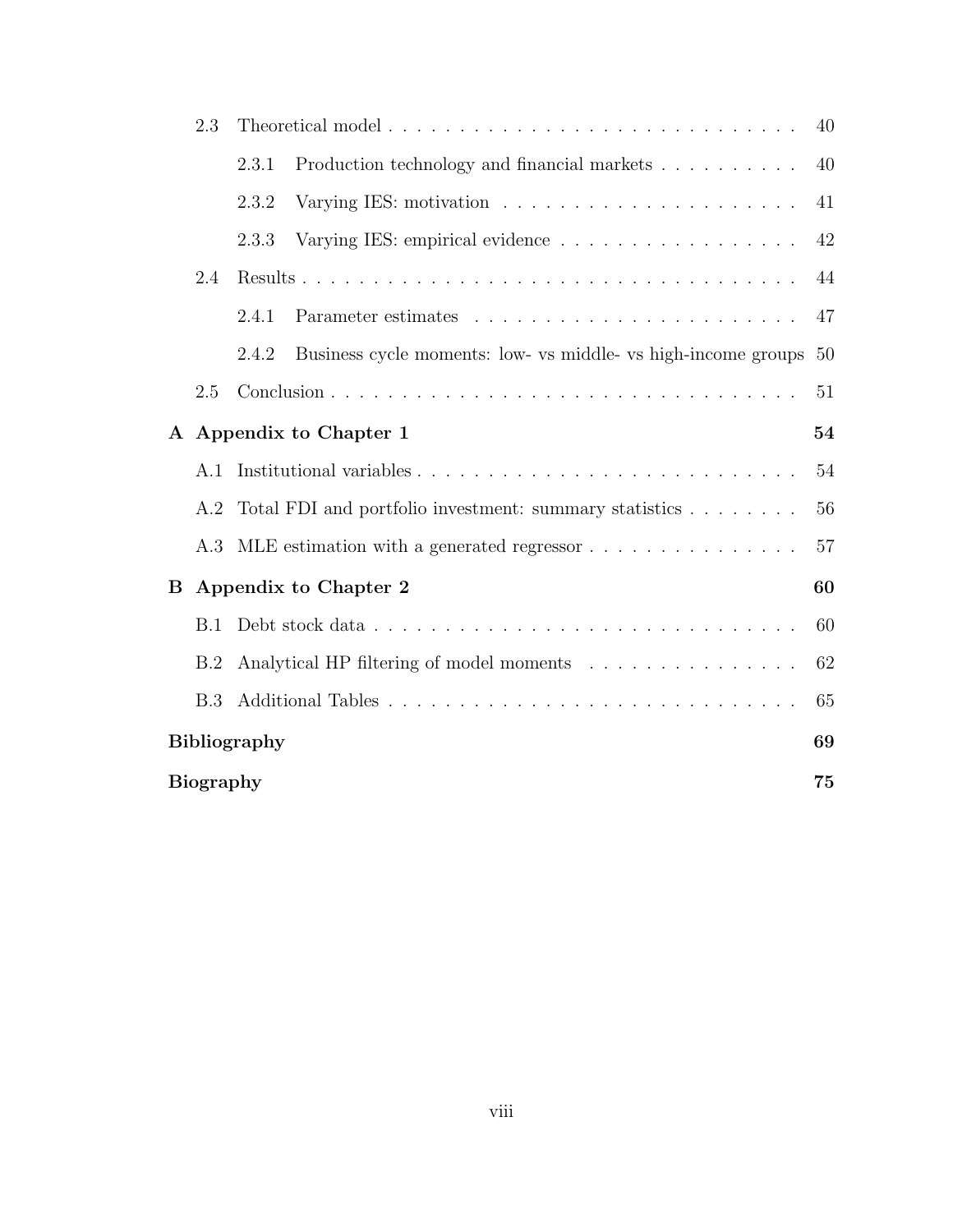- 2.3 Theoretical model . . . . . . . . . . 40
  - 2.3.1 Production technology and financial markets . . . . . . . . . . 40
  - 2.3.2 Varying IES: motivation . . . . . . . . . . 41
  - 2.3.3 Varying IES: empirical evidence . . . . . . . . . . 42
- 2.4 Results . . . . . . . . . . 44
  - 2.4.1 Parameter estimates . . . . . . . . . . 47
  - 2.4.2 Business cycle moments: low- vs middle- vs high-income groups 50
- 2.5 Conclusion . . . . . . . . . . 51

**A Appendix to Chapter 1** **54**

- A.1 Institutional variables . . . . . . . . . . 54
- A.2 Total FDI and portfolio investment: summary statistics . . . . . . . . . . 56
- A.3 MLE estimation with a generated regressor . . . . . . . . . . 57

**B Appendix to Chapter 2** **60**

- B.1 Debt stock data . . . . . . . . . . 60
- B.2 Analytical HP filtering of model moments . . . . . . . . . . 62
- B.3 Additional Tables . . . . . . . . . . 65

**Bibliography** **69**

**Biography** **75**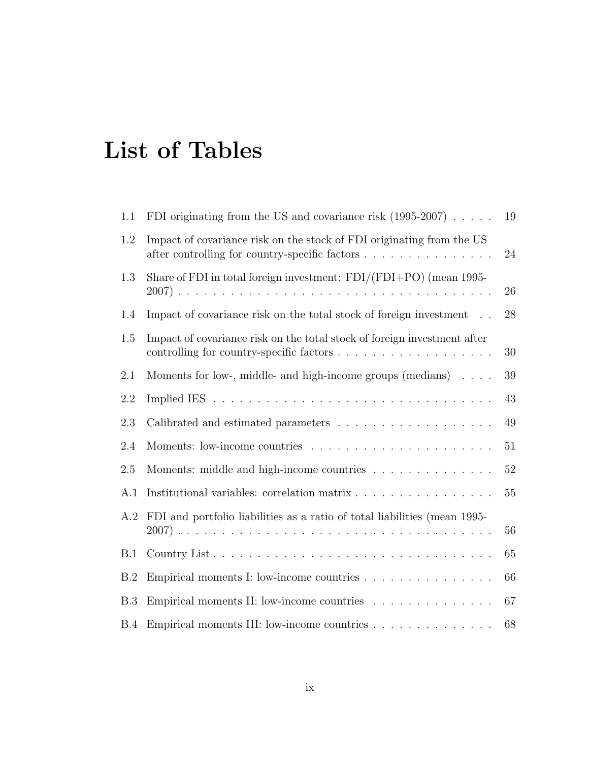# List of Tables

| | | |
|---|---|---|
| 1.1 | FDI originating from the US and covariance risk (1995-2007) | 19 |
| 1.2 | Impact of covariance risk on the stock of FDI originating from the US after controlling for country-specific factors | 24 |
| 1.3 | Share of FDI in total foreign investment: FDI/(FDI+PO) (mean 1995-2007) | 26 |
| 1.4 | Impact of covariance risk on the total stock of foreign investment | 28 |
| 1.5 | Impact of covariance risk on the total stock of foreign investment after controlling for country-specific factors | 30 |
| 2.1 | Moments for low-, middle- and high-income groups (medians) | 39 |
| 2.2 | Implied IES | 43 |
| 2.3 | Calibrated and estimated parameters | 49 |
| 2.4 | Moments: low-income countries | 51 |
| 2.5 | Moments: middle and high-income countries | 52 |
| A.1 | Institutional variables: correlation matrix | 55 |
| A.2 | FDI and portfolio liabilities as a ratio of total liabilities (mean 1995-2007) | 56 |
| B.1 | Country List | 65 |
| B.2 | Empirical moments I: low-income countries | 66 |
| B.3 | Empirical moments II: low-income countries | 67 |
| B.4 | Empirical moments III: low-income countries | 68 |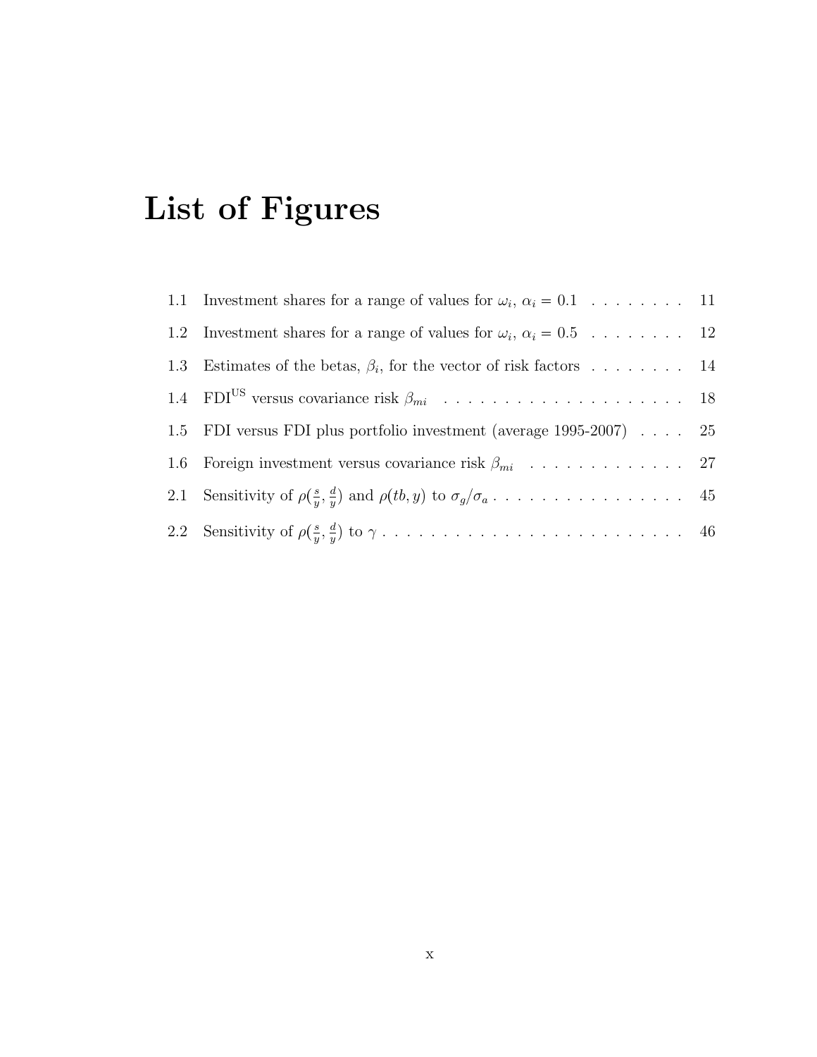# List of Figures

1.1 Investment shares for a range of values for $\omega_i$, $\alpha_i = 0.1$ . . . . . . . . 11

1.2 Investment shares for a range of values for $\omega_i$, $\alpha_i = 0.5$ . . . . . . . . 12

1.3 Estimates of the betas, $\beta_i$, for the vector of risk factors . . . . . . . . 14

1.4 $\text{FDI}^{\text{US}}$ versus covariance risk $\beta_{mi}$ . . . . . . . . . . . . . . . . . . . . 18

1.5 FDI versus FDI plus portfolio investment (average 1995-2007) . . . . 25

1.6 Foreign investment versus covariance risk $\beta_{mi}$ . . . . . . . . . . . . . 27

2.1 Sensitivity of $\rho(\frac{s}{y}, \frac{d}{y})$ and $\rho(tb, y)$ to $\sigma_g/\sigma_a$ . . . . . . . . . . . . . . . . 45

2.2 Sensitivity of $\rho(\frac{s}{y}, \frac{d}{y})$ to $\gamma$ . . . . . . . . . . . . . . . . . . . . . . . . . 46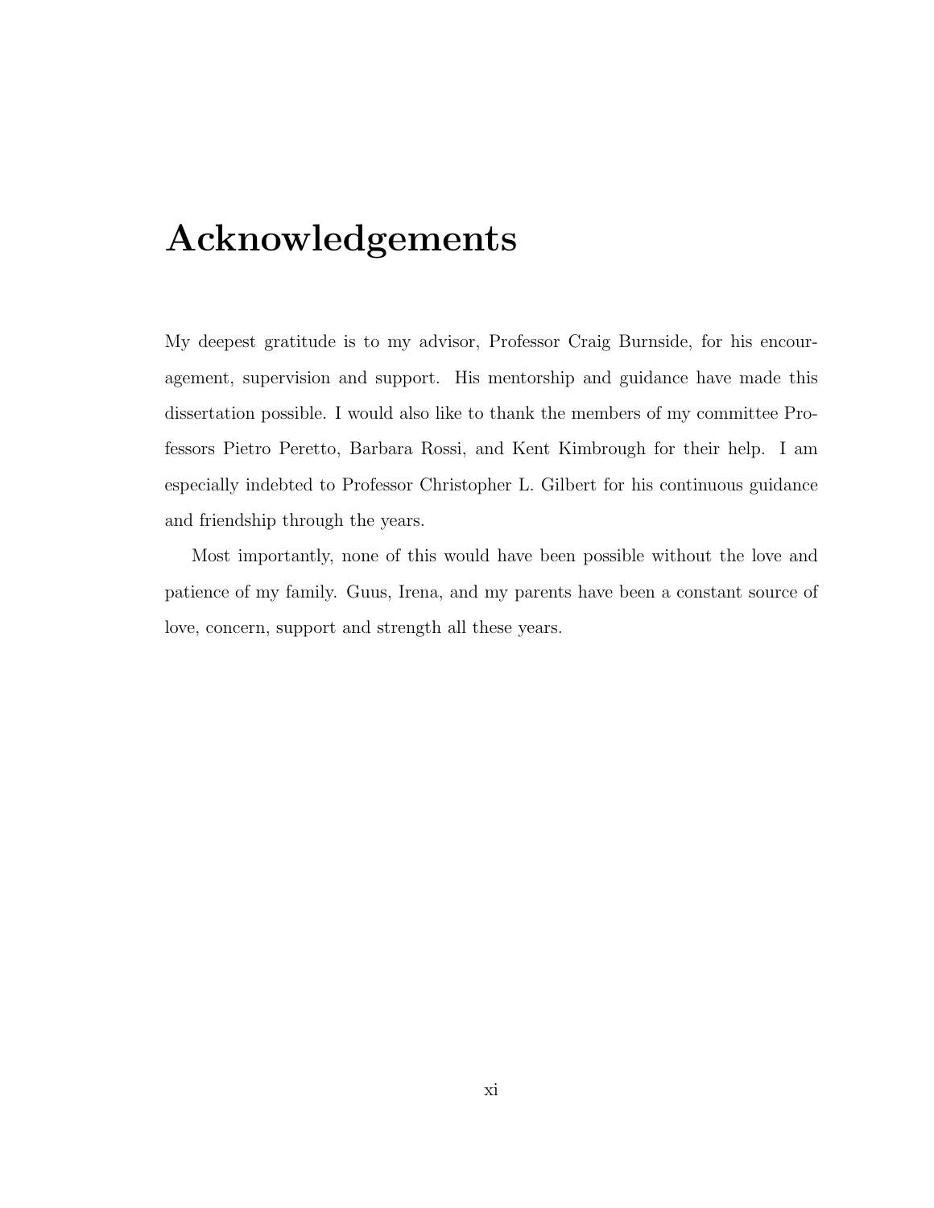# Acknowledgements

My deepest gratitude is to my advisor, Professor Craig Burnside, for his encouragement, supervision and support. His mentorship and guidance have made this dissertation possible. I would also like to thank the members of my committee Professors Pietro Peretto, Barbara Rossi, and Kent Kimbrough for their help. I am especially indebted to Professor Christopher L. Gilbert for his continuous guidance and friendship through the years.

Most importantly, none of this would have been possible without the love and patience of my family. Guus, Irena, and my parents have been a constant source of love, concern, support and strength all these years.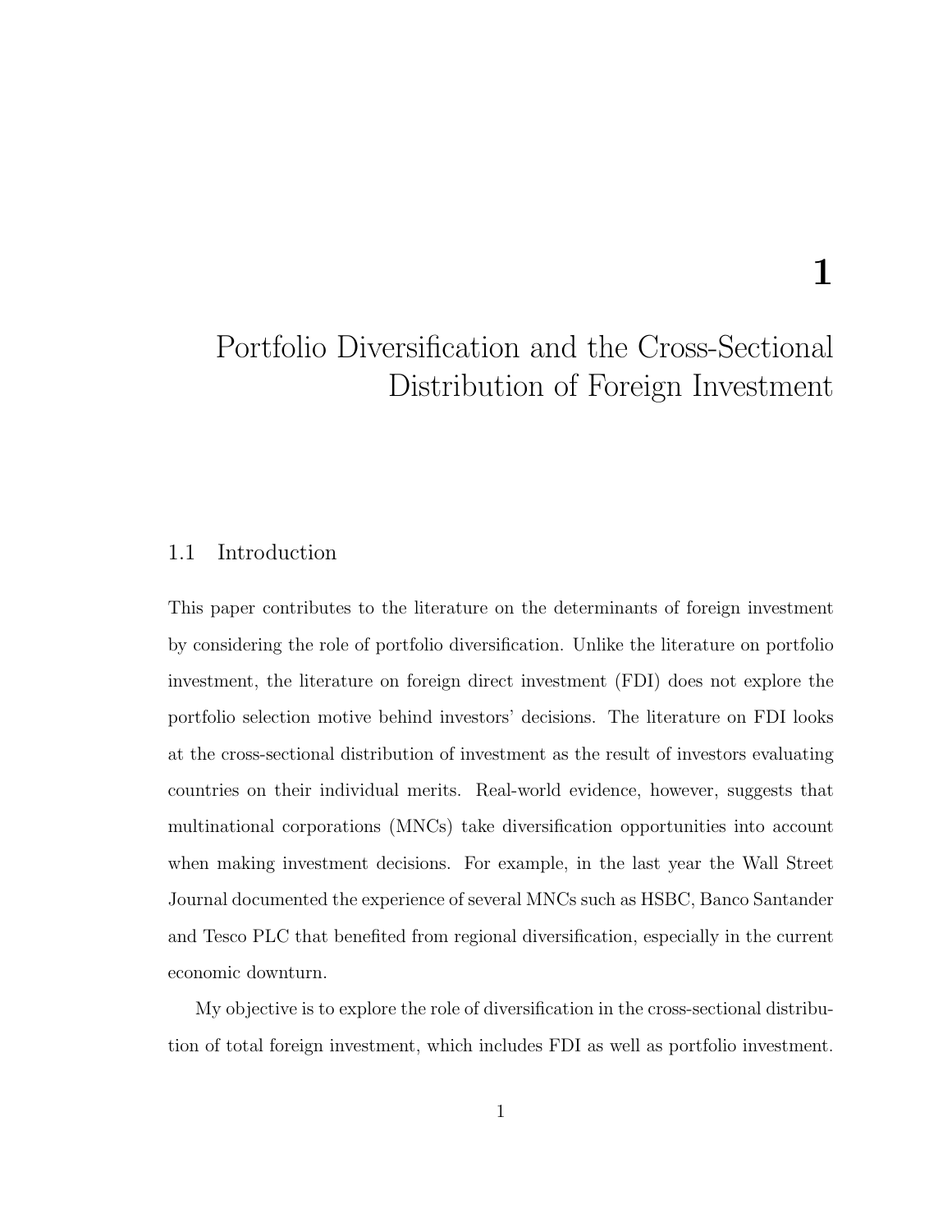# 1

# Portfolio Diversification and the Cross-Sectional Distribution of Foreign Investment

## 1.1 Introduction

This paper contributes to the literature on the determinants of foreign investment by considering the role of portfolio diversification. Unlike the literature on portfolio investment, the literature on foreign direct investment (FDI) does not explore the portfolio selection motive behind investors' decisions. The literature on FDI looks at the cross-sectional distribution of investment as the result of investors evaluating countries on their individual merits. Real-world evidence, however, suggests that multinational corporations (MNCs) take diversification opportunities into account when making investment decisions. For example, in the last year the Wall Street Journal documented the experience of several MNCs such as HSBC, Banco Santander and Tesco PLC that benefited from regional diversification, especially in the current economic downturn.

My objective is to explore the role of diversification in the cross-sectional distribution of total foreign investment, which includes FDI as well as portfolio investment.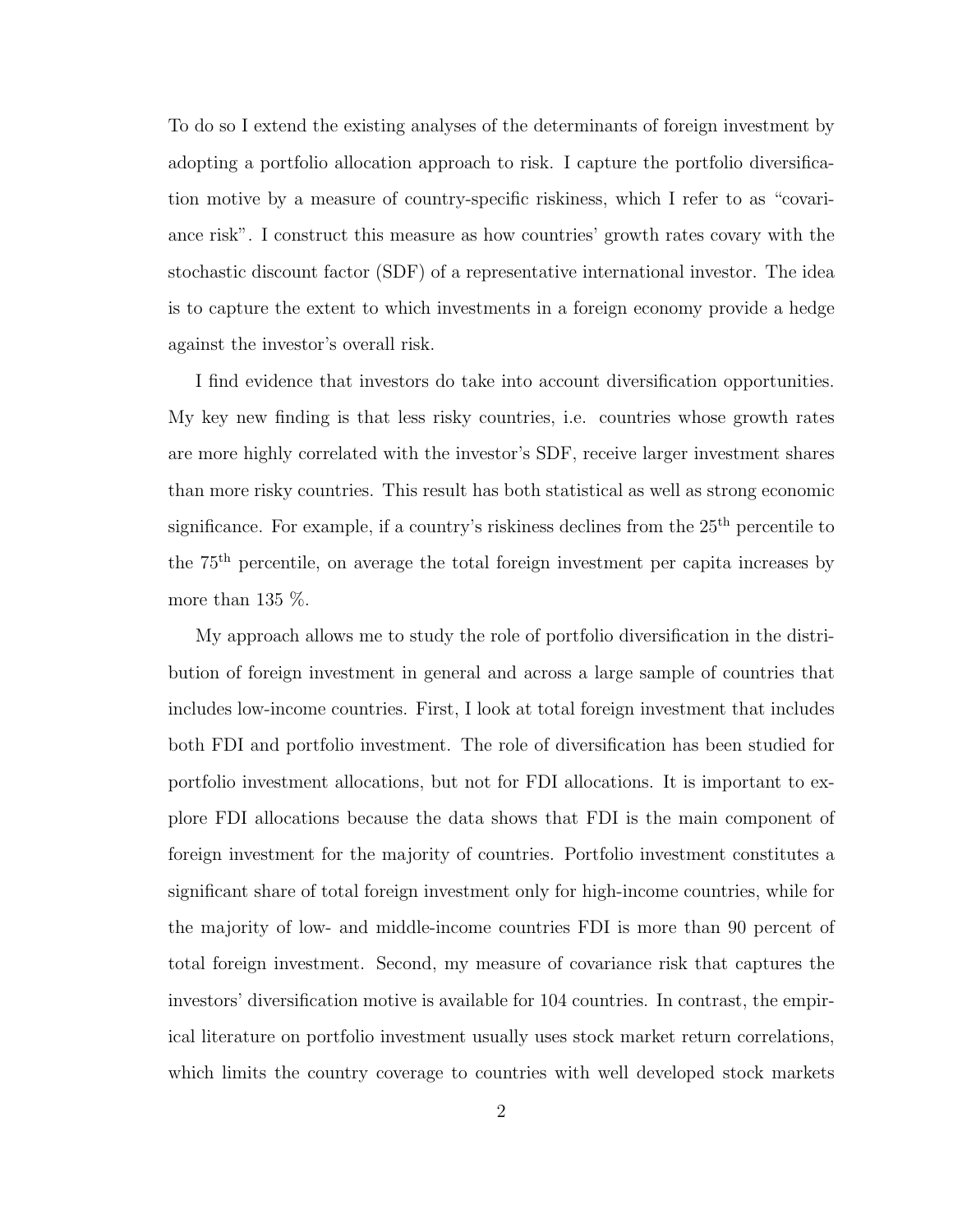To do so I extend the existing analyses of the determinants of foreign investment by adopting a portfolio allocation approach to risk. I capture the portfolio diversification motive by a measure of country-specific riskiness, which I refer to as "covariance risk". I construct this measure as how countries' growth rates covary with the stochastic discount factor (SDF) of a representative international investor. The idea is to capture the extent to which investments in a foreign economy provide a hedge against the investor's overall risk.

I find evidence that investors do take into account diversification opportunities. My key new finding is that less risky countries, i.e. countries whose growth rates are more highly correlated with the investor's SDF, receive larger investment shares than more risky countries. This result has both statistical as well as strong economic significance. For example, if a country's riskiness declines from the $25^{\text{th}}$ percentile to the $75^{\text{th}}$ percentile, on average the total foreign investment per capita increases by more than 135 %.

My approach allows me to study the role of portfolio diversification in the distribution of foreign investment in general and across a large sample of countries that includes low-income countries. First, I look at total foreign investment that includes both FDI and portfolio investment. The role of diversification has been studied for portfolio investment allocations, but not for FDI allocations. It is important to explore FDI allocations because the data shows that FDI is the main component of foreign investment for the majority of countries. Portfolio investment constitutes a significant share of total foreign investment only for high-income countries, while for the majority of low- and middle-income countries FDI is more than 90 percent of total foreign investment. Second, my measure of covariance risk that captures the investors' diversification motive is available for 104 countries. In contrast, the empirical literature on portfolio investment usually uses stock market return correlations, which limits the country coverage to countries with well developed stock markets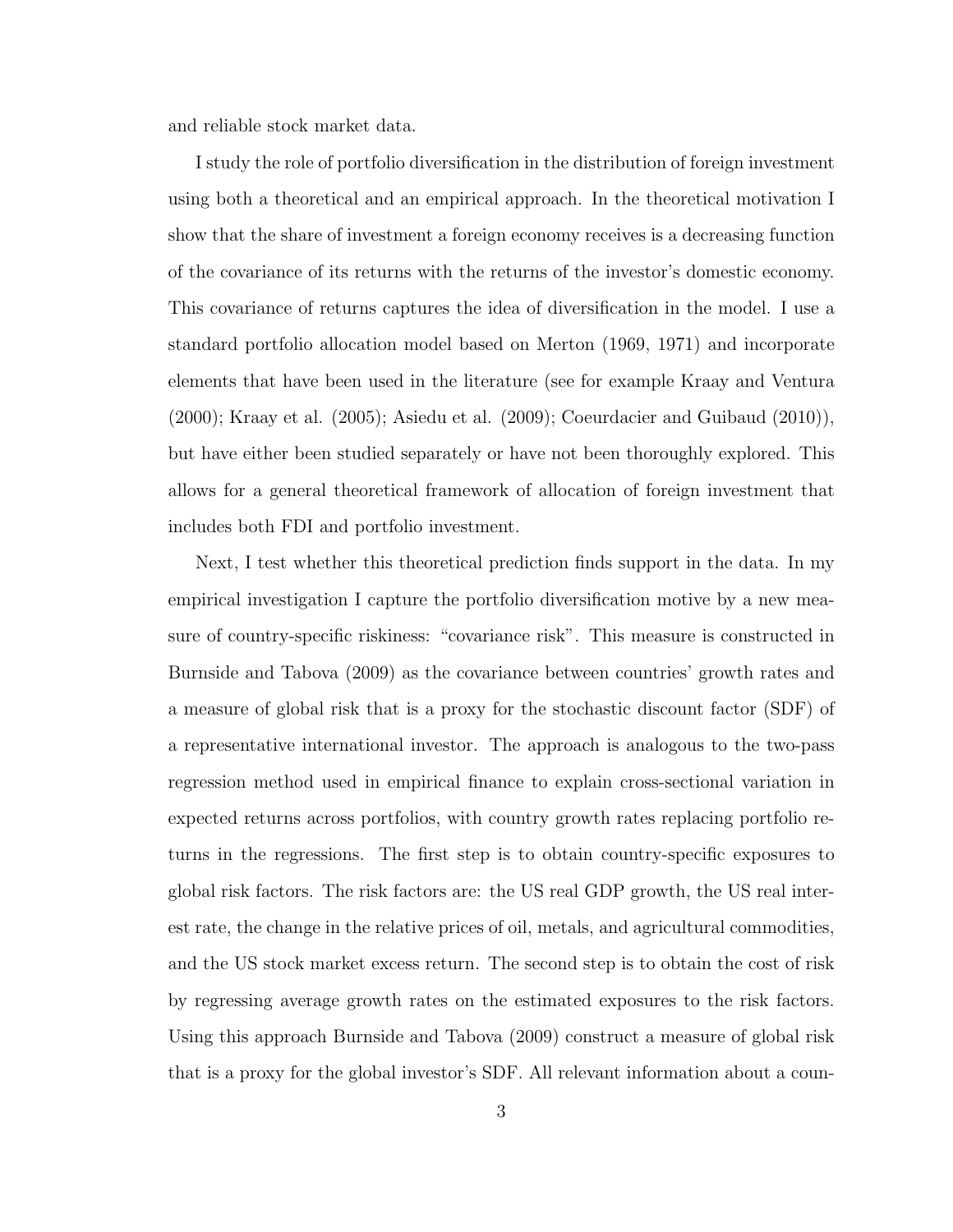and reliable stock market data.

I study the role of portfolio diversification in the distribution of foreign investment using both a theoretical and an empirical approach. In the theoretical motivation I show that the share of investment a foreign economy receives is a decreasing function of the covariance of its returns with the returns of the investor's domestic economy. This covariance of returns captures the idea of diversification in the model. I use a standard portfolio allocation model based on Merton (1969, 1971) and incorporate elements that have been used in the literature (see for example Kraay and Ventura (2000); Kraay et al. (2005); Asiedu et al. (2009); Coeurdacier and Guibaud (2010)), but have either been studied separately or have not been thoroughly explored. This allows for a general theoretical framework of allocation of foreign investment that includes both FDI and portfolio investment.

Next, I test whether this theoretical prediction finds support in the data. In my empirical investigation I capture the portfolio diversification motive by a new measure of country-specific riskiness: "covariance risk". This measure is constructed in Burnside and Tabova (2009) as the covariance between countries' growth rates and a measure of global risk that is a proxy for the stochastic discount factor (SDF) of a representative international investor. The approach is analogous to the two-pass regression method used in empirical finance to explain cross-sectional variation in expected returns across portfolios, with country growth rates replacing portfolio returns in the regressions. The first step is to obtain country-specific exposures to global risk factors. The risk factors are: the US real GDP growth, the US real interest rate, the change in the relative prices of oil, metals, and agricultural commodities, and the US stock market excess return. The second step is to obtain the cost of risk by regressing average growth rates on the estimated exposures to the risk factors. Using this approach Burnside and Tabova (2009) construct a measure of global risk that is a proxy for the global investor's SDF. All relevant information about a coun-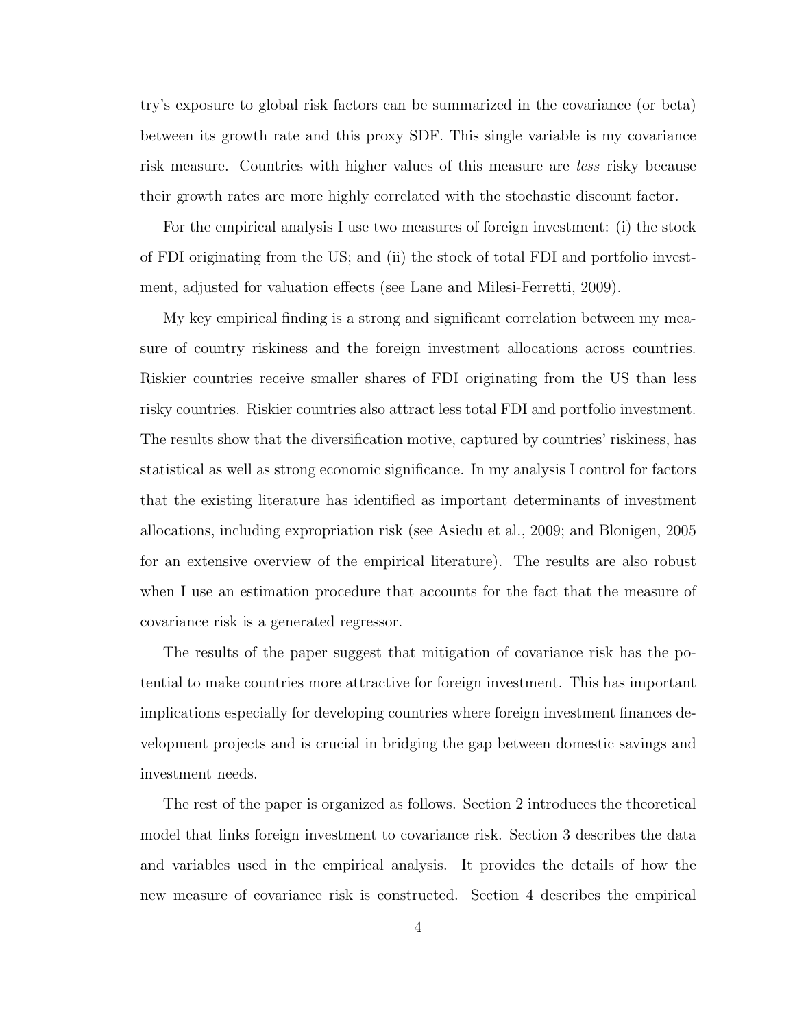try's exposure to global risk factors can be summarized in the covariance (or beta) between its growth rate and this proxy SDF. This single variable is my covariance risk measure. Countries with higher values of this measure are *less* risky because their growth rates are more highly correlated with the stochastic discount factor.

For the empirical analysis I use two measures of foreign investment: (i) the stock of FDI originating from the US; and (ii) the stock of total FDI and portfolio investment, adjusted for valuation effects (see Lane and Milesi-Ferretti, 2009).

My key empirical finding is a strong and significant correlation between my measure of country riskiness and the foreign investment allocations across countries. Riskier countries receive smaller shares of FDI originating from the US than less risky countries. Riskier countries also attract less total FDI and portfolio investment. The results show that the diversification motive, captured by countries' riskiness, has statistical as well as strong economic significance. In my analysis I control for factors that the existing literature has identified as important determinants of investment allocations, including expropriation risk (see Asiedu et al., 2009; and Blonigen, 2005 for an extensive overview of the empirical literature). The results are also robust when I use an estimation procedure that accounts for the fact that the measure of covariance risk is a generated regressor.

The results of the paper suggest that mitigation of covariance risk has the potential to make countries more attractive for foreign investment. This has important implications especially for developing countries where foreign investment finances development projects and is crucial in bridging the gap between domestic savings and investment needs.

The rest of the paper is organized as follows. Section 2 introduces the theoretical model that links foreign investment to covariance risk. Section 3 describes the data and variables used in the empirical analysis. It provides the details of how the new measure of covariance risk is constructed. Section 4 describes the empirical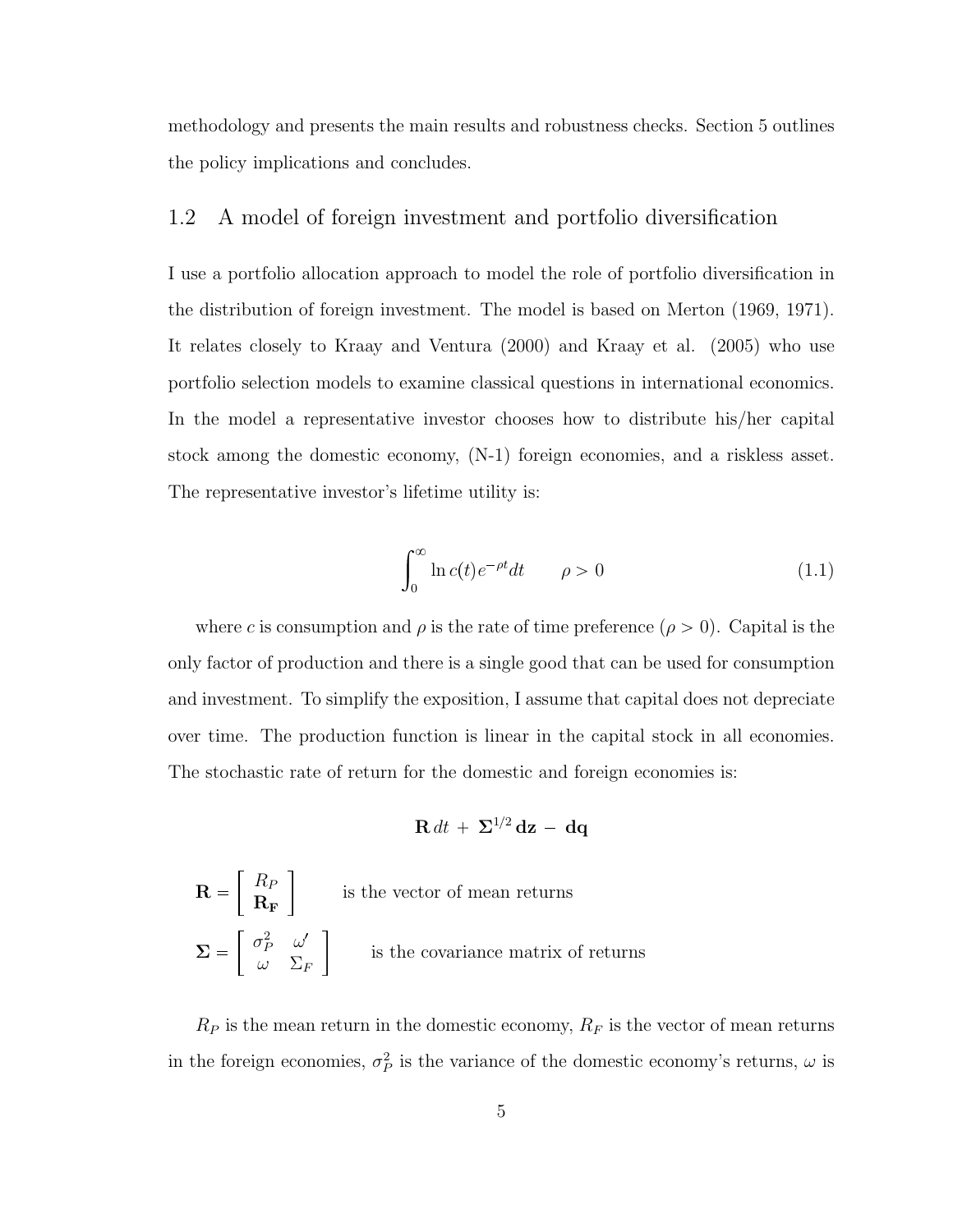methodology and presents the main results and robustness checks. Section 5 outlines the policy implications and concludes.

## 1.2 A model of foreign investment and portfolio diversification

I use a portfolio allocation approach to model the role of portfolio diversification in the distribution of foreign investment. The model is based on Merton (1969, 1971). It relates closely to Kraay and Ventura (2000) and Kraay et al. (2005) who use portfolio selection models to examine classical questions in international economics. In the model a representative investor chooses how to distribute his/her capital stock among the domestic economy, (N-1) foreign economies, and a riskless asset. The representative investor's lifetime utility is:

$$\int_0^\infty \ln c(t) e^{-\rho t} dt \qquad \rho > 0 \tag{1.1}$$

where $c$ is consumption and $\rho$ is the rate of time preference ($\rho > 0$). Capital is the only factor of production and there is a single good that can be used for consumption and investment. To simplify the exposition, I assume that capital does not depreciate over time. The production function is linear in the capital stock in all economies. The stochastic rate of return for the domestic and foreign economies is:

$$\mathbf{R}\, dt \,+\, \mathbf{\Sigma}^{1/2}\, \mathbf{dz} \,-\, \mathbf{dq}$$

$\mathbf{R} = \begin{bmatrix} R_P \\ \mathbf{R_F} \end{bmatrix}$ is the vector of mean returns

$\mathbf{\Sigma} = \begin{bmatrix} \sigma_P^2 & \omega' \\ \omega & \Sigma_F \end{bmatrix}$ is the covariance matrix of returns

$R_P$ is the mean return in the domestic economy, $R_F$ is the vector of mean returns in the foreign economies, $\sigma_P^2$ is the variance of the domestic economy's returns, $\omega$ is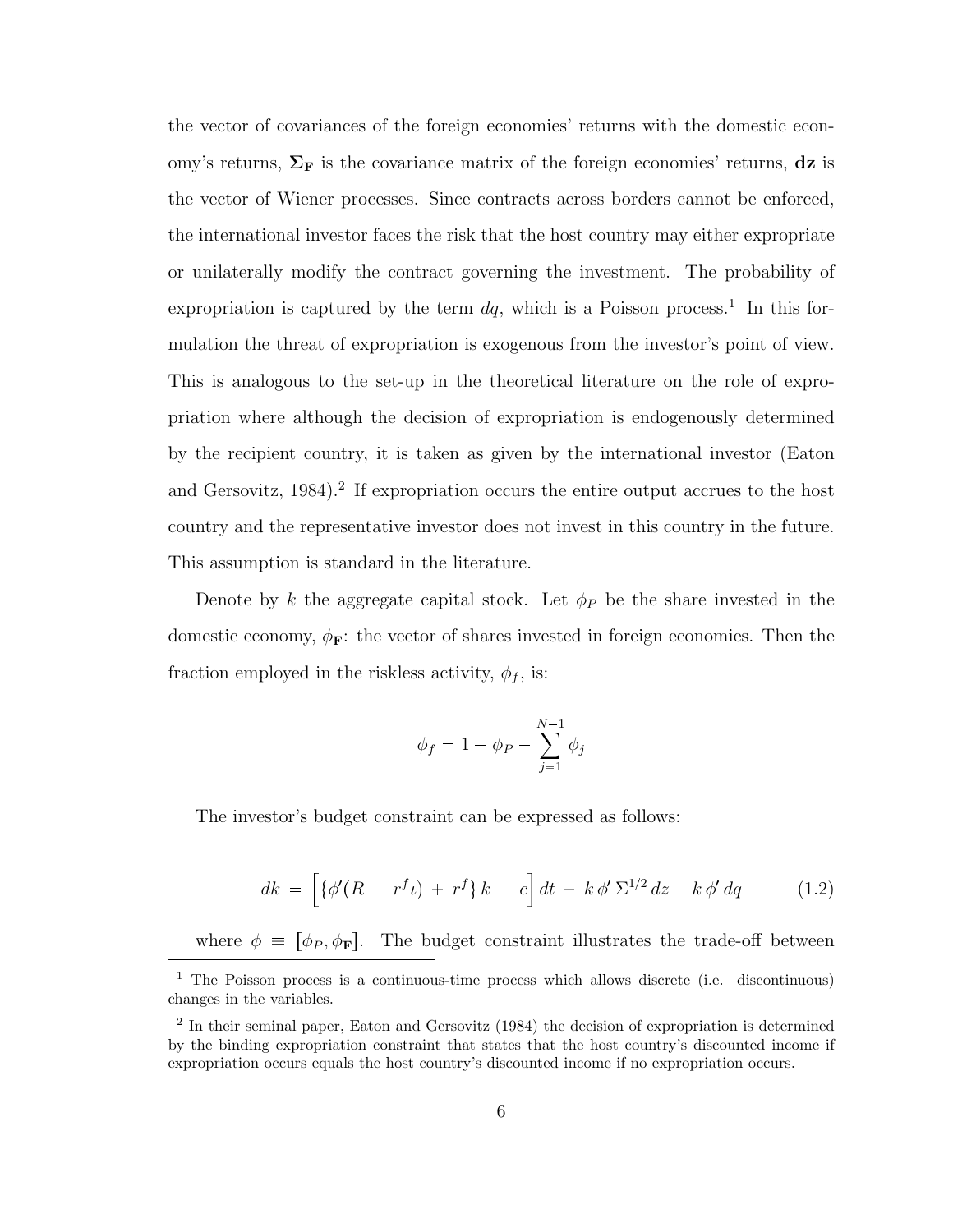the vector of covariances of the foreign economies' returns with the domestic economy's returns, $\mathbf{\Sigma_F}$ is the covariance matrix of the foreign economies' returns, $\mathbf{dz}$ is the vector of Wiener processes. Since contracts across borders cannot be enforced, the international investor faces the risk that the host country may either expropriate or unilaterally modify the contract governing the investment. The probability of expropriation is captured by the term $dq$, which is a Poisson process.[1] In this formulation the threat of expropriation is exogenous from the investor's point of view. This is analogous to the set-up in the theoretical literature on the role of expropriation where although the decision of expropriation is endogenously determined by the recipient country, it is taken as given by the international investor (Eaton and Gersovitz, 1984).[2] If expropriation occurs the entire output accrues to the host country and the representative investor does not invest in this country in the future. This assumption is standard in the literature.

Denote by $k$ the aggregate capital stock. Let $\phi_P$ be the share invested in the domestic economy, $\phi_{\mathbf{F}}$: the vector of shares invested in foreign economies. Then the fraction employed in the riskless activity, $\phi_f$, is:

$$\phi_f = 1 - \phi_P - \sum_{j=1}^{N-1} \phi_j$$

The investor's budget constraint can be expressed as follows:

$$dk = \Big[ \{ \phi'(R - r^f \iota) + r^f \} k - c \Big] dt + k\, \phi' \, \Sigma^{1/2} \, dz - k \, \phi' \, dq \tag{1.2}$$

where $\phi \equiv [\phi_P, \phi_{\mathbf{F}}]$. The budget constraint illustrates the trade-off between

[1] The Poisson process is a continuous-time process which allows discrete (i.e. discontinuous) changes in the variables.

[2] In their seminal paper, Eaton and Gersovitz (1984) the decision of expropriation is determined by the binding expropriation constraint that states that the host country's discounted income if expropriation occurs equals the host country's discounted income if no expropriation occurs.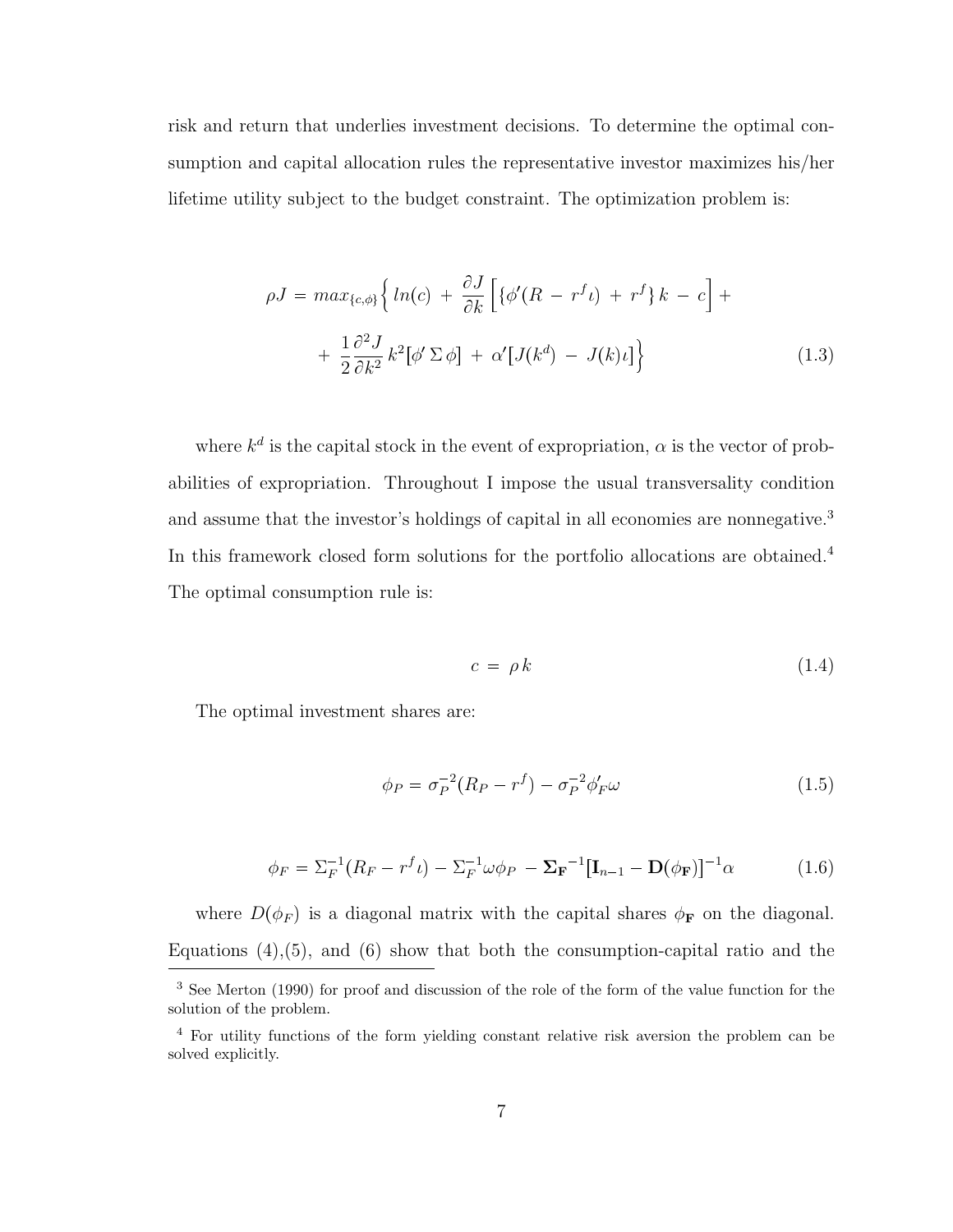risk and return that underlies investment decisions. To determine the optimal consumption and capital allocation rules the representative investor maximizes his/her lifetime utility subject to the budget constraint. The optimization problem is:

$$
\begin{aligned}
\rho J = max_{\{c,\phi\}} \Big\{ \, ln(c) \, + \, \frac{\partial J}{\partial k} \Big[ \{ \phi'(R \, - \, r^f \iota) \, + \, r^f \} \, k \, - \, c \Big] + \\
+ \, \frac{1}{2} \frac{\partial^2 J}{\partial k^2} \, k^2 \big[ \phi' \, \Sigma \, \phi \big] \, + \, \alpha' \big[ J(k^d) \, - \, J(k) \iota \big] \Big\}
\end{aligned}
\tag{1.3}
$$

where $k^d$ is the capital stock in the event of expropriation, $\alpha$ is the vector of probabilities of expropriation. Throughout I impose the usual transversality condition and assume that the investor's holdings of capital in all economies are nonnegative.[3] In this framework closed form solutions for the portfolio allocations are obtained.[4] The optimal consumption rule is:

$$
c \, = \, \rho \, k \tag{1.4}
$$

The optimal investment shares are:

$$
\phi_P = \sigma_P^{-2}(R_P - r^f) - \sigma_P^{-2} \phi_F' \omega \tag{1.5}
$$

$$
\phi_F = \Sigma_F^{-1}(R_F - r^f \iota) - \Sigma_F^{-1} \omega \phi_P \, - \mathbf{\Sigma_F}^{-1} \big[ \mathbf{I}_{n-1} - \mathbf{D}(\phi_\mathbf{F}) \big]^{-1} \alpha \tag{1.6}
$$

where $D(\phi_F)$ is a diagonal matrix with the capital shares $\phi_\mathbf{F}$ on the diagonal. Equations (4),(5), and (6) show that both the consumption-capital ratio and the

---

[3] See Merton (1990) for proof and discussion of the role of the form of the value function for the solution of the problem.

[4] For utility functions of the form yielding constant relative risk aversion the problem can be solved explicitly.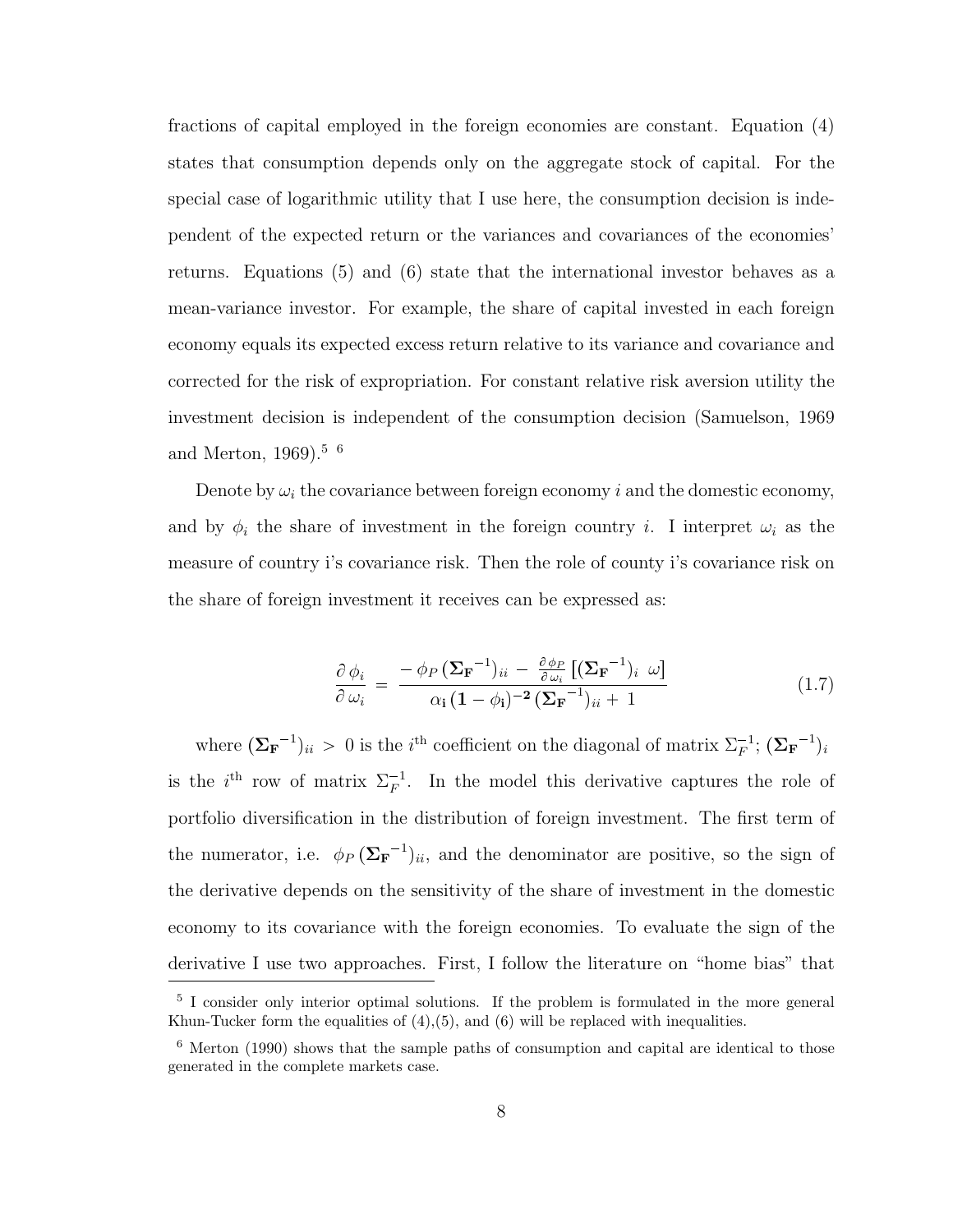fractions of capital employed in the foreign economies are constant. Equation (4) states that consumption depends only on the aggregate stock of capital. For the special case of logarithmic utility that I use here, the consumption decision is independent of the expected return or the variances and covariances of the economies' returns. Equations (5) and (6) state that the international investor behaves as a mean-variance investor. For example, the share of capital invested in each foreign economy equals its expected excess return relative to its variance and covariance and corrected for the risk of expropriation. For constant relative risk aversion utility the investment decision is independent of the consumption decision (Samuelson, 1969 and Merton, 1969).[5] [6]

Denote by $\omega_i$ the covariance between foreign economy $i$ and the domestic economy, and by $\phi_i$ the share of investment in the foreign country $i$. I interpret $\omega_i$ as the measure of country i's covariance risk. Then the role of county i's covariance risk on the share of foreign investment it receives can be expressed as:

$$\frac{\partial \phi_i}{\partial \omega_i} = \frac{-\phi_P \left(\mathbf{\Sigma_F}^{-1}\right)_{ii} - \frac{\partial \phi_P}{\partial \omega_i} \left[\left(\mathbf{\Sigma_F}^{-1}\right)_i \ \omega\right]}{\alpha_\mathbf{i} \left(\mathbf{1} - \phi_\mathbf{i}\right)^{-\mathbf{2}} \left(\mathbf{\Sigma_F}^{-1}\right)_{ii} + 1} \tag{1.7}$$

where $(\mathbf{\Sigma_F}^{-1})_{ii} > 0$ is the $i^{\text{th}}$ coefficient on the diagonal of matrix $\Sigma_F^{-1}$; $(\mathbf{\Sigma_F}^{-1})_i$ is the $i^{\text{th}}$ row of matrix $\Sigma_F^{-1}$. In the model this derivative captures the role of portfolio diversification in the distribution of foreign investment. The first term of the numerator, i.e. $\phi_P \, (\mathbf{\Sigma_F}^{-1})_{ii}$, and the denominator are positive, so the sign of the derivative depends on the sensitivity of the share of investment in the domestic economy to its covariance with the foreign economies. To evaluate the sign of the derivative I use two approaches. First, I follow the literature on "home bias" that

[5] I consider only interior optimal solutions. If the problem is formulated in the more general Khun-Tucker form the equalities of (4),(5), and (6) will be replaced with inequalities.

[6] Merton (1990) shows that the sample paths of consumption and capital are identical to those generated in the complete markets case.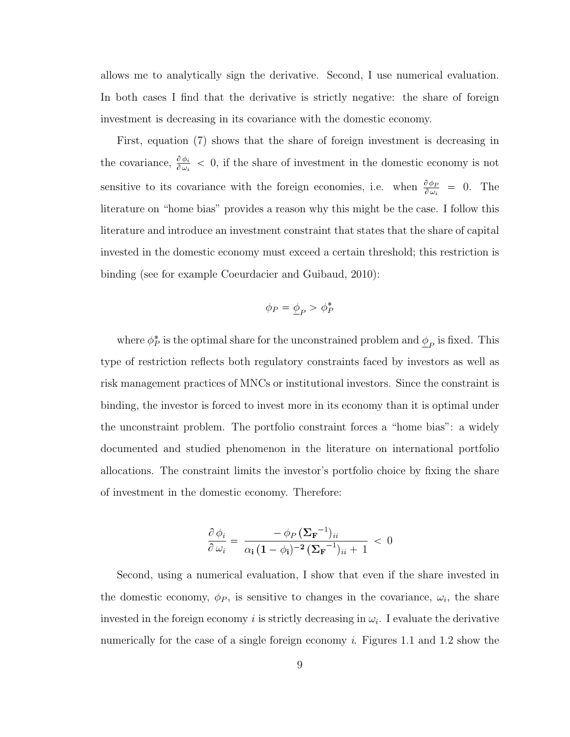allows me to analytically sign the derivative. Second, I use numerical evaluation. In both cases I find that the derivative is strictly negative: the share of foreign investment is decreasing in its covariance with the domestic economy.

First, equation (7) shows that the share of foreign investment is decreasing in the covariance, $\frac{\partial \phi_i}{\partial \omega_i} < 0$, if the share of investment in the domestic economy is not sensitive to its covariance with the foreign economies, i.e. when $\frac{\partial \phi_P}{\partial \omega_i} = 0$. The literature on "home bias" provides a reason why this might be the case. I follow this literature and introduce an investment constraint that states that the share of capital invested in the domestic economy must exceed a certain threshold; this restriction is binding (see for example Coeurdacier and Guibaud, 2010):

$$\phi_P = \underline{\phi}_P > \phi_P^*$$

where $\phi_P^*$ is the optimal share for the unconstrained problem and $\underline{\phi}_P$ is fixed. This type of restriction reflects both regulatory constraints faced by investors as well as risk management practices of MNCs or institutional investors. Since the constraint is binding, the investor is forced to invest more in its economy than it is optimal under the unconstraint problem. The portfolio constraint forces a "home bias": a widely documented and studied phenomenon in the literature on international portfolio allocations. The constraint limits the investor's portfolio choice by fixing the share of investment in the domestic economy. Therefore:

$$\frac{\partial \phi_i}{\partial \omega_i} = \frac{-\phi_P \left(\mathbf{\Sigma_F}^{-1}\right)_{ii}}{\alpha_{\mathbf{i}} \left(\mathbf{1} - \phi_{\mathbf{i}}\right)^{\mathbf{-2}} \left(\mathbf{\Sigma_F}^{-1}\right)_{ii} + 1} < 0$$

Second, using a numerical evaluation, I show that even if the share invested in the domestic economy, $\phi_P$, is sensitive to changes in the covariance, $\omega_i$, the share invested in the foreign economy $i$ is strictly decreasing in $\omega_i$. I evaluate the derivative numerically for the case of a single foreign economy $i$. Figures 1.1 and 1.2 show the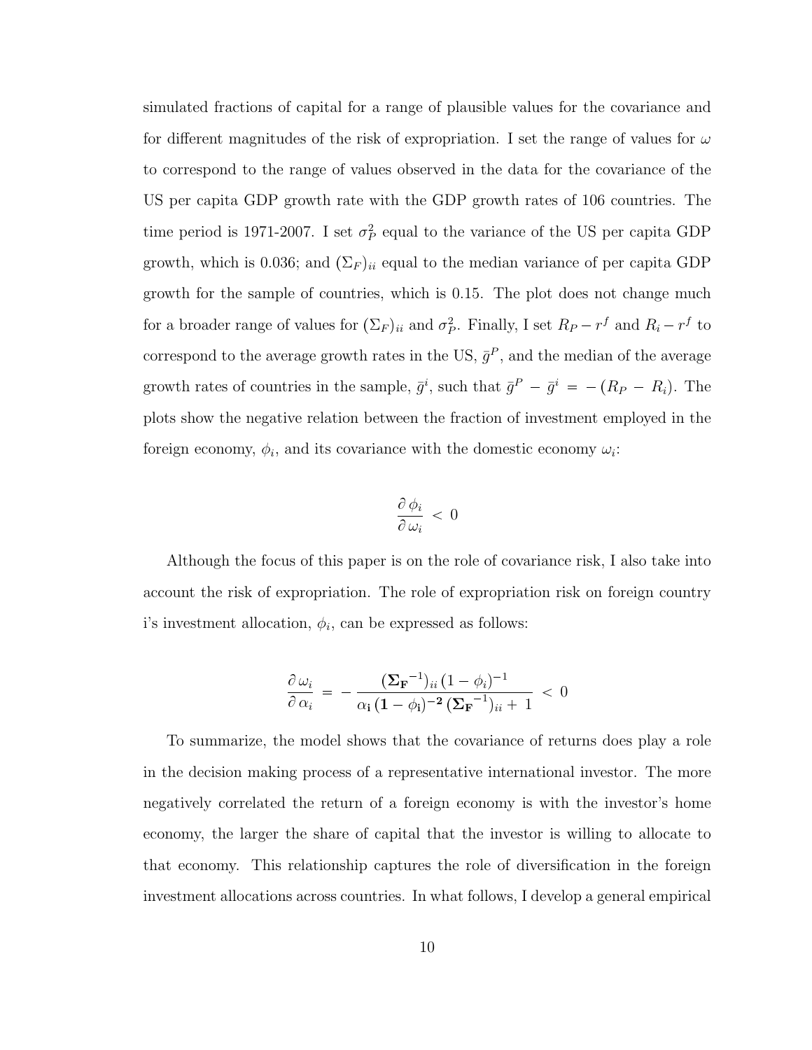simulated fractions of capital for a range of plausible values for the covariance and for different magnitudes of the risk of expropriation. I set the range of values for $\omega$ to correspond to the range of values observed in the data for the covariance of the US per capita GDP growth rate with the GDP growth rates of 106 countries. The time period is 1971-2007. I set $\sigma_P^2$ equal to the variance of the US per capita GDP growth, which is 0.036; and $(\Sigma_F)_{ii}$ equal to the median variance of per capita GDP growth for the sample of countries, which is 0.15. The plot does not change much for a broader range of values for $(\Sigma_F)_{ii}$ and $\sigma_P^2$. Finally, I set $R_P - r^f$ and $R_i - r^f$ to correspond to the average growth rates in the US, $\bar{g}^P$, and the median of the average growth rates of countries in the sample, $\bar{g}^i$, such that $\bar{g}^P - \bar{g}^i = -(R_P - R_i)$. The plots show the negative relation between the fraction of investment employed in the foreign economy, $\phi_i$, and its covariance with the domestic economy $\omega_i$:

$$\frac{\partial \phi_i}{\partial \omega_i} < 0$$

Although the focus of this paper is on the role of covariance risk, I also take into account the risk of expropriation. The role of expropriation risk on foreign country i's investment allocation, $\phi_i$, can be expressed as follows:

$$\frac{\partial \omega_i}{\partial \alpha_i} = -\frac{(\mathbf{\Sigma_F}^{-1})_{ii}\,(1-\phi_i)^{-1}}{\alpha_\mathbf{i}\,(\mathbf{1}-\phi_\mathbf{i})^{-\mathbf{2}}\,(\mathbf{\Sigma_F}^{-1})_{ii} + 1} < 0$$

To summarize, the model shows that the covariance of returns does play a role in the decision making process of a representative international investor. The more negatively correlated the return of a foreign economy is with the investor's home economy, the larger the share of capital that the investor is willing to allocate to that economy. This relationship captures the role of diversification in the foreign investment allocations across countries. In what follows, I develop a general empirical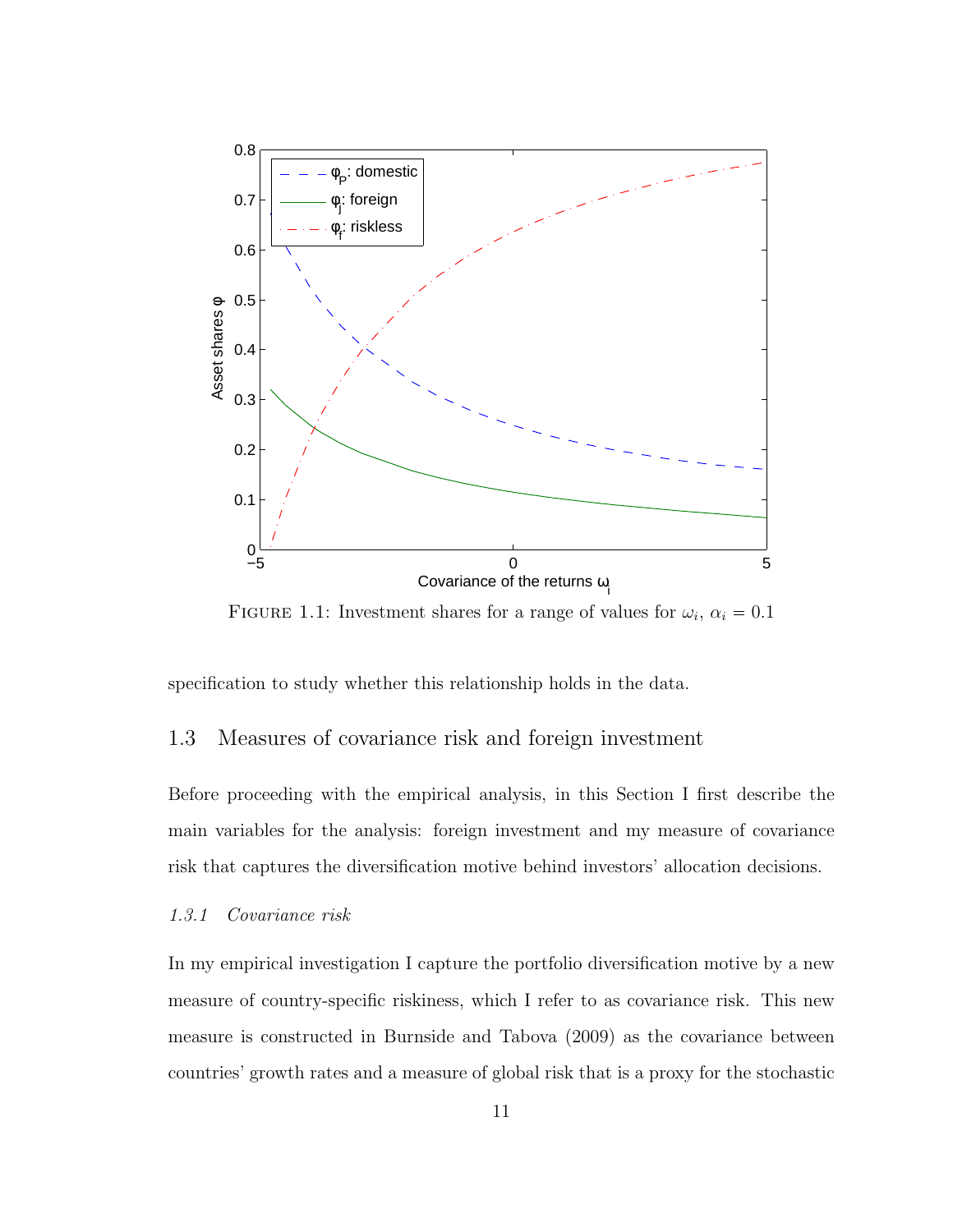FIGURE 1.1: Investment shares for a range of values for $\omega_i$, $\alpha_i = 0.1$

specification to study whether this relationship holds in the data.

## 1.3 Measures of covariance risk and foreign investment

Before proceeding with the empirical analysis, in this Section I first describe the main variables for the analysis: foreign investment and my measure of covariance risk that captures the diversification motive behind investors' allocation decisions.

### *1.3.1 Covariance risk*

In my empirical investigation I capture the portfolio diversification motive by a new measure of country-specific riskiness, which I refer to as covariance risk. This new measure is constructed in Burnside and Tabova (2009) as the covariance between countries' growth rates and a measure of global risk that is a proxy for the stochastic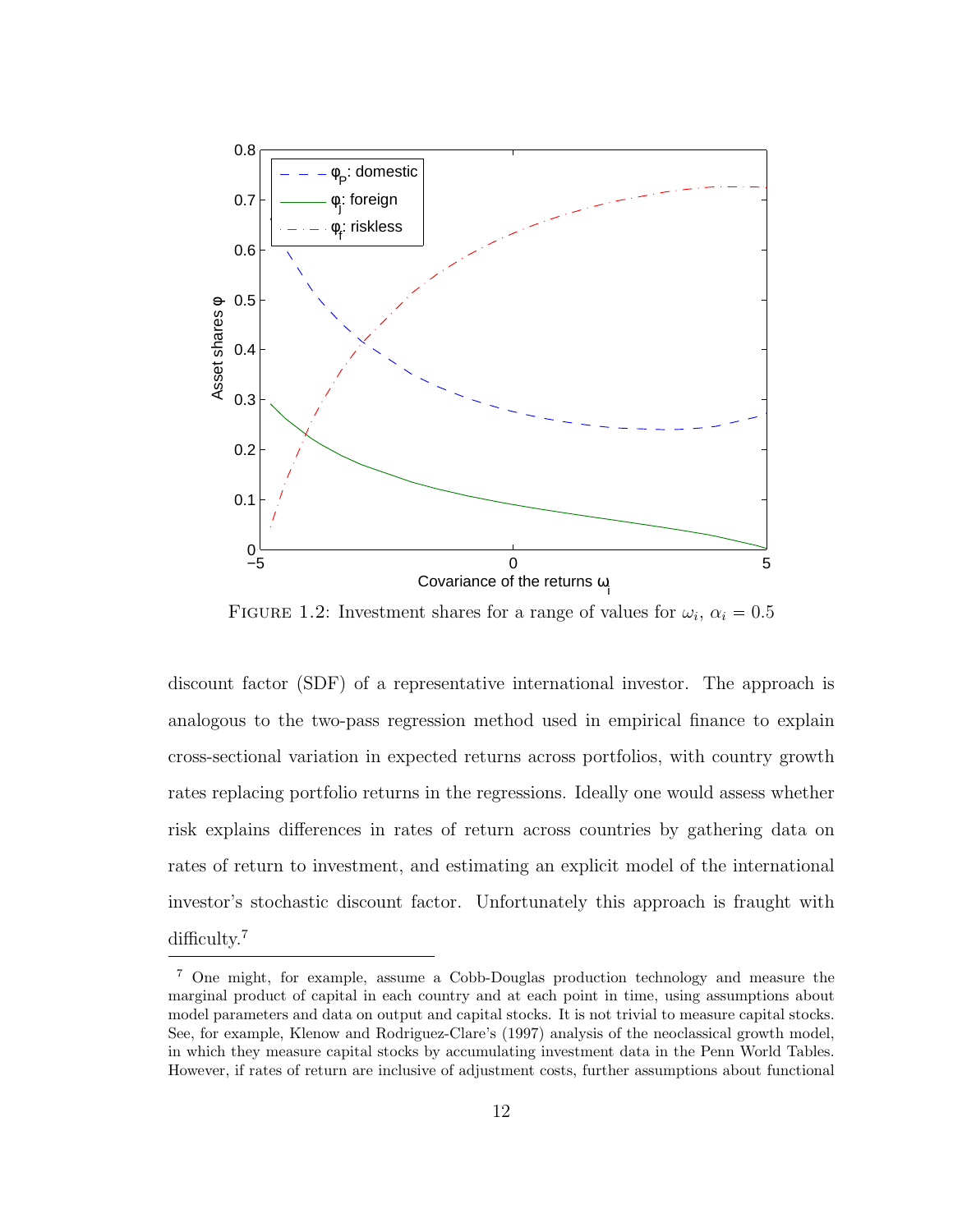FIGURE 1.2: Investment shares for a range of values for $\omega_i$, $\alpha_i = 0.5$

discount factor (SDF) of a representative international investor. The approach is analogous to the two-pass regression method used in empirical finance to explain cross-sectional variation in expected returns across portfolios, with country growth rates replacing portfolio returns in the regressions. Ideally one would assess whether risk explains differences in rates of return across countries by gathering data on rates of return to investment, and estimating an explicit model of the international investor's stochastic discount factor. Unfortunately this approach is fraught with difficulty.[7]

---

[7] One might, for example, assume a Cobb-Douglas production technology and measure the marginal product of capital in each country and at each point in time, using assumptions about model parameters and data on output and capital stocks. It is not trivial to measure capital stocks. See, for example, Klenow and Rodriguez-Clare's (1997) analysis of the neoclassical growth model, in which they measure capital stocks by accumulating investment data in the Penn World Tables. However, if rates of return are inclusive of adjustment costs, further assumptions about functional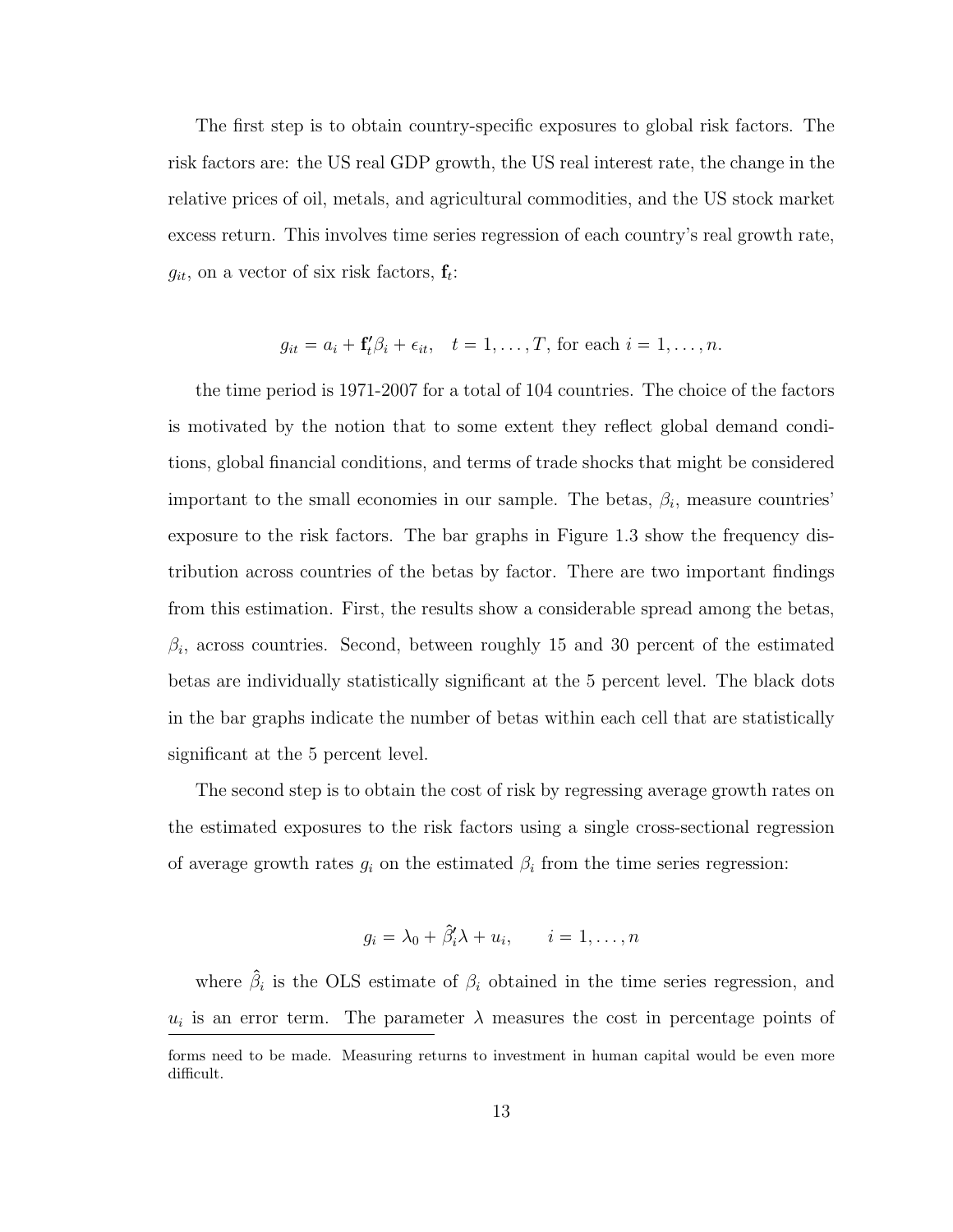The first step is to obtain country-specific exposures to global risk factors. The risk factors are: the US real GDP growth, the US real interest rate, the change in the relative prices of oil, metals, and agricultural commodities, and the US stock market excess return. This involves time series regression of each country's real growth rate, $g_{it}$, on a vector of six risk factors, $\mathbf{f}_t$:

$$g_{it} = a_i + \mathbf{f}_t'\beta_i + \epsilon_{it}, \quad t = 1, \ldots, T, \text{ for each } i = 1, \ldots, n.$$

the time period is 1971-2007 for a total of 104 countries. The choice of the factors is motivated by the notion that to some extent they reflect global demand conditions, global financial conditions, and terms of trade shocks that might be considered important to the small economies in our sample. The betas, $\beta_i$, measure countries' exposure to the risk factors. The bar graphs in Figure 1.3 show the frequency distribution across countries of the betas by factor. There are two important findings from this estimation. First, the results show a considerable spread among the betas, $\beta_i$, across countries. Second, between roughly 15 and 30 percent of the estimated betas are individually statistically significant at the 5 percent level. The black dots in the bar graphs indicate the number of betas within each cell that are statistically significant at the 5 percent level.

The second step is to obtain the cost of risk by regressing average growth rates on the estimated exposures to the risk factors using a single cross-sectional regression of average growth rates $g_i$ on the estimated $\beta_i$ from the time series regression:

$$g_i = \lambda_0 + \hat{\beta}_i'\lambda + u_i, \qquad i = 1, \ldots, n$$

where $\hat{\beta}_i$ is the OLS estimate of $\beta_i$ obtained in the time series regression, and $u_i$ is an error term. The parameter $\lambda$ measures the cost in percentage points of

forms need to be made. Measuring returns to investment in human capital would be even more difficult.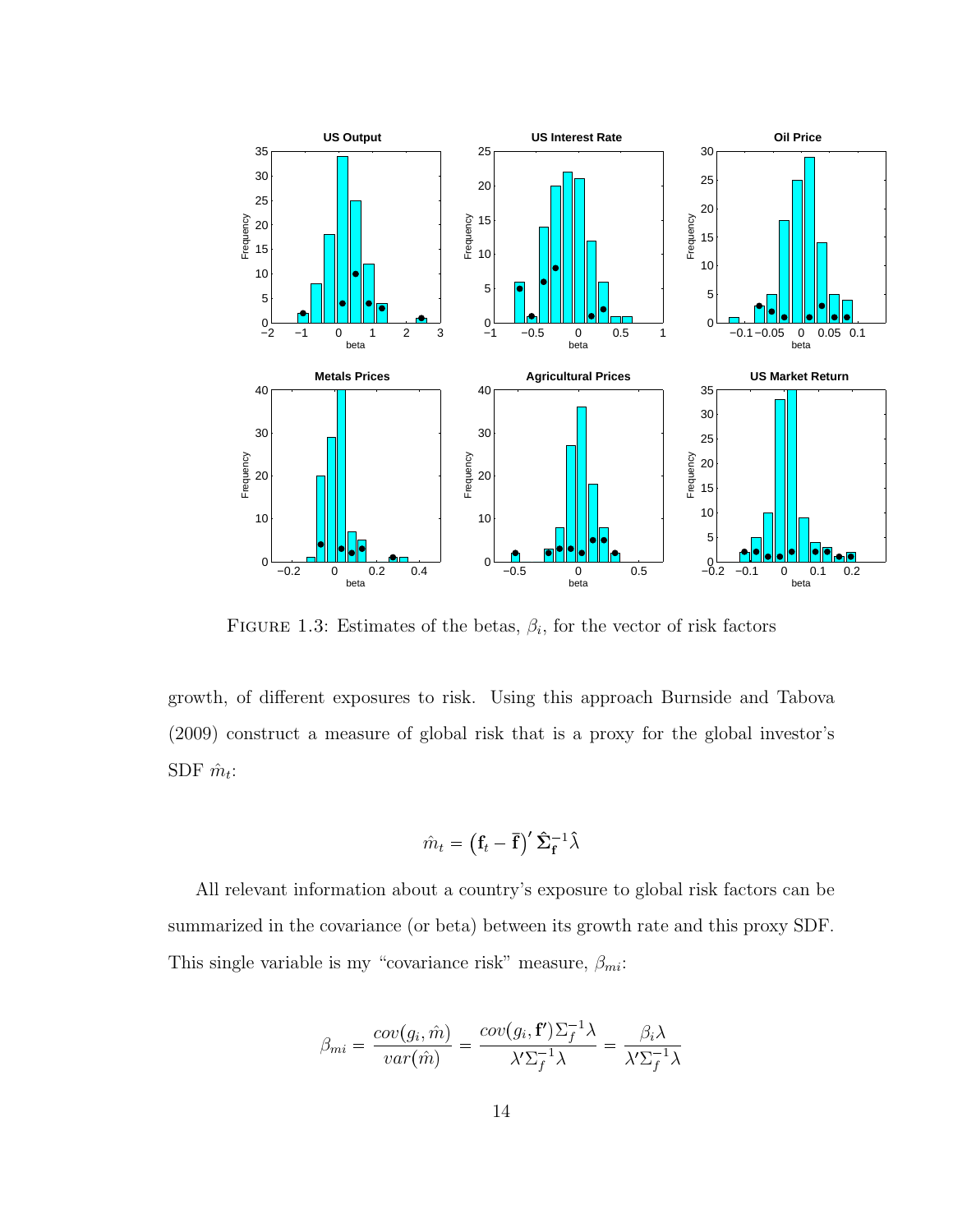FIGURE 1.3: Estimates of the betas, $\beta_i$, for the vector of risk factors

growth, of different exposures to risk. Using this approach Burnside and Tabova (2009) construct a measure of global risk that is a proxy for the global investor's SDF $\hat{m}_t$:

$$\hat{m}_t = \left(\mathbf{f}_t - \bar{\mathbf{f}}\right)' \hat{\boldsymbol{\Sigma}}_{\mathbf{f}}^{-1} \hat{\lambda}$$

All relevant information about a country's exposure to global risk factors can be summarized in the covariance (or beta) between its growth rate and this proxy SDF. This single variable is my "covariance risk" measure, $\beta_{mi}$:

$$\beta_{mi} = \frac{cov(g_i, \hat{m})}{var(\hat{m})} = \frac{cov(g_i, \mathbf{f'})\Sigma_f^{-1}\lambda}{\lambda'\Sigma_f^{-1}\lambda} = \frac{\beta_i \lambda}{\lambda'\Sigma_f^{-1}\lambda}$$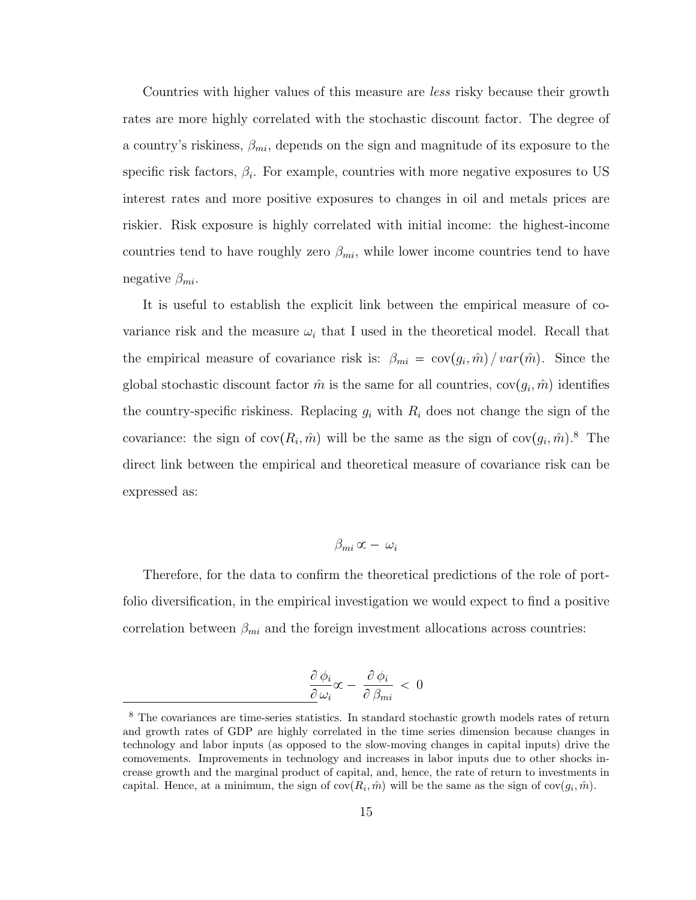Countries with higher values of this measure are *less* risky because their growth rates are more highly correlated with the stochastic discount factor. The degree of a country's riskiness, $\beta_{mi}$, depends on the sign and magnitude of its exposure to the specific risk factors, $\beta_i$. For example, countries with more negative exposures to US interest rates and more positive exposures to changes in oil and metals prices are riskier. Risk exposure is highly correlated with initial income: the highest-income countries tend to have roughly zero $\beta_{mi}$, while lower income countries tend to have negative $\beta_{mi}$.

It is useful to establish the explicit link between the empirical measure of covariance risk and the measure $\omega_i$ that I used in the theoretical model. Recall that the empirical measure of covariance risk is: $\beta_{mi} = \text{cov}(g_i, \hat{m}) / var(\hat{m})$. Since the global stochastic discount factor $\hat{m}$ is the same for all countries, $\text{cov}(g_i, \hat{m})$ identifies the country-specific riskiness. Replacing $g_i$ with $R_i$ does not change the sign of the covariance: the sign of $\text{cov}(R_i, \hat{m})$ will be the same as the sign of $\text{cov}(g_i, \hat{m})$.[8] The direct link between the empirical and theoretical measure of covariance risk can be expressed as:

$$\beta_{mi} \propto - \, \omega_i$$

Therefore, for the data to confirm the theoretical predictions of the role of portfolio diversification, in the empirical investigation we would expect to find a positive correlation between $\beta_{mi}$ and the foreign investment allocations across countries:

$$\frac{\partial \, \phi_i}{\partial \, \omega_i} \propto - \, \frac{\partial \, \phi_i}{\partial \, \beta_{mi}} \, < \, 0$$

[8] The covariances are time-series statistics. In standard stochastic growth models rates of return and growth rates of GDP are highly correlated in the time series dimension because changes in technology and labor inputs (as opposed to the slow-moving changes in capital inputs) drive the comovements. Improvements in technology and increases in labor inputs due to other shocks increase growth and the marginal product of capital, and, hence, the rate of return to investments in capital. Hence, at a minimum, the sign of $\text{cov}(R_i, \hat{m})$ will be the same as the sign of $\text{cov}(g_i, \hat{m})$.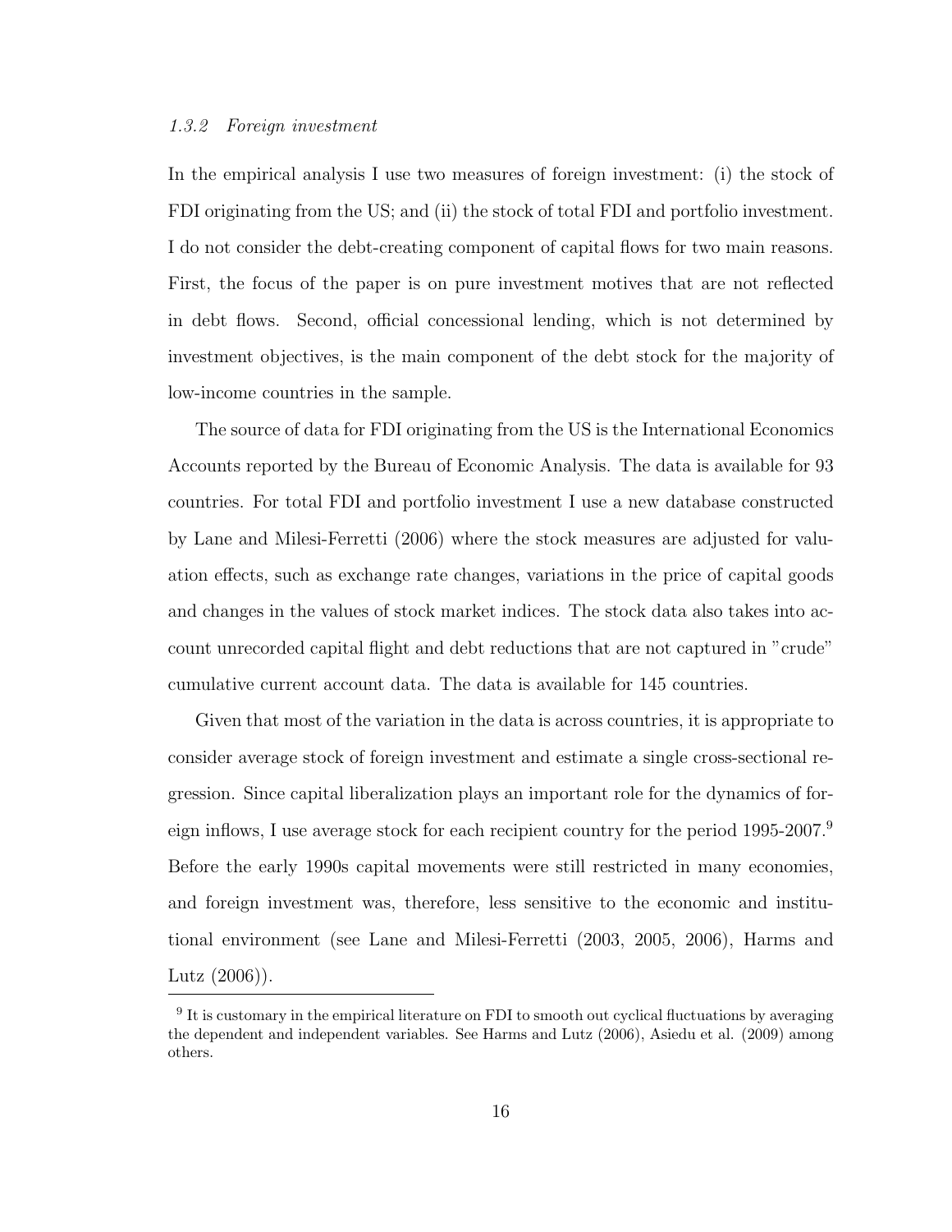### 1.3.2 Foreign investment

In the empirical analysis I use two measures of foreign investment: (i) the stock of FDI originating from the US; and (ii) the stock of total FDI and portfolio investment. I do not consider the debt-creating component of capital flows for two main reasons. First, the focus of the paper is on pure investment motives that are not reflected in debt flows. Second, official concessional lending, which is not determined by investment objectives, is the main component of the debt stock for the majority of low-income countries in the sample.

The source of data for FDI originating from the US is the International Economics Accounts reported by the Bureau of Economic Analysis. The data is available for 93 countries. For total FDI and portfolio investment I use a new database constructed by Lane and Milesi-Ferretti (2006) where the stock measures are adjusted for valuation effects, such as exchange rate changes, variations in the price of capital goods and changes in the values of stock market indices. The stock data also takes into account unrecorded capital flight and debt reductions that are not captured in "crude" cumulative current account data. The data is available for 145 countries.

Given that most of the variation in the data is across countries, it is appropriate to consider average stock of foreign investment and estimate a single cross-sectional regression. Since capital liberalization plays an important role for the dynamics of foreign inflows, I use average stock for each recipient country for the period 1995-2007.[9] Before the early 1990s capital movements were still restricted in many economies, and foreign investment was, therefore, less sensitive to the economic and institutional environment (see Lane and Milesi-Ferretti (2003, 2005, 2006), Harms and Lutz (2006)).

[9] It is customary in the empirical literature on FDI to smooth out cyclical fluctuations by averaging the dependent and independent variables. See Harms and Lutz (2006), Asiedu et al. (2009) among others.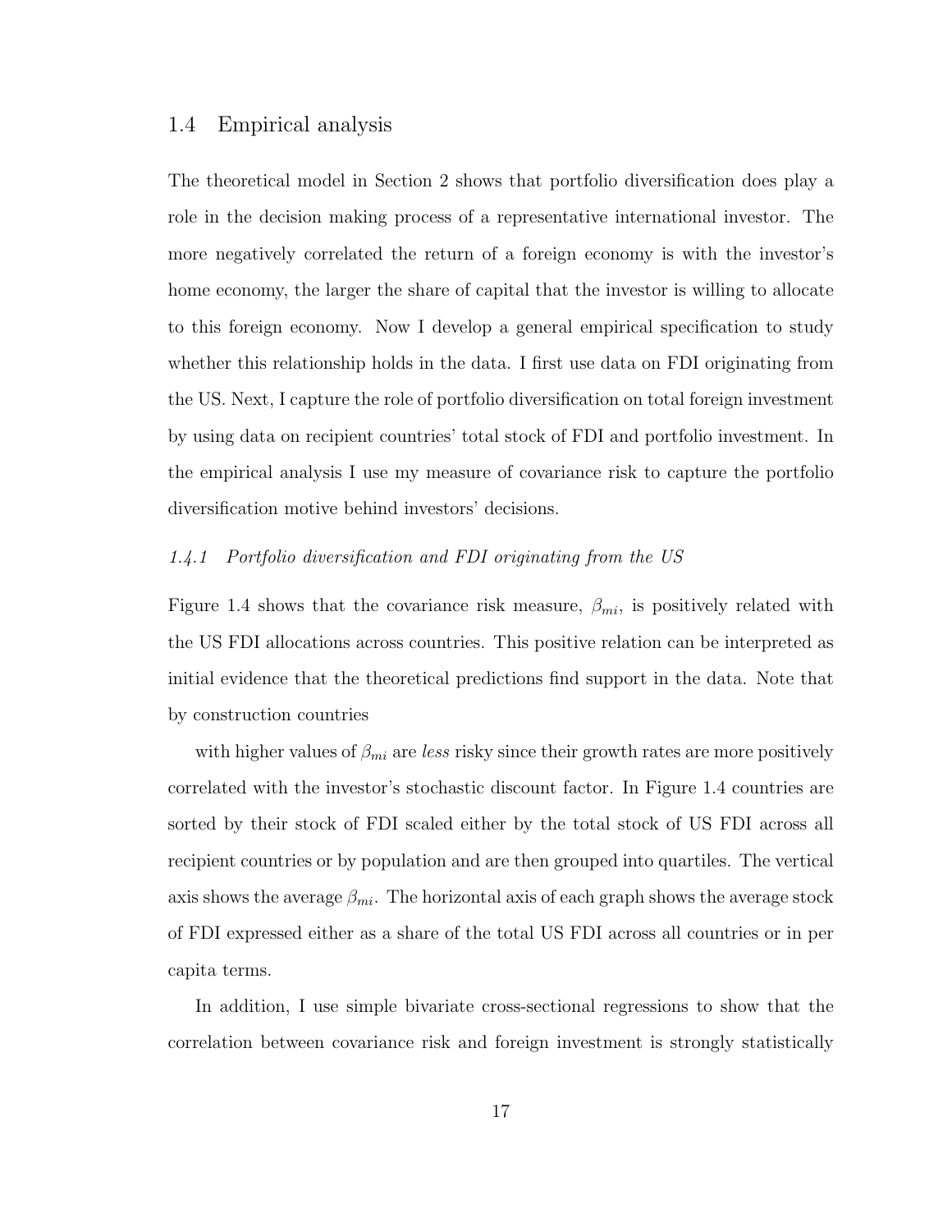## 1.4 Empirical analysis

The theoretical model in Section 2 shows that portfolio diversification does play a role in the decision making process of a representative international investor. The more negatively correlated the return of a foreign economy is with the investor's home economy, the larger the share of capital that the investor is willing to allocate to this foreign economy. Now I develop a general empirical specification to study whether this relationship holds in the data. I first use data on FDI originating from the US. Next, I capture the role of portfolio diversification on total foreign investment by using data on recipient countries' total stock of FDI and portfolio investment. In the empirical analysis I use my measure of covariance risk to capture the portfolio diversification motive behind investors' decisions.

### *1.4.1 Portfolio diversification and FDI originating from the US*

Figure 1.4 shows that the covariance risk measure, $\beta_{mi}$, is positively related with the US FDI allocations across countries. This positive relation can be interpreted as initial evidence that the theoretical predictions find support in the data. Note that by construction countries

with higher values of $\beta_{mi}$ are *less* risky since their growth rates are more positively correlated with the investor's stochastic discount factor. In Figure 1.4 countries are sorted by their stock of FDI scaled either by the total stock of US FDI across all recipient countries or by population and are then grouped into quartiles. The vertical axis shows the average $\beta_{mi}$. The horizontal axis of each graph shows the average stock of FDI expressed either as a share of the total US FDI across all countries or in per capita terms.

In addition, I use simple bivariate cross-sectional regressions to show that the correlation between covariance risk and foreign investment is strongly statistically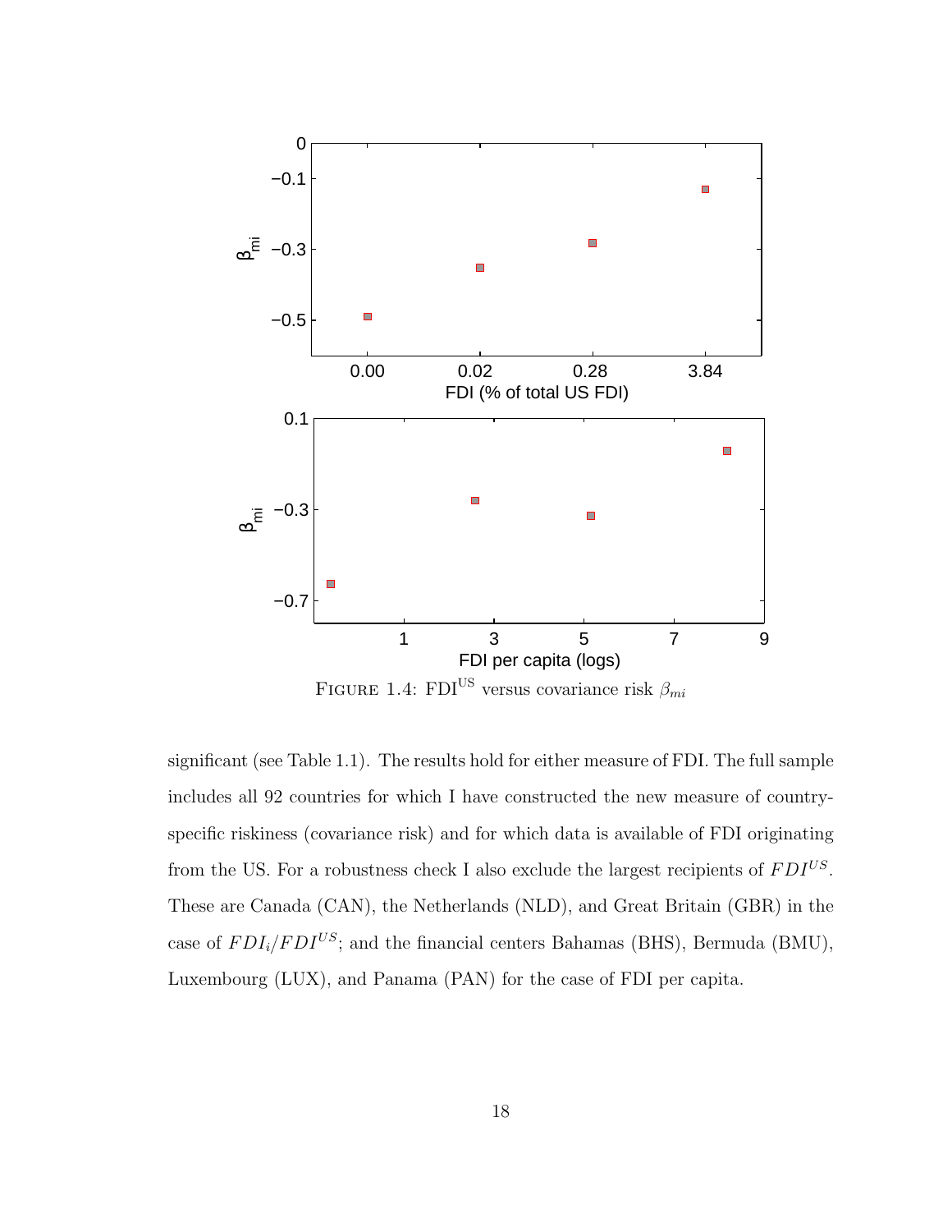FIGURE 1.4: $\text{FDI}^{\text{US}}$ versus covariance risk $\beta_{mi}$

significant (see Table 1.1). The results hold for either measure of FDI. The full sample includes all 92 countries for which I have constructed the new measure of country-specific riskiness (covariance risk) and for which data is available of FDI originating from the US. For a robustness check I also exclude the largest recipients of $FDI^{US}$. These are Canada (CAN), the Netherlands (NLD), and Great Britain (GBR) in the case of $FDI_i/FDI^{US}$; and the financial centers Bahamas (BHS), Bermuda (BMU), Luxembourg (LUX), and Panama (PAN) for the case of FDI per capita.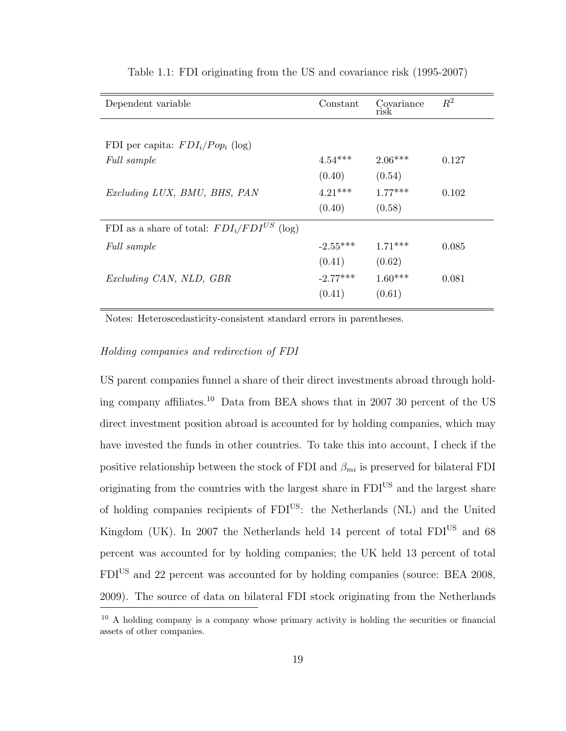Table 1.1: FDI originating from the US and covariance risk (1995-2007)

| Dependent variable | Constant | Covariance risk | $R^2$ |
|---|---|---|---|
| FDI per capita: $FDI_i/Pop_i$ (log) | | | |
| *Full sample* | 4.54*** | 2.06*** | 0.127 |
| | (0.40) | (0.54) | |
| *Excluding LUX, BMU, BHS, PAN* | 4.21*** | 1.77*** | 0.102 |
| | (0.40) | (0.58) | |
| FDI as a share of total: $FDI_i/FDI^{US}$ (log) | | | |
| *Full sample* | -2.55*** | 1.71*** | 0.085 |
| | (0.41) | (0.62) | |
| *Excluding CAN, NLD, GBR* | -2.77*** | 1.60*** | 0.081 |
| | (0.41) | (0.61) | |

Notes: Heteroscedasticity-consistent standard errors in parentheses.

*Holding companies and redirection of FDI*

US parent companies funnel a share of their direct investments abroad through holding company affiliates.[10] Data from BEA shows that in 2007 30 percent of the US direct investment position abroad is accounted for by holding companies, which may have invested the funds in other countries. To take this into account, I check if the positive relationship between the stock of FDI and $\beta_{mi}$ is preserved for bilateral FDI originating from the countries with the largest share in $FDI^{US}$ and the largest share of holding companies recipients of $FDI^{US}$: the Netherlands (NL) and the United Kingdom (UK). In 2007 the Netherlands held 14 percent of total $FDI^{US}$ and 68 percent was accounted for by holding companies; the UK held 13 percent of total $FDI^{US}$ and 22 percent was accounted for by holding companies (source: BEA 2008, 2009). The source of data on bilateral FDI stock originating from the Netherlands

[10] A holding company is a company whose primary activity is holding the securities or financial assets of other companies.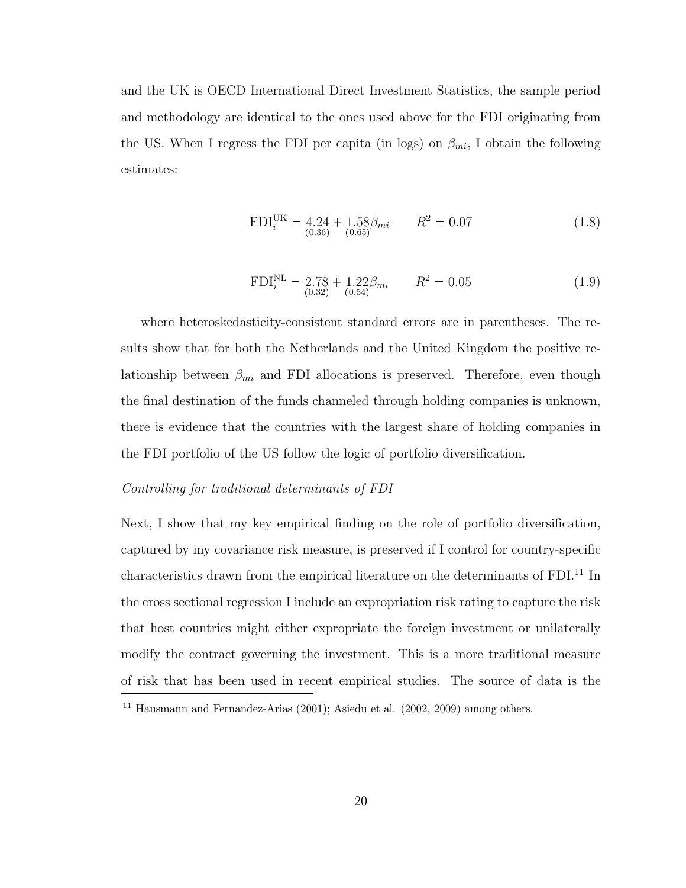and the UK is OECD International Direct Investment Statistics, the sample period and methodology are identical to the ones used above for the FDI originating from the US. When I regress the FDI per capita (in logs) on $\beta_{mi}$, I obtain the following estimates:

$$\text{FDI}_i^{\text{UK}} = \underset{(0.36)}{4.24} + \underset{(0.65)}{1.58}\beta_{mi} \qquad R^2 = 0.07 \tag{1.8}$$

$$\text{FDI}_i^{\text{NL}} = \underset{(0.32)}{2.78} + \underset{(0.54)}{1.22}\beta_{mi} \qquad R^2 = 0.05 \tag{1.9}$$

where heteroskedasticity-consistent standard errors are in parentheses. The results show that for both the Netherlands and the United Kingdom the positive relationship between $\beta_{mi}$ and FDI allocations is preserved. Therefore, even though the final destination of the funds channeled through holding companies is unknown, there is evidence that the countries with the largest share of holding companies in the FDI portfolio of the US follow the logic of portfolio diversification.

*Controlling for traditional determinants of FDI*

Next, I show that my key empirical finding on the role of portfolio diversification, captured by my covariance risk measure, is preserved if I control for country-specific characteristics drawn from the empirical literature on the determinants of FDI.[11] In the cross sectional regression I include an expropriation risk rating to capture the risk that host countries might either expropriate the foreign investment or unilaterally modify the contract governing the investment. This is a more traditional measure of risk that has been used in recent empirical studies. The source of data is the

[11] Hausmann and Fernandez-Arias (2001); Asiedu et al. (2002, 2009) among others.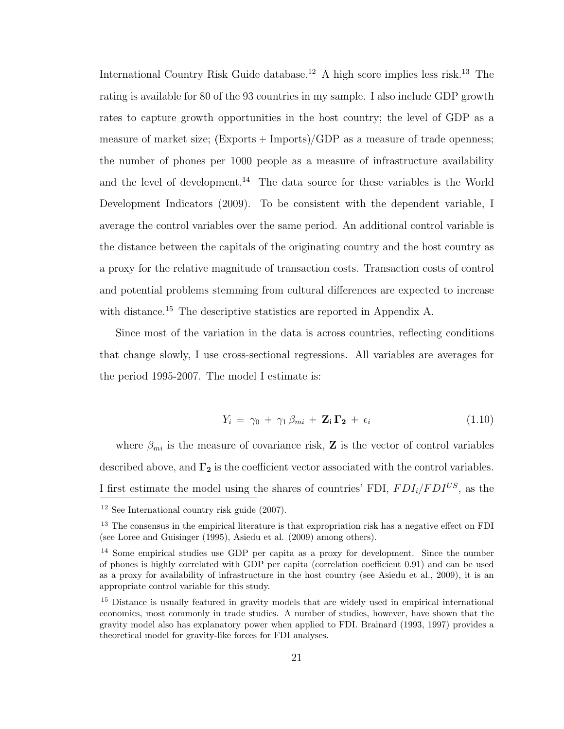International Country Risk Guide database.[12] A high score implies less risk.[13] The rating is available for 80 of the 93 countries in my sample. I also include GDP growth rates to capture growth opportunities in the host country; the level of GDP as a measure of market size; (Exports + Imports)/GDP as a measure of trade openness; the number of phones per 1000 people as a measure of infrastructure availability and the level of development.[14] The data source for these variables is the World Development Indicators (2009). To be consistent with the dependent variable, I average the control variables over the same period. An additional control variable is the distance between the capitals of the originating country and the host country as a proxy for the relative magnitude of transaction costs. Transaction costs of control and potential problems stemming from cultural differences are expected to increase with distance.[15] The descriptive statistics are reported in Appendix A.

Since most of the variation in the data is across countries, reflecting conditions that change slowly, I use cross-sectional regressions. All variables are averages for the period 1995-2007. The model I estimate is:

$$Y_i = \gamma_0 + \gamma_1 \beta_{mi} + \mathbf{Z_i} \mathbf{\Gamma_2} + \epsilon_i \tag{1.10}$$

where $\beta_{mi}$ is the measure of covariance risk, $\mathbf{Z}$ is the vector of control variables described above, and $\mathbf{\Gamma_2}$ is the coefficient vector associated with the control variables. I first estimate the model using the shares of countries' FDI, $FDI_i/FDI^{US}$, as the

---

[12] See International country risk guide (2007).

[13] The consensus in the empirical literature is that expropriation risk has a negative effect on FDI (see Loree and Guisinger (1995), Asiedu et al. (2009) among others).

[14] Some empirical studies use GDP per capita as a proxy for development. Since the number of phones is highly correlated with GDP per capita (correlation coefficient 0.91) and can be used as a proxy for availability of infrastructure in the host country (see Asiedu et al., 2009), it is an appropriate control variable for this study.

[15] Distance is usually featured in gravity models that are widely used in empirical international economics, most commonly in trade studies. A number of studies, however, have shown that the gravity model also has explanatory power when applied to FDI. Brainard (1993, 1997) provides a theoretical model for gravity-like forces for FDI analyses.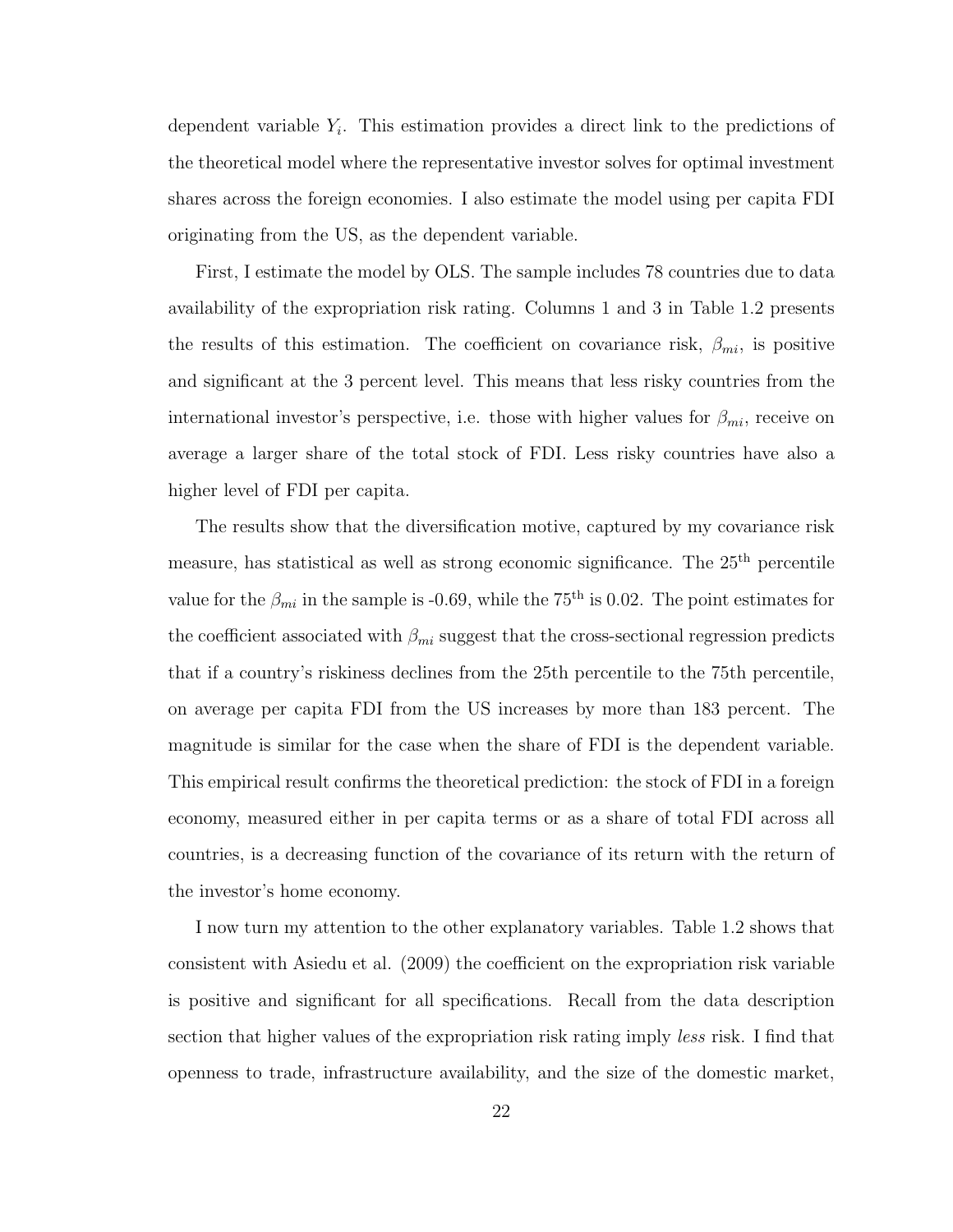dependent variable $Y_i$. This estimation provides a direct link to the predictions of the theoretical model where the representative investor solves for optimal investment shares across the foreign economies. I also estimate the model using per capita FDI originating from the US, as the dependent variable.

First, I estimate the model by OLS. The sample includes 78 countries due to data availability of the expropriation risk rating. Columns 1 and 3 in Table 1.2 presents the results of this estimation. The coefficient on covariance risk, $\beta_{mi}$, is positive and significant at the 3 percent level. This means that less risky countries from the international investor's perspective, i.e. those with higher values for $\beta_{mi}$, receive on average a larger share of the total stock of FDI. Less risky countries have also a higher level of FDI per capita.

The results show that the diversification motive, captured by my covariance risk measure, has statistical as well as strong economic significance. The 25$^{\text{th}}$ percentile value for the $\beta_{mi}$ in the sample is -0.69, while the 75$^{\text{th}}$ is 0.02. The point estimates for the coefficient associated with $\beta_{mi}$ suggest that the cross-sectional regression predicts that if a country's riskiness declines from the 25th percentile to the 75th percentile, on average per capita FDI from the US increases by more than 183 percent. The magnitude is similar for the case when the share of FDI is the dependent variable. This empirical result confirms the theoretical prediction: the stock of FDI in a foreign economy, measured either in per capita terms or as a share of total FDI across all countries, is a decreasing function of the covariance of its return with the return of the investor's home economy.

I now turn my attention to the other explanatory variables. Table 1.2 shows that consistent with Asiedu et al. (2009) the coefficient on the expropriation risk variable is positive and significant for all specifications. Recall from the data description section that higher values of the expropriation risk rating imply *less* risk. I find that openness to trade, infrastructure availability, and the size of the domestic market,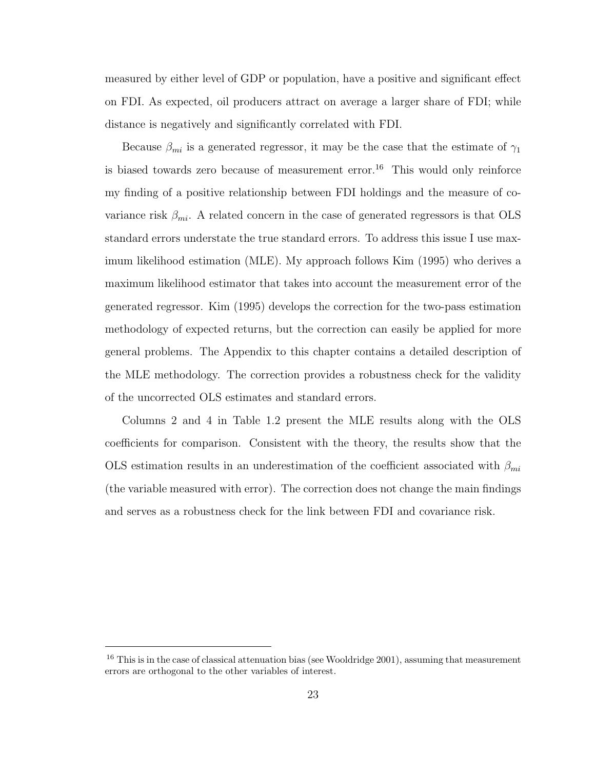measured by either level of GDP or population, have a positive and significant effect on FDI. As expected, oil producers attract on average a larger share of FDI; while distance is negatively and significantly correlated with FDI.

Because $\beta_{mi}$ is a generated regressor, it may be the case that the estimate of $\gamma_1$ is biased towards zero because of measurement error.[16] This would only reinforce my finding of a positive relationship between FDI holdings and the measure of covariance risk $\beta_{mi}$. A related concern in the case of generated regressors is that OLS standard errors understate the true standard errors. To address this issue I use maximum likelihood estimation (MLE). My approach follows Kim (1995) who derives a maximum likelihood estimator that takes into account the measurement error of the generated regressor. Kim (1995) develops the correction for the two-pass estimation methodology of expected returns, but the correction can easily be applied for more general problems. The Appendix to this chapter contains a detailed description of the MLE methodology. The correction provides a robustness check for the validity of the uncorrected OLS estimates and standard errors.

Columns 2 and 4 in Table 1.2 present the MLE results along with the OLS coefficients for comparison. Consistent with the theory, the results show that the OLS estimation results in an underestimation of the coefficient associated with $\beta_{mi}$ (the variable measured with error). The correction does not change the main findings and serves as a robustness check for the link between FDI and covariance risk.

---

[16] This is in the case of classical attenuation bias (see Wooldridge 2001), assuming that measurement errors are orthogonal to the other variables of interest.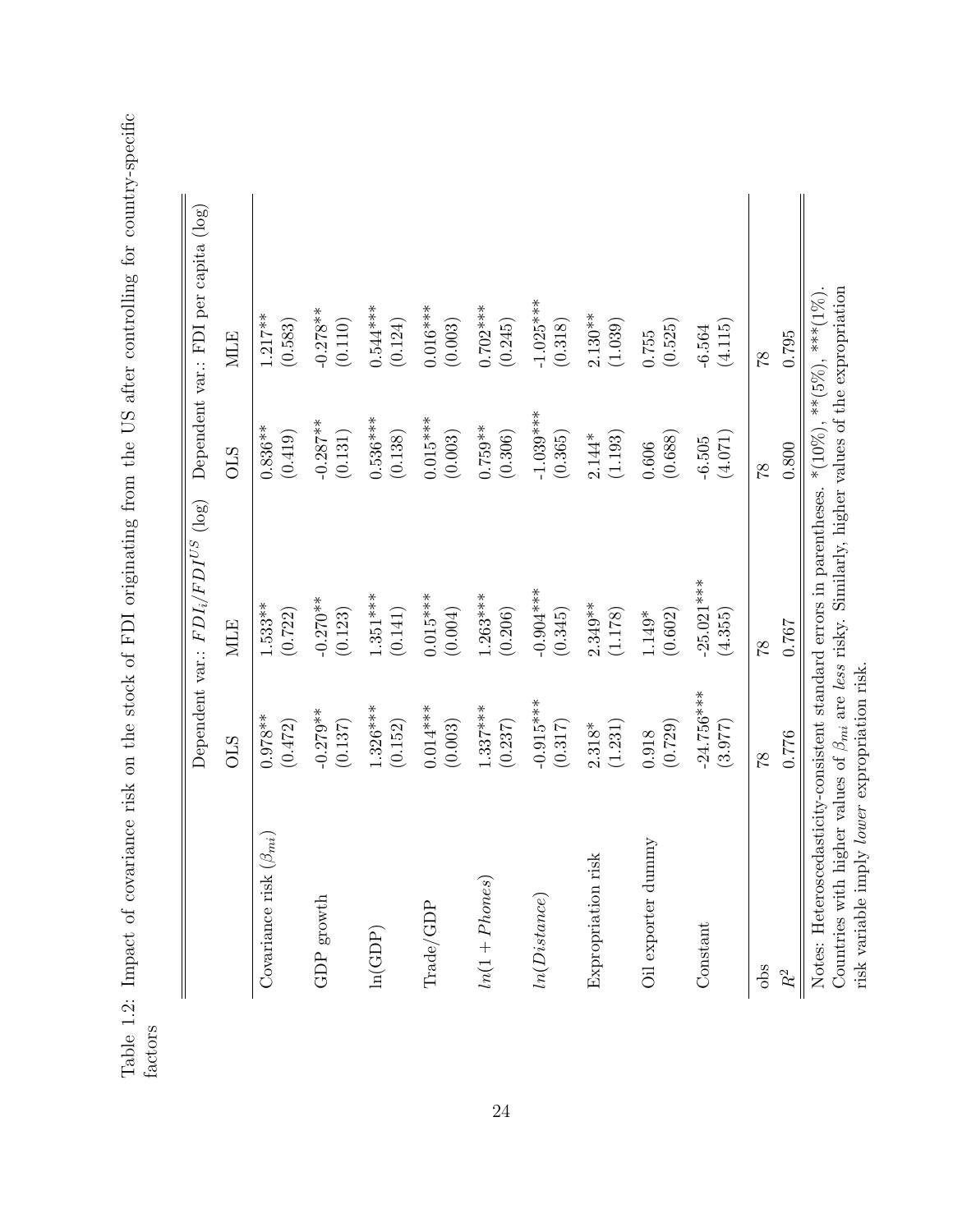Table 1.2: Impact of covariance risk on the stock of FDI originating from the US after controlling for country-specific factors

| | Dependent var.: $FDI_i/FDI^{US}$ (log) | | Dependent var.: FDI per capita (log) | |
|---|---|---|---|---|
| | OLS | MLE | OLS | MLE |
| Covariance risk ($\beta_{mi}$) | 0.978** | 1.533** | 0.836** | 1.217** |
| | (0.472) | (0.722) | (0.419) | (0.583) |
| GDP growth | -0.279** | -0.270** | -0.287** | -0.278** |
| | (0.137) | (0.123) | (0.131) | (0.110) |
| ln(GDP) | 1.326*** | 1.351*** | 0.536*** | 0.544*** |
| | (0.152) | (0.141) | (0.138) | (0.124) |
| Trade/GDP | 0.014*** | 0.015*** | 0.015*** | 0.016*** |
| | (0.003) | (0.004) | (0.003) | (0.003) |
| $ln(1 + Phones)$ | 1.337*** | 1.263*** | 0.759** | 0.702*** |
| | (0.237) | (0.206) | (0.306) | (0.245) |
| $ln(Distance)$ | -0.915*** | -0.904*** | -1.039*** | -1.025*** |
| | (0.317) | (0.345) | (0.365) | (0.318) |
| Expropriation risk | 2.318* | 2.349** | 2.144* | 2.130** |
| | (1.231) | (1.178) | (1.193) | (1.039) |
| Oil exporter dummy | 0.918 | 1.149* | 0.606 | 0.755 |
| | (0.729) | (0.602) | (0.688) | (0.525) |
| Constant | -24.756*** | -25.021*** | -6.505 | -6.564 |
| | (3.977) | (4.355) | (4.071) | (4.115) |
| obs | 78 | 78 | 78 | 78 |
| $R^2$ | 0.776 | 0.767 | 0.800 | 0.795 |

Notes: Heteroscedasticity-consistent standard errors in parentheses. *(10%), **(5%), ***(1%). Countries with higher values of $\beta_{mi}$ are *less* risky. Similarly, higher values of the expropriation risk variable imply *lower* expropriation risk.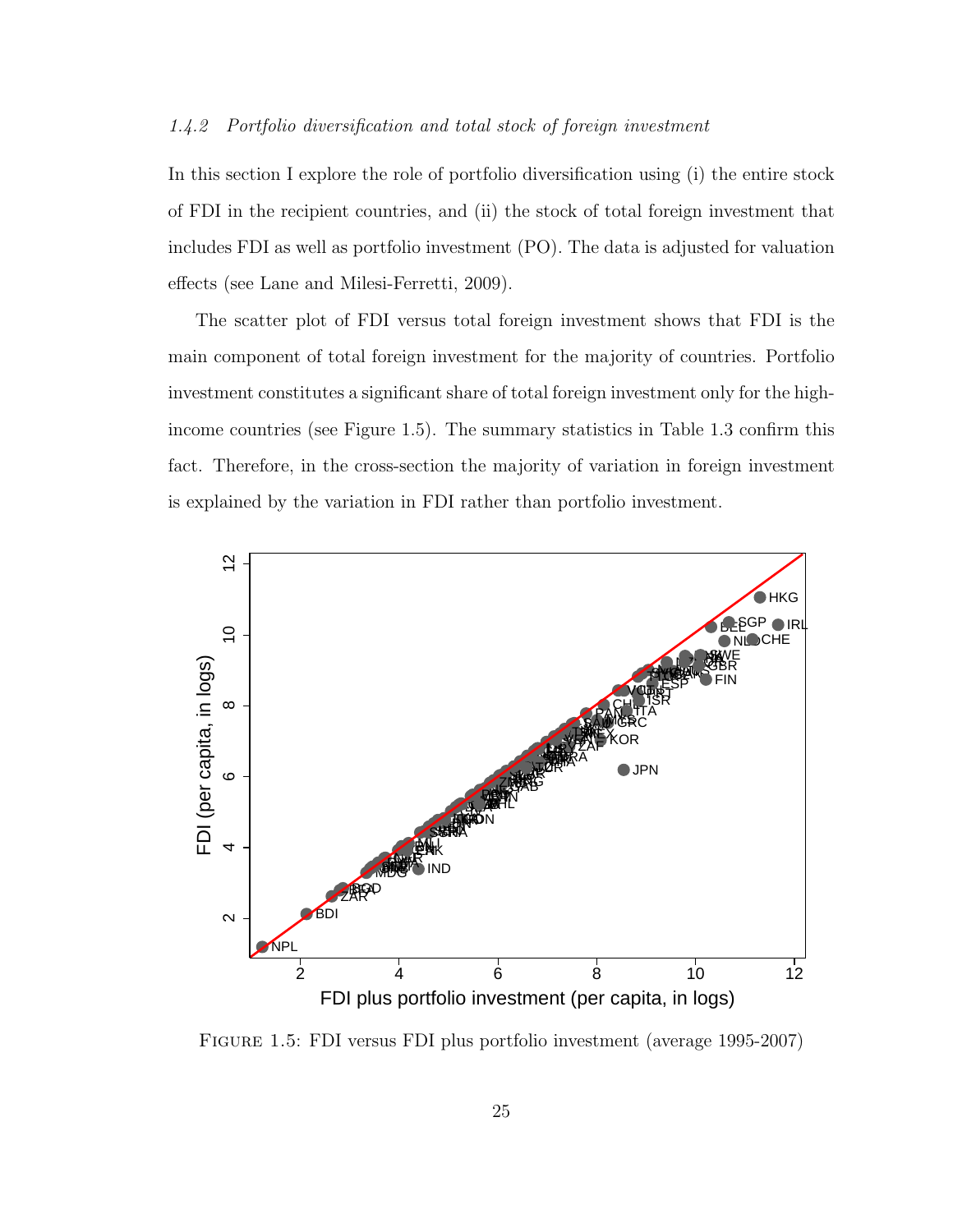### 1.4.2 *Portfolio diversification and total stock of foreign investment*

In this section I explore the role of portfolio diversification using (i) the entire stock of FDI in the recipient countries, and (ii) the stock of total foreign investment that includes FDI as well as portfolio investment (PO). The data is adjusted for valuation effects (see Lane and Milesi-Ferretti, 2009).

The scatter plot of FDI versus total foreign investment shows that FDI is the main component of total foreign investment for the majority of countries. Portfolio investment constitutes a significant share of total foreign investment only for the high-income countries (see Figure 1.5). The summary statistics in Table 1.3 confirm this fact. Therefore, in the cross-section the majority of variation in foreign investment is explained by the variation in FDI rather than portfolio investment.

Figure 1.5: FDI versus FDI plus portfolio investment (average 1995-2007)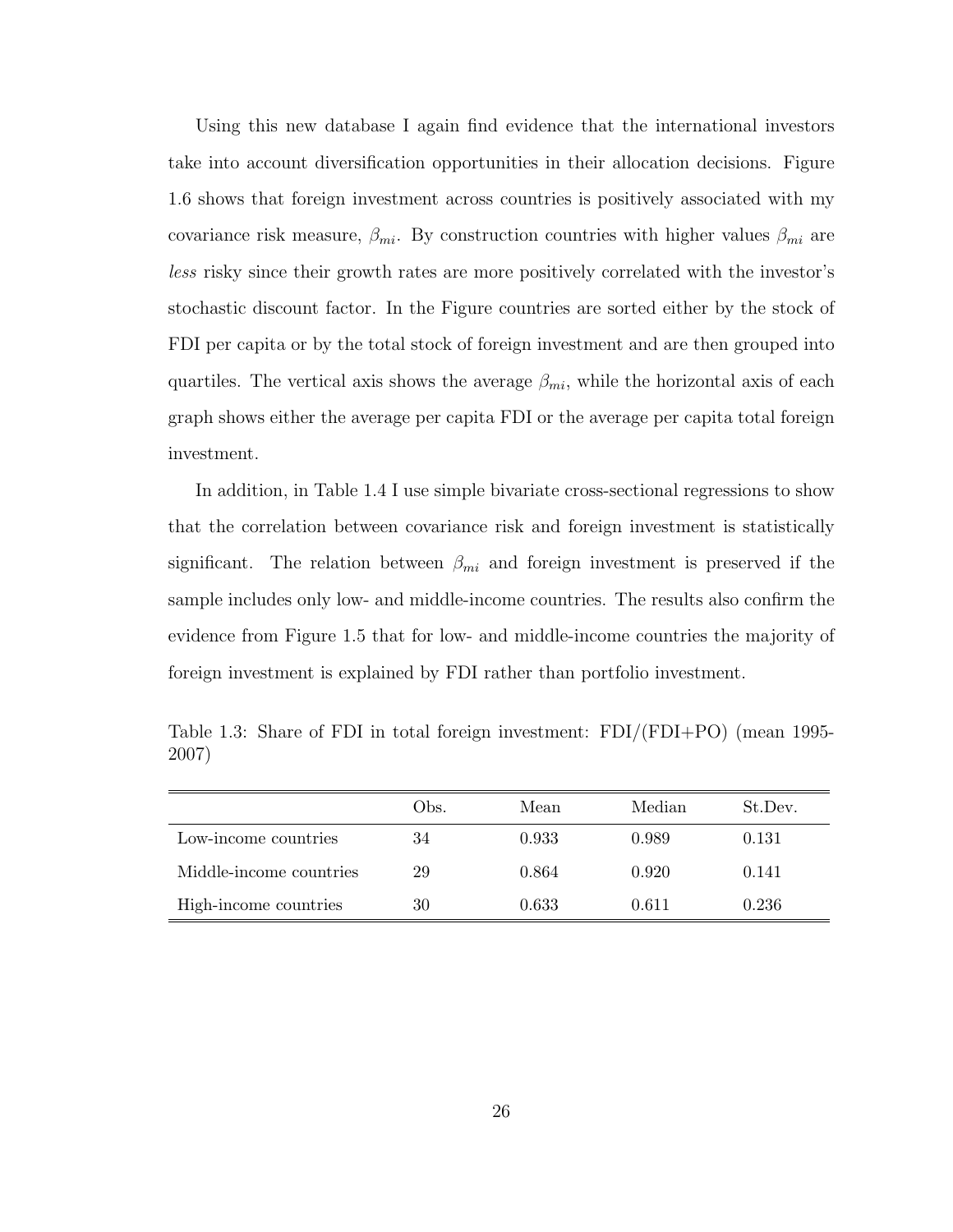Using this new database I again find evidence that the international investors take into account diversification opportunities in their allocation decisions. Figure 1.6 shows that foreign investment across countries is positively associated with my covariance risk measure, $\beta_{mi}$. By construction countries with higher values $\beta_{mi}$ are *less* risky since their growth rates are more positively correlated with the investor's stochastic discount factor. In the Figure countries are sorted either by the stock of FDI per capita or by the total stock of foreign investment and are then grouped into quartiles. The vertical axis shows the average $\beta_{mi}$, while the horizontal axis of each graph shows either the average per capita FDI or the average per capita total foreign investment.

In addition, in Table 1.4 I use simple bivariate cross-sectional regressions to show that the correlation between covariance risk and foreign investment is statistically significant. The relation between $\beta_{mi}$ and foreign investment is preserved if the sample includes only low- and middle-income countries. The results also confirm the evidence from Figure 1.5 that for low- and middle-income countries the majority of foreign investment is explained by FDI rather than portfolio investment.

Table 1.3: Share of FDI in total foreign investment: FDI/(FDI+PO) (mean 1995-2007)

| | Obs. | Mean | Median | St.Dev. |
|---|---|---|---|---|
| Low-income countries | 34 | 0.933 | 0.989 | 0.131 |
| Middle-income countries | 29 | 0.864 | 0.920 | 0.141 |
| High-income countries | 30 | 0.633 | 0.611 | 0.236 |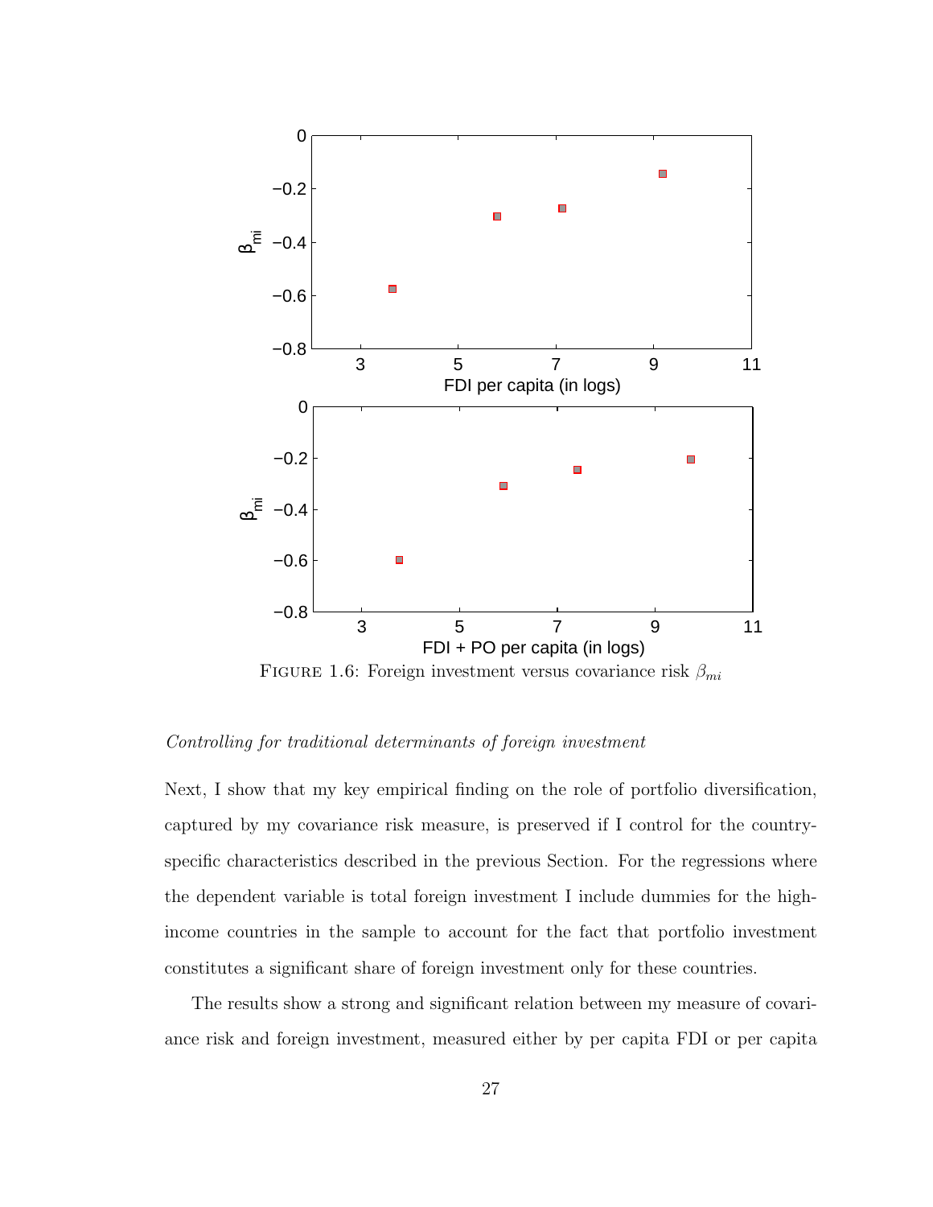FIGURE 1.6: Foreign investment versus covariance risk $\beta_{mi}$

*Controlling for traditional determinants of foreign investment*

Next, I show that my key empirical finding on the role of portfolio diversification, captured by my covariance risk measure, is preserved if I control for the country-specific characteristics described in the previous Section. For the regressions where the dependent variable is total foreign investment I include dummies for the high-income countries in the sample to account for the fact that portfolio investment constitutes a significant share of foreign investment only for these countries.

The results show a strong and significant relation between my measure of covariance risk and foreign investment, measured either by per capita FDI or per capita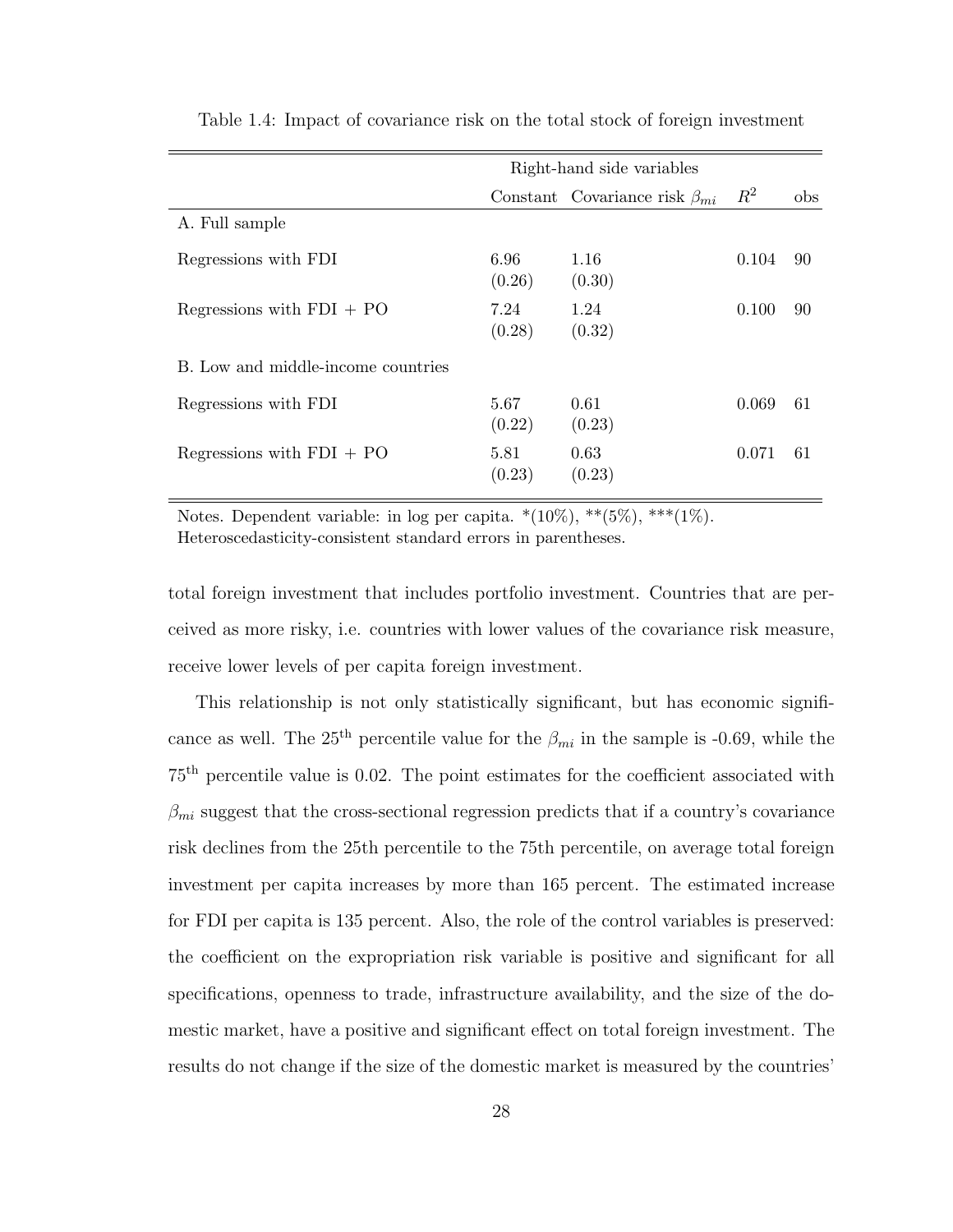Table 1.4: Impact of covariance risk on the total stock of foreign investment

| | Right-hand side variables | | | |
|---|---|---|---|---|
| | Constant | Covariance risk $\beta_{mi}$ | $R^2$ | obs |
| A. Full sample | | | | |
| Regressions with FDI | 6.96<br>(0.26) | 1.16<br>(0.30) | 0.104 | 90 |
| Regressions with FDI + PO | 7.24<br>(0.28) | 1.24<br>(0.32) | 0.100 | 90 |
| B. Low and middle-income countries | | | | |
| Regressions with FDI | 5.67<br>(0.22) | 0.61<br>(0.23) | 0.069 | 61 |
| Regressions with FDI + PO | 5.81<br>(0.23) | 0.63<br>(0.23) | 0.071 | 61 |

Notes. Dependent variable: in log per capita. *(10%), **(5%), ***(1%).
Heteroscedasticity-consistent standard errors in parentheses.

total foreign investment that includes portfolio investment. Countries that are perceived as more risky, i.e. countries with lower values of the covariance risk measure, receive lower levels of per capita foreign investment.

This relationship is not only statistically significant, but has economic significance as well. The 25$^{\text{th}}$ percentile value for the $\beta_{mi}$ in the sample is -0.69, while the 75$^{\text{th}}$ percentile value is 0.02. The point estimates for the coefficient associated with $\beta_{mi}$ suggest that the cross-sectional regression predicts that if a country's covariance risk declines from the 25th percentile to the 75th percentile, on average total foreign investment per capita increases by more than 165 percent. The estimated increase for FDI per capita is 135 percent. Also, the role of the control variables is preserved: the coefficient on the expropriation risk variable is positive and significant for all specifications, openness to trade, infrastructure availability, and the size of the domestic market, have a positive and significant effect on total foreign investment. The results do not change if the size of the domestic market is measured by the countries'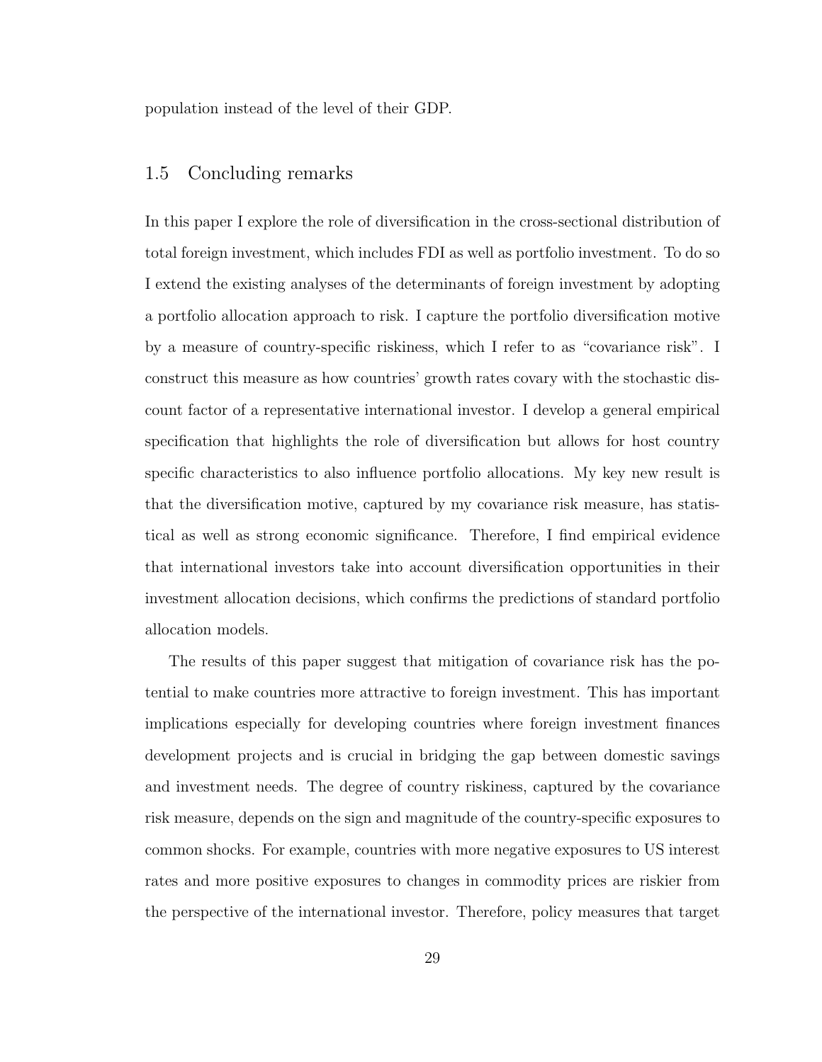population instead of the level of their GDP.

## 1.5 Concluding remarks

In this paper I explore the role of diversification in the cross-sectional distribution of total foreign investment, which includes FDI as well as portfolio investment. To do so I extend the existing analyses of the determinants of foreign investment by adopting a portfolio allocation approach to risk. I capture the portfolio diversification motive by a measure of country-specific riskiness, which I refer to as "covariance risk". I construct this measure as how countries' growth rates covary with the stochastic discount factor of a representative international investor. I develop a general empirical specification that highlights the role of diversification but allows for host country specific characteristics to also influence portfolio allocations. My key new result is that the diversification motive, captured by my covariance risk measure, has statistical as well as strong economic significance. Therefore, I find empirical evidence that international investors take into account diversification opportunities in their investment allocation decisions, which confirms the predictions of standard portfolio allocation models.

The results of this paper suggest that mitigation of covariance risk has the potential to make countries more attractive to foreign investment. This has important implications especially for developing countries where foreign investment finances development projects and is crucial in bridging the gap between domestic savings and investment needs. The degree of country riskiness, captured by the covariance risk measure, depends on the sign and magnitude of the country-specific exposures to common shocks. For example, countries with more negative exposures to US interest rates and more positive exposures to changes in commodity prices are riskier from the perspective of the international investor. Therefore, policy measures that target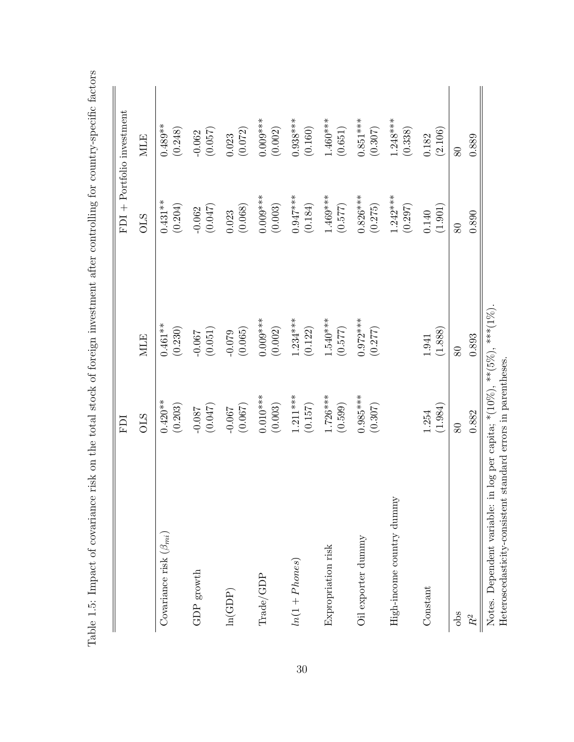Table 1.5: Impact of covariance risk on the total stock of foreign investment after controlling for country-specific factors

| | FDI | | FDI + Portfolio investment | |
|---|---|---|---|---|
| | OLS | MLE | OLS | MLE |
| Covariance risk ($\beta_{mi}$) | 0.420** | 0.461** | 0.431** | 0.489** |
| | (0.203) | (0.230) | (0.204) | (0.248) |
| GDP growth | -0.087 | -0.067 | -0.062 | -0.062 |
| | (0.047) | (0.051) | (0.047) | (0.057) |
| ln(GDP) | -0.067 | -0.079 | 0.023 | 0.023 |
| | (0.067) | (0.065) | (0.068) | (0.072) |
| Trade/GDP | 0.010*** | 0.009*** | 0.009*** | 0.009*** |
| | (0.003) | (0.002) | (0.003) | (0.002) |
| $ln(1 + Phones)$ | 1.211*** | 1.234*** | 0.947*** | 0.938*** |
| | (0.157) | (0.122) | (0.184) | (0.160) |
| Expropriation risk | 1.726*** | 1.540*** | 1.469*** | 1.460*** |
| | (0.599) | (0.577) | (0.577) | (0.651) |
| Oil exporter dummy | 0.985*** | 0.972*** | 0.826*** | 0.851*** |
| | (0.307) | (0.277) | (0.275) | (0.307) |
| High-income country dummy | | | 1.242*** | 1.248*** |
| | | | (0.297) | (0.338) |
| Constant | 1.254 | 1.941 | 0.140 | 0.182 |
| | (1.984) | (1.888) | (1.901) | (2.106) |
| obs | 80 | 80 | 80 | 80 |
| $R^2$ | 0.882 | 0.893 | 0.890 | 0.889 |

Notes. Dependent variable: in log per capita; *(10%), **(5%), ***(1%).
Heteroscedasticity-consistent standard errors in parentheses.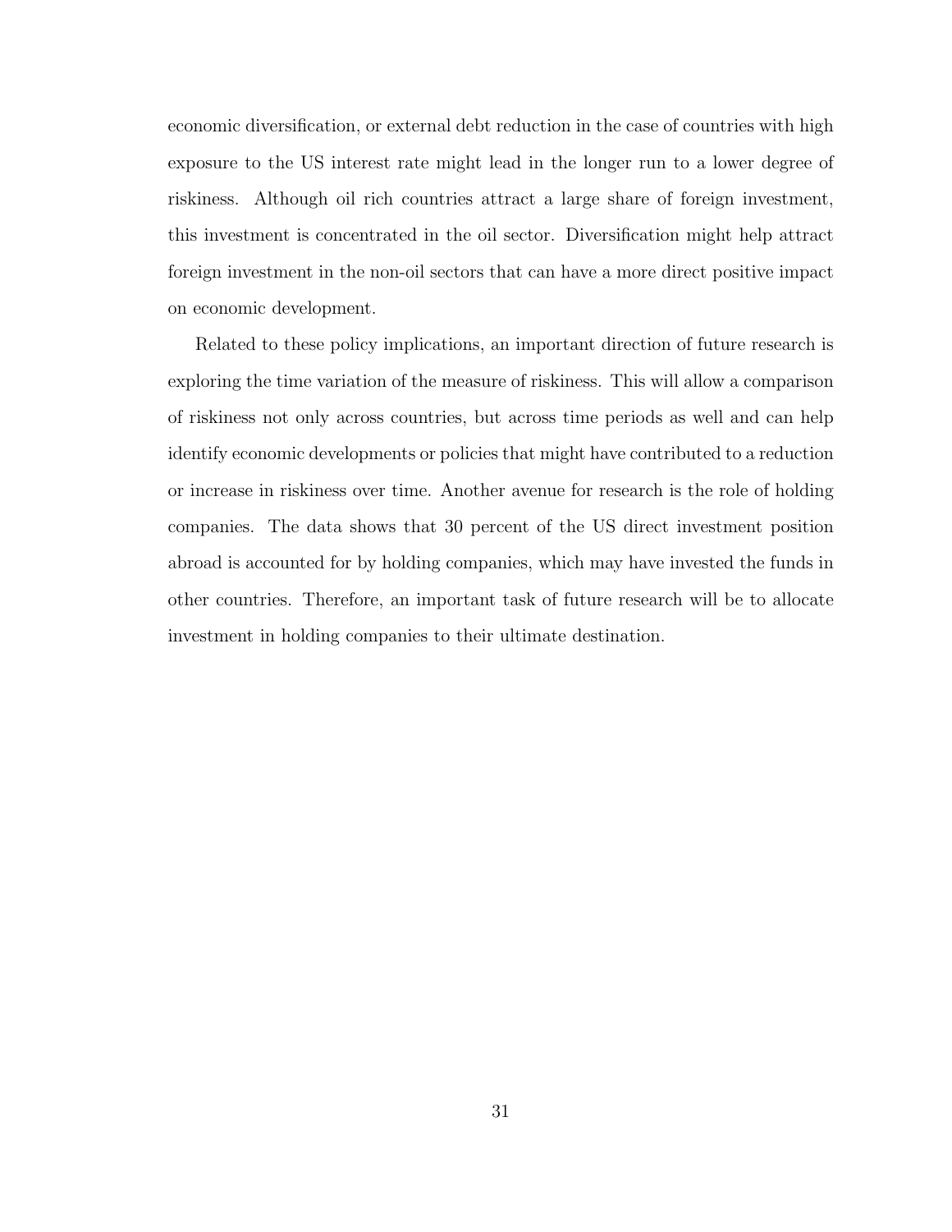economic diversification, or external debt reduction in the case of countries with high exposure to the US interest rate might lead in the longer run to a lower degree of riskiness. Although oil rich countries attract a large share of foreign investment, this investment is concentrated in the oil sector. Diversification might help attract foreign investment in the non-oil sectors that can have a more direct positive impact on economic development.

Related to these policy implications, an important direction of future research is exploring the time variation of the measure of riskiness. This will allow a comparison of riskiness not only across countries, but across time periods as well and can help identify economic developments or policies that might have contributed to a reduction or increase in riskiness over time. Another avenue for research is the role of holding companies. The data shows that 30 percent of the US direct investment position abroad is accounted for by holding companies, which may have invested the funds in other countries. Therefore, an important task of future research will be to allocate investment in holding companies to their ultimate destination.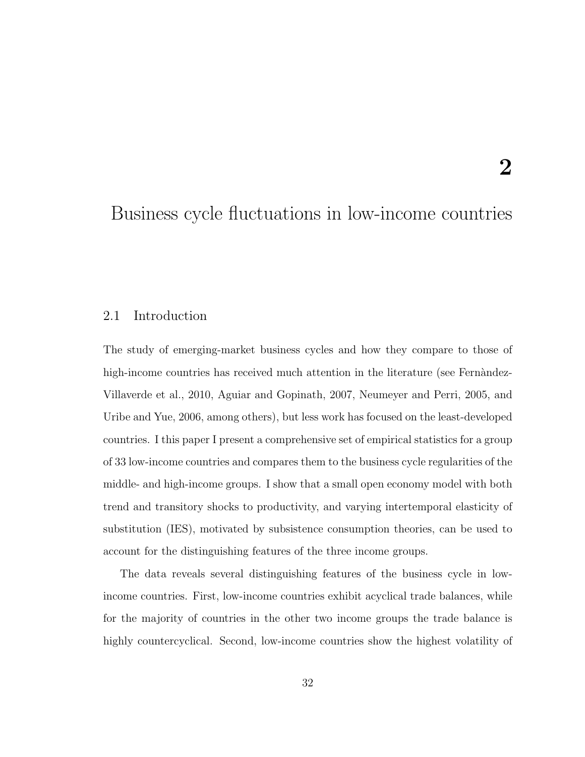# 2

# Business cycle fluctuations in low-income countries

## 2.1 Introduction

The study of emerging-market business cycles and how they compare to those of high-income countries has received much attention in the literature (see Fernàndez-Villaverde et al., 2010, Aguiar and Gopinath, 2007, Neumeyer and Perri, 2005, and Uribe and Yue, 2006, among others), but less work has focused on the least-developed countries. I this paper I present a comprehensive set of empirical statistics for a group of 33 low-income countries and compares them to the business cycle regularities of the middle- and high-income groups. I show that a small open economy model with both trend and transitory shocks to productivity, and varying intertemporal elasticity of substitution (IES), motivated by subsistence consumption theories, can be used to account for the distinguishing features of the three income groups.

The data reveals several distinguishing features of the business cycle in low-income countries. First, low-income countries exhibit acyclical trade balances, while for the majority of countries in the other two income groups the trade balance is highly countercyclical. Second, low-income countries show the highest volatility of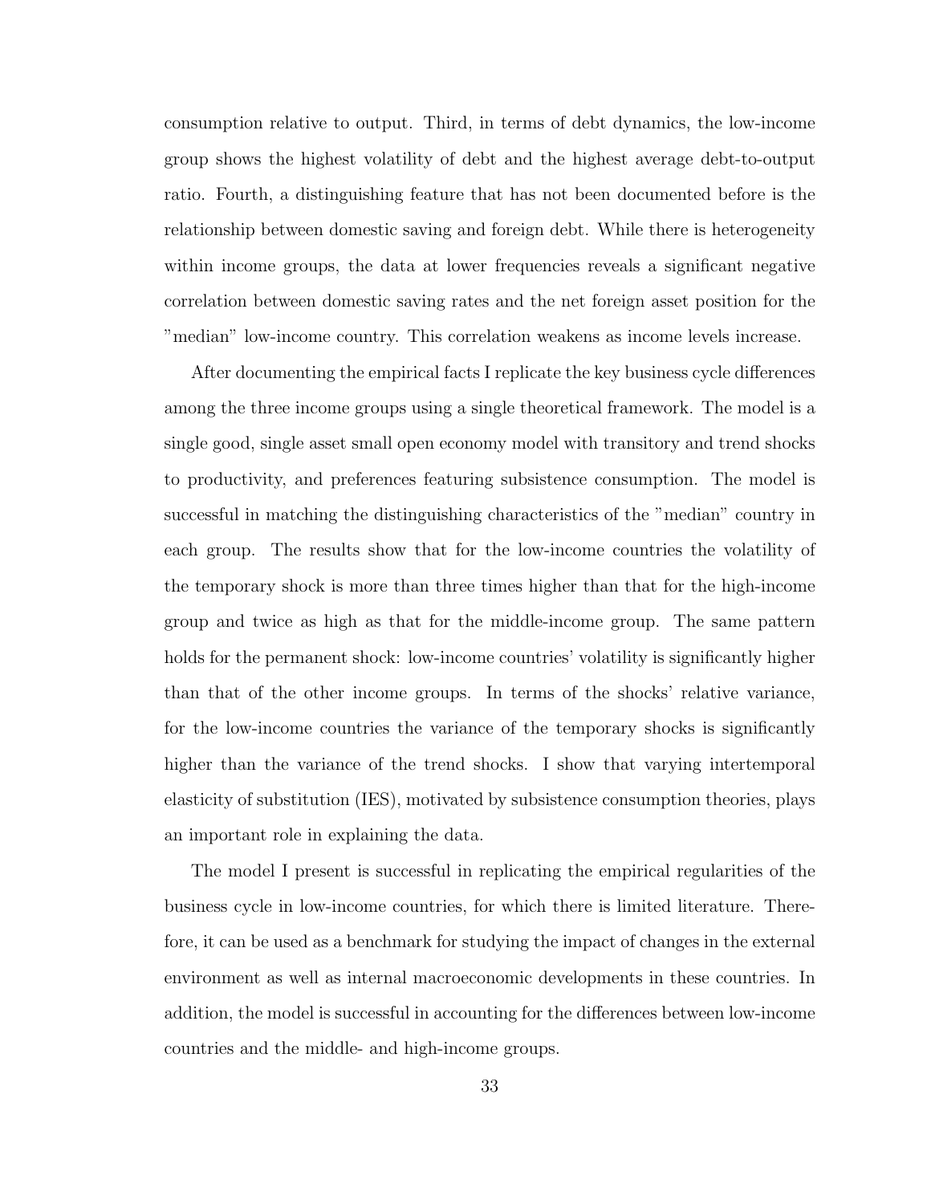consumption relative to output. Third, in terms of debt dynamics, the low-income group shows the highest volatility of debt and the highest average debt-to-output ratio. Fourth, a distinguishing feature that has not been documented before is the relationship between domestic saving and foreign debt. While there is heterogeneity within income groups, the data at lower frequencies reveals a significant negative correlation between domestic saving rates and the net foreign asset position for the "median" low-income country. This correlation weakens as income levels increase.

After documenting the empirical facts I replicate the key business cycle differences among the three income groups using a single theoretical framework. The model is a single good, single asset small open economy model with transitory and trend shocks to productivity, and preferences featuring subsistence consumption. The model is successful in matching the distinguishing characteristics of the "median" country in each group. The results show that for the low-income countries the volatility of the temporary shock is more than three times higher than that for the high-income group and twice as high as that for the middle-income group. The same pattern holds for the permanent shock: low-income countries' volatility is significantly higher than that of the other income groups. In terms of the shocks' relative variance, for the low-income countries the variance of the temporary shocks is significantly higher than the variance of the trend shocks. I show that varying intertemporal elasticity of substitution (IES), motivated by subsistence consumption theories, plays an important role in explaining the data.

The model I present is successful in replicating the empirical regularities of the business cycle in low-income countries, for which there is limited literature. Therefore, it can be used as a benchmark for studying the impact of changes in the external environment as well as internal macroeconomic developments in these countries. In addition, the model is successful in accounting for the differences between low-income countries and the middle- and high-income groups.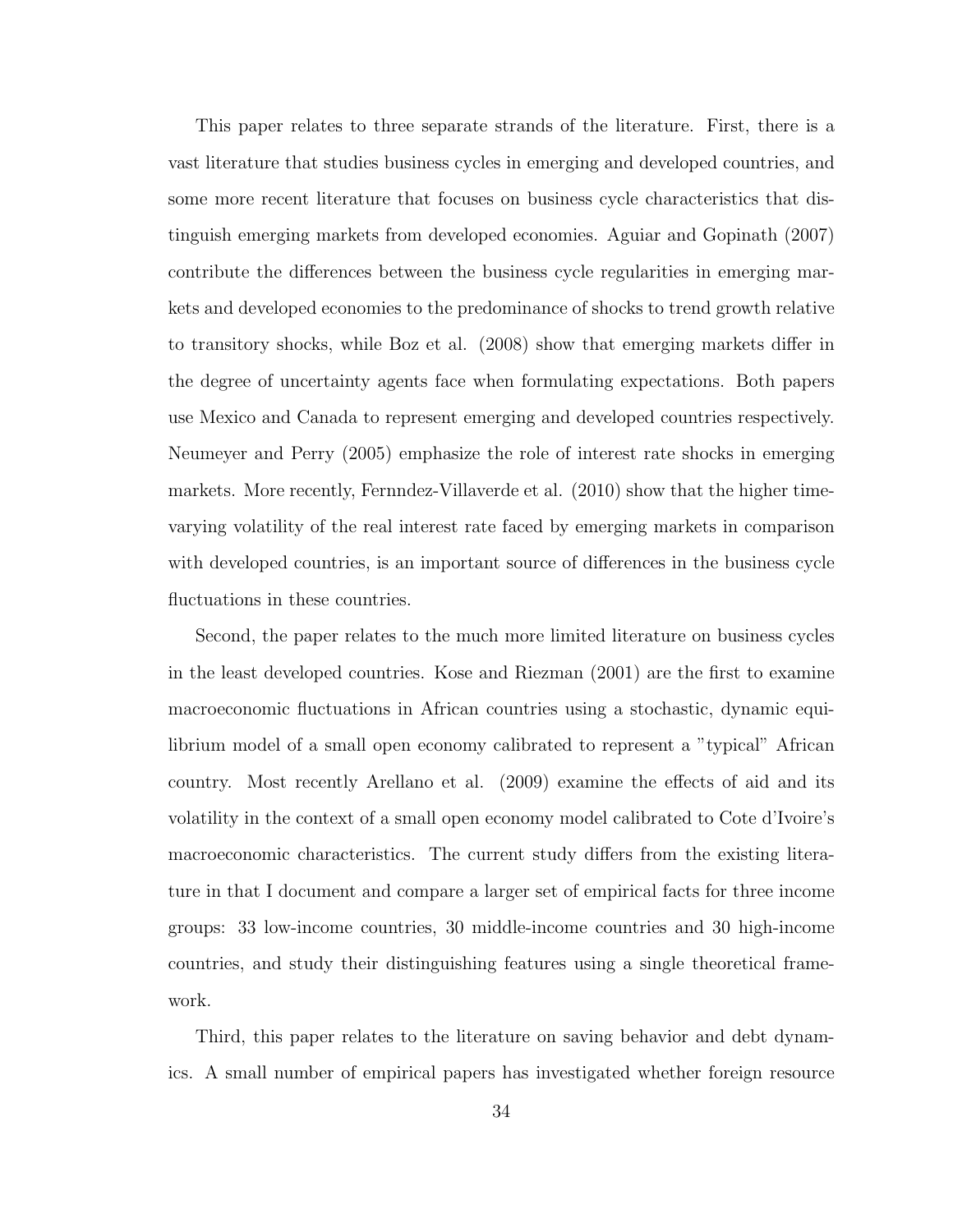This paper relates to three separate strands of the literature. First, there is a vast literature that studies business cycles in emerging and developed countries, and some more recent literature that focuses on business cycle characteristics that distinguish emerging markets from developed economies. Aguiar and Gopinath (2007) contribute the differences between the business cycle regularities in emerging markets and developed economies to the predominance of shocks to trend growth relative to transitory shocks, while Boz et al. (2008) show that emerging markets differ in the degree of uncertainty agents face when formulating expectations. Both papers use Mexico and Canada to represent emerging and developed countries respectively. Neumeyer and Perry (2005) emphasize the role of interest rate shocks in emerging markets. More recently, Fernndez-Villaverde et al. (2010) show that the higher time-varying volatility of the real interest rate faced by emerging markets in comparison with developed countries, is an important source of differences in the business cycle fluctuations in these countries.

Second, the paper relates to the much more limited literature on business cycles in the least developed countries. Kose and Riezman (2001) are the first to examine macroeconomic fluctuations in African countries using a stochastic, dynamic equilibrium model of a small open economy calibrated to represent a "typical" African country. Most recently Arellano et al. (2009) examine the effects of aid and its volatility in the context of a small open economy model calibrated to Cote d'Ivoire's macroeconomic characteristics. The current study differs from the existing literature in that I document and compare a larger set of empirical facts for three income groups: 33 low-income countries, 30 middle-income countries and 30 high-income countries, and study their distinguishing features using a single theoretical framework.

Third, this paper relates to the literature on saving behavior and debt dynamics. A small number of empirical papers has investigated whether foreign resource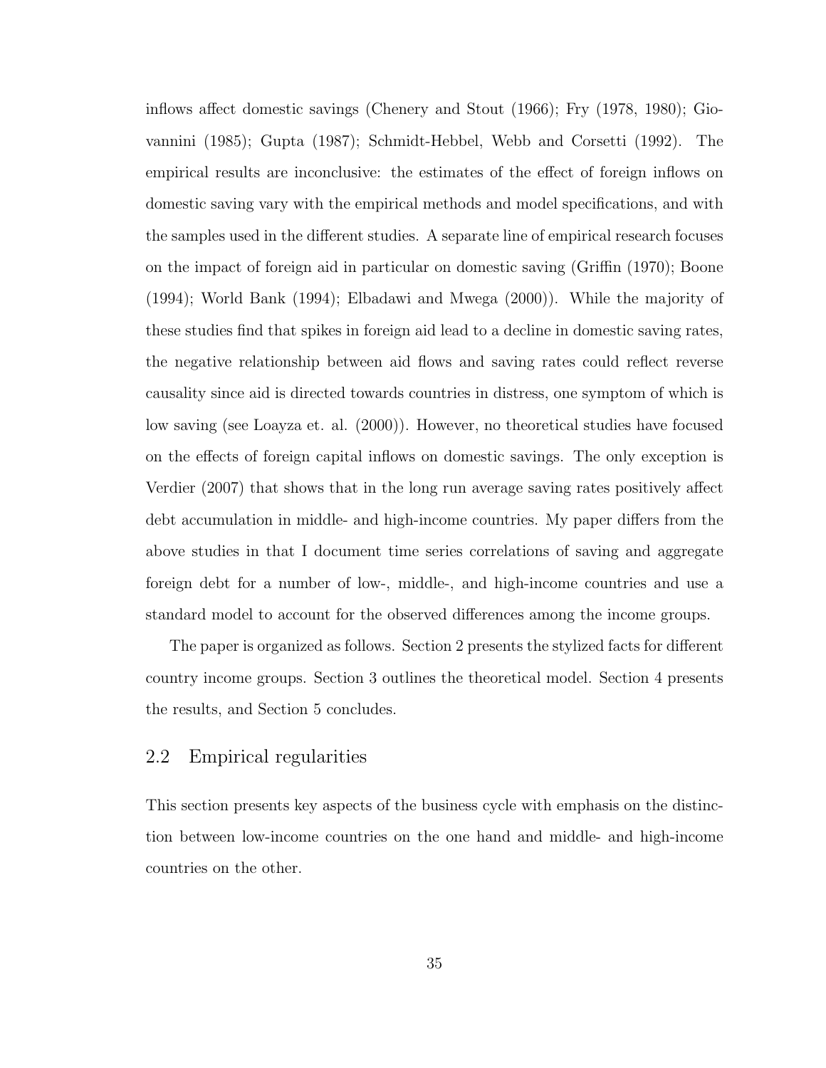inflows affect domestic savings (Chenery and Stout (1966); Fry (1978, 1980); Giovannini (1985); Gupta (1987); Schmidt-Hebbel, Webb and Corsetti (1992). The empirical results are inconclusive: the estimates of the effect of foreign inflows on domestic saving vary with the empirical methods and model specifications, and with the samples used in the different studies. A separate line of empirical research focuses on the impact of foreign aid in particular on domestic saving (Griffin (1970); Boone (1994); World Bank (1994); Elbadawi and Mwega (2000)). While the majority of these studies find that spikes in foreign aid lead to a decline in domestic saving rates, the negative relationship between aid flows and saving rates could reflect reverse causality since aid is directed towards countries in distress, one symptom of which is low saving (see Loayza et. al. (2000)). However, no theoretical studies have focused on the effects of foreign capital inflows on domestic savings. The only exception is Verdier (2007) that shows that in the long run average saving rates positively affect debt accumulation in middle- and high-income countries. My paper differs from the above studies in that I document time series correlations of saving and aggregate foreign debt for a number of low-, middle-, and high-income countries and use a standard model to account for the observed differences among the income groups.

The paper is organized as follows. Section 2 presents the stylized facts for different country income groups. Section 3 outlines the theoretical model. Section 4 presents the results, and Section 5 concludes.

## 2.2 Empirical regularities

This section presents key aspects of the business cycle with emphasis on the distinction between low-income countries on the one hand and middle- and high-income countries on the other.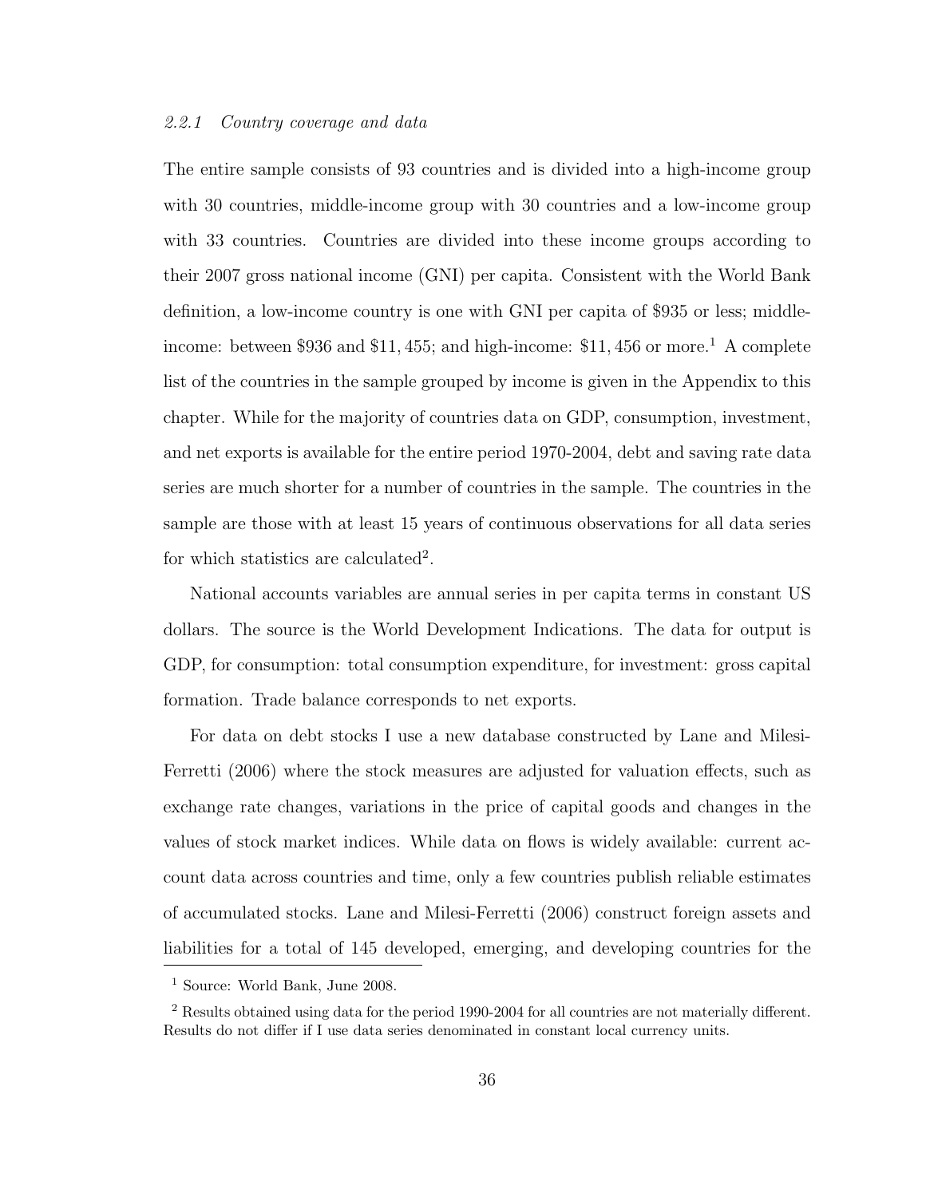### *2.2.1 Country coverage and data*

The entire sample consists of 93 countries and is divided into a high-income group with 30 countries, middle-income group with 30 countries and a low-income group with 33 countries. Countries are divided into these income groups according to their 2007 gross national income (GNI) per capita. Consistent with the World Bank definition, a low-income country is one with GNI per capita of \$935 or less; middle-income: between \$936 and \$11,455; and high-income: \$11,456 or more.[1] A complete list of the countries in the sample grouped by income is given in the Appendix to this chapter. While for the majority of countries data on GDP, consumption, investment, and net exports is available for the entire period 1970-2004, debt and saving rate data series are much shorter for a number of countries in the sample. The countries in the sample are those with at least 15 years of continuous observations for all data series for which statistics are calculated[2].

National accounts variables are annual series in per capita terms in constant US dollars. The source is the World Development Indications. The data for output is GDP, for consumption: total consumption expenditure, for investment: gross capital formation. Trade balance corresponds to net exports.

For data on debt stocks I use a new database constructed by Lane and Milesi-Ferretti (2006) where the stock measures are adjusted for valuation effects, such as exchange rate changes, variations in the price of capital goods and changes in the values of stock market indices. While data on flows is widely available: current account data across countries and time, only a few countries publish reliable estimates of accumulated stocks. Lane and Milesi-Ferretti (2006) construct foreign assets and liabilities for a total of 145 developed, emerging, and developing countries for the

---

[1] Source: World Bank, June 2008.

[2] Results obtained using data for the period 1990-2004 for all countries are not materially different. Results do not differ if I use data series denominated in constant local currency units.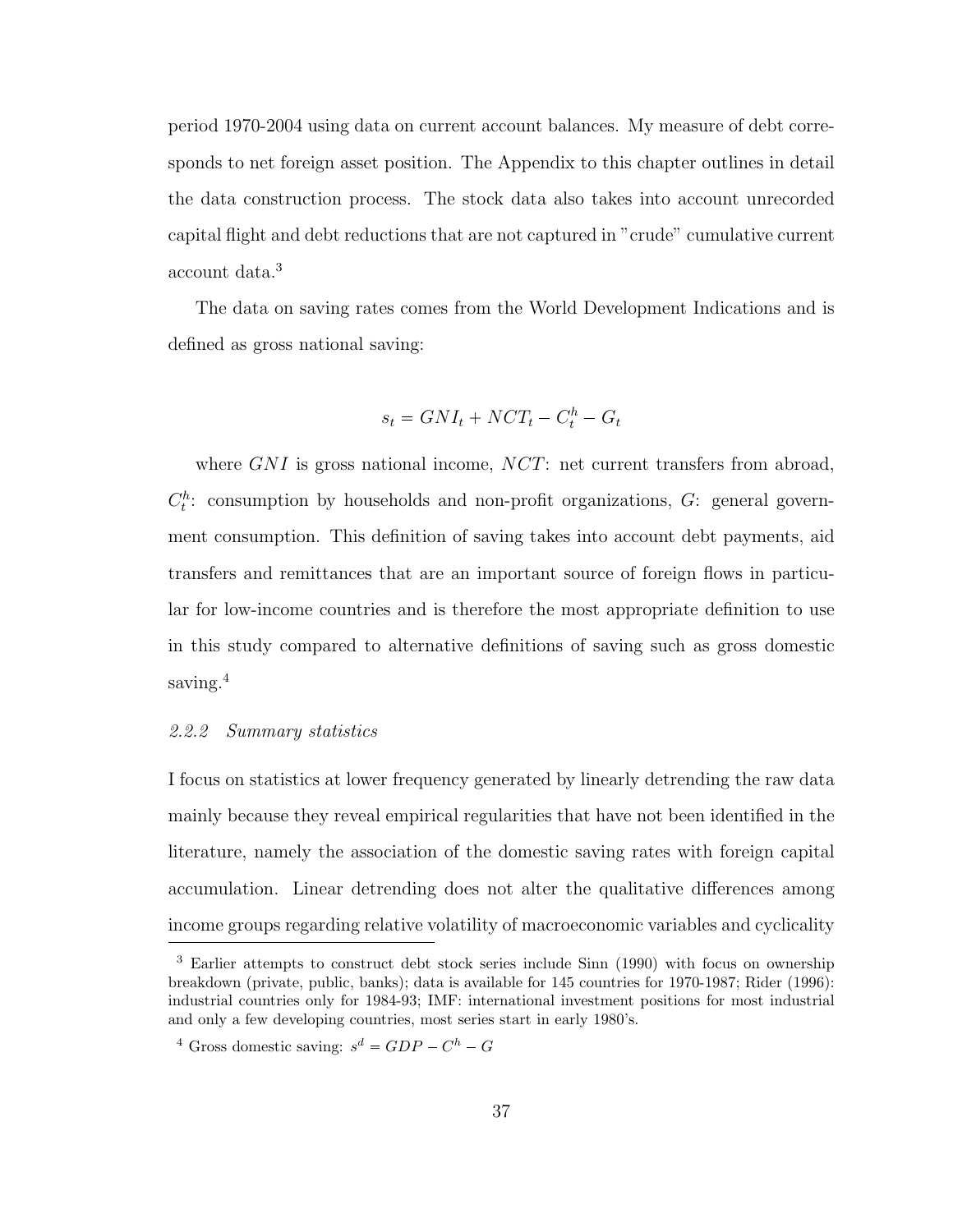period 1970-2004 using data on current account balances. My measure of debt corresponds to net foreign asset position. The Appendix to this chapter outlines in detail the data construction process. The stock data also takes into account unrecorded capital flight and debt reductions that are not captured in "crude" cumulative current account data.[3]

The data on saving rates comes from the World Development Indications and is defined as gross national saving:

$$s_t = GNI_t + NCT_t - C_t^h - G_t$$

where $GNI$ is gross national income, $NCT$: net current transfers from abroad, $C_t^h$: consumption by households and non-profit organizations, $G$: general government consumption. This definition of saving takes into account debt payments, aid transfers and remittances that are an important source of foreign flows in particular for low-income countries and is therefore the most appropriate definition to use in this study compared to alternative definitions of saving such as gross domestic saving.[4]

### *2.2.2 Summary statistics*

I focus on statistics at lower frequency generated by linearly detrending the raw data mainly because they reveal empirical regularities that have not been identified in the literature, namely the association of the domestic saving rates with foreign capital accumulation. Linear detrending does not alter the qualitative differences among income groups regarding relative volatility of macroeconomic variables and cyclicality

---

[3] Earlier attempts to construct debt stock series include Sinn (1990) with focus on ownership breakdown (private, public, banks); data is available for 145 countries for 1970-1987; Rider (1996): industrial countries only for 1984-93; IMF: international investment positions for most industrial and only a few developing countries, most series start in early 1980's.

[4] Gross domestic saving: $s^d = GDP - C^h - G$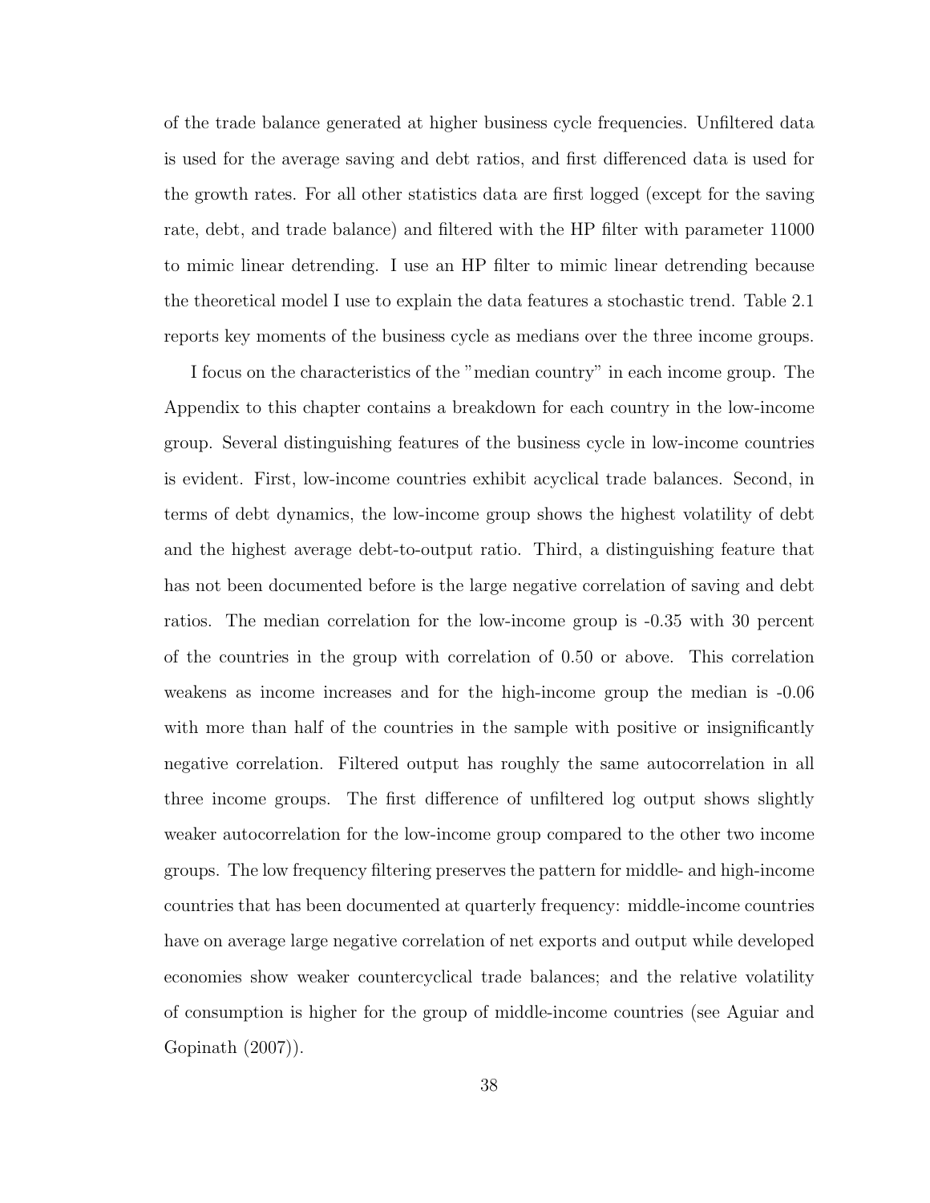of the trade balance generated at higher business cycle frequencies. Unfiltered data is used for the average saving and debt ratios, and first differenced data is used for the growth rates. For all other statistics data are first logged (except for the saving rate, debt, and trade balance) and filtered with the HP filter with parameter 11000 to mimic linear detrending. I use an HP filter to mimic linear detrending because the theoretical model I use to explain the data features a stochastic trend. Table 2.1 reports key moments of the business cycle as medians over the three income groups.

I focus on the characteristics of the "median country" in each income group. The Appendix to this chapter contains a breakdown for each country in the low-income group. Several distinguishing features of the business cycle in low-income countries is evident. First, low-income countries exhibit acyclical trade balances. Second, in terms of debt dynamics, the low-income group shows the highest volatility of debt and the highest average debt-to-output ratio. Third, a distinguishing feature that has not been documented before is the large negative correlation of saving and debt ratios. The median correlation for the low-income group is -0.35 with 30 percent of the countries in the group with correlation of 0.50 or above. This correlation weakens as income increases and for the high-income group the median is -0.06 with more than half of the countries in the sample with positive or insignificantly negative correlation. Filtered output has roughly the same autocorrelation in all three income groups. The first difference of unfiltered log output shows slightly weaker autocorrelation for the low-income group compared to the other two income groups. The low frequency filtering preserves the pattern for middle- and high-income countries that has been documented at quarterly frequency: middle-income countries have on average large negative correlation of net exports and output while developed economies show weaker countercyclical trade balances; and the relative volatility of consumption is higher for the group of middle-income countries (see Aguiar and Gopinath (2007)).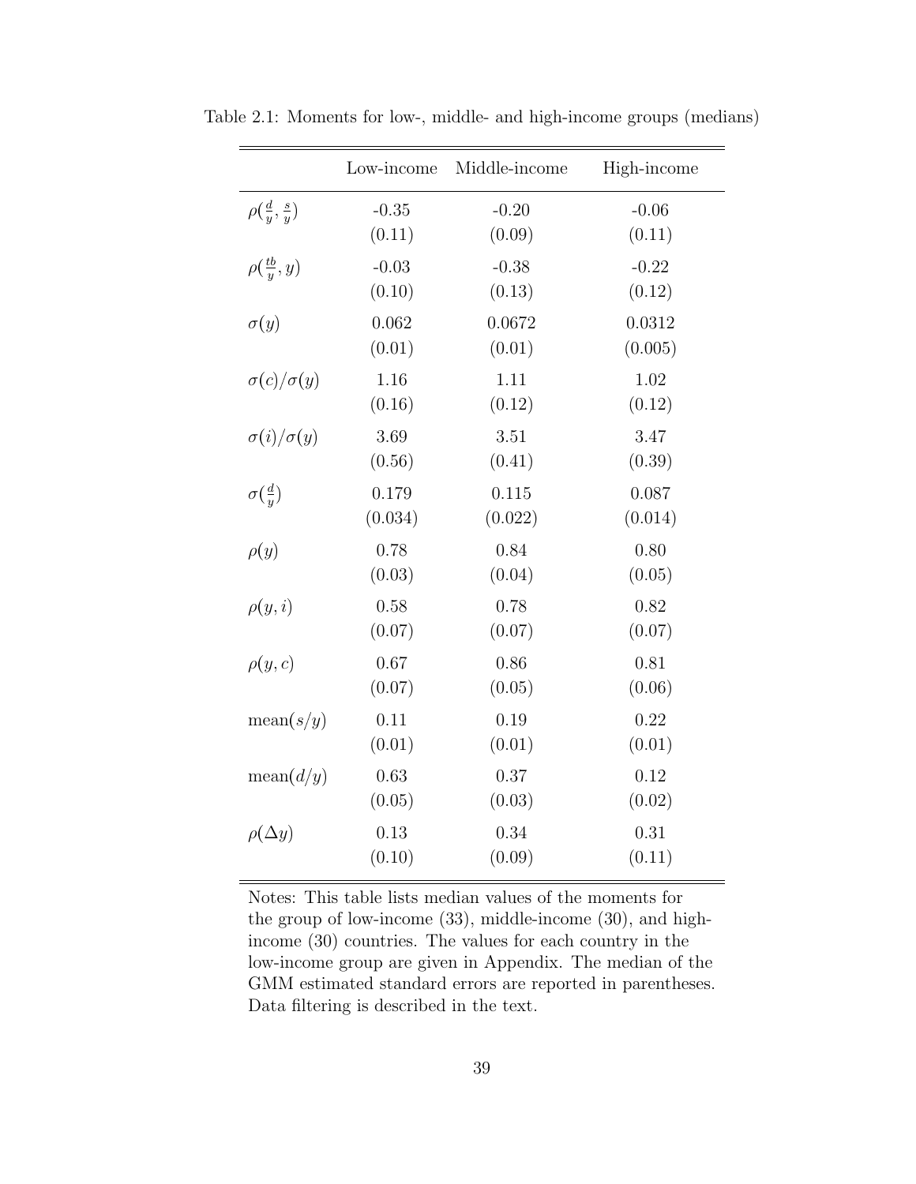Table 2.1: Moments for low-, middle- and high-income groups (medians)

| | Low-income | Middle-income | High-income |
|---|---|---|---|
| $\rho(\frac{d}{y}, \frac{s}{y})$ | -0.35 | -0.20 | -0.06 |
| | (0.11) | (0.09) | (0.11) |
| $\rho(\frac{tb}{y}, y)$ | -0.03 | -0.38 | -0.22 |
| | (0.10) | (0.13) | (0.12) |
| $\sigma(y)$ | 0.062 | 0.0672 | 0.0312 |
| | (0.01) | (0.01) | (0.005) |
| $\sigma(c)/\sigma(y)$ | 1.16 | 1.11 | 1.02 |
| | (0.16) | (0.12) | (0.12) |
| $\sigma(i)/\sigma(y)$ | 3.69 | 3.51 | 3.47 |
| | (0.56) | (0.41) | (0.39) |
| $\sigma(\frac{d}{y})$ | 0.179 | 0.115 | 0.087 |
| | (0.034) | (0.022) | (0.014) |
| $\rho(y)$ | 0.78 | 0.84 | 0.80 |
| | (0.03) | (0.04) | (0.05) |
| $\rho(y, i)$ | 0.58 | 0.78 | 0.82 |
| | (0.07) | (0.07) | (0.07) |
| $\rho(y, c)$ | 0.67 | 0.86 | 0.81 |
| | (0.07) | (0.05) | (0.06) |
| $\text{mean}(s/y)$ | 0.11 | 0.19 | 0.22 |
| | (0.01) | (0.01) | (0.01) |
| $\text{mean}(d/y)$ | 0.63 | 0.37 | 0.12 |
| | (0.05) | (0.03) | (0.02) |
| $\rho(\Delta y)$ | 0.13 | 0.34 | 0.31 |
| | (0.10) | (0.09) | (0.11) |

Notes: This table lists median values of the moments for the group of low-income (33), middle-income (30), and high-income (30) countries. The values for each country in the low-income group are given in Appendix. The median of the GMM estimated standard errors are reported in parentheses. Data filtering is described in the text.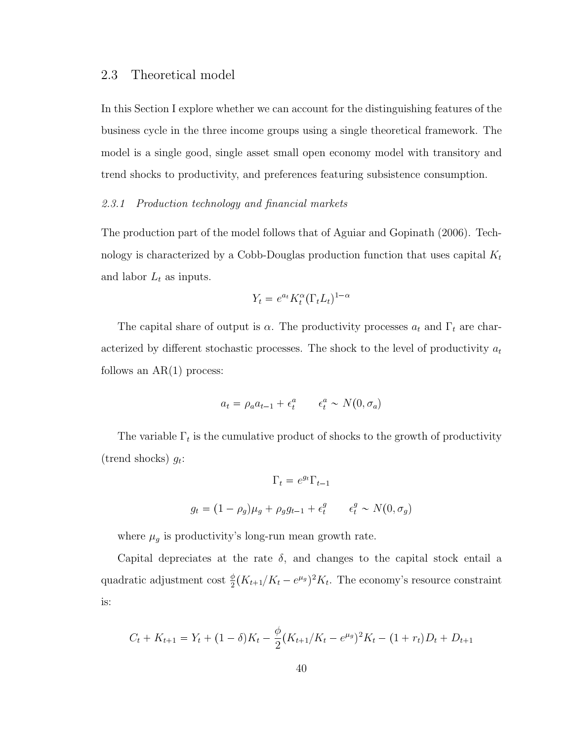## 2.3 Theoretical model

In this Section I explore whether we can account for the distinguishing features of the business cycle in the three income groups using a single theoretical framework. The model is a single good, single asset small open economy model with transitory and trend shocks to productivity, and preferences featuring subsistence consumption.

### *2.3.1 Production technology and financial markets*

The production part of the model follows that of Aguiar and Gopinath (2006). Technology is characterized by a Cobb-Douglas production function that uses capital $K_t$ and labor $L_t$ as inputs.

$$Y_t = e^{a_t} K_t^{\alpha} (\Gamma_t L_t)^{1-\alpha}$$

The capital share of output is $\alpha$. The productivity processes $a_t$ and $\Gamma_t$ are characterized by different stochastic processes. The shock to the level of productivity $a_t$ follows an AR(1) process:

$$a_t = \rho_a a_{t-1} + \epsilon_t^a \qquad \epsilon_t^a \sim N(0, \sigma_a)$$

The variable $\Gamma_t$ is the cumulative product of shocks to the growth of productivity (trend shocks) $g_t$:

$$\Gamma_t = e^{g_t} \Gamma_{t-1}$$

$$g_t = (1 - \rho_g)\mu_g + \rho_g g_{t-1} + \epsilon_t^g \qquad \epsilon_t^g \sim N(0, \sigma_g)$$

where $\mu_g$ is productivity's long-run mean growth rate.

Capital depreciates at the rate $\delta$, and changes to the capital stock entail a quadratic adjustment cost $\frac{\phi}{2}(K_{t+1}/K_t - e^{\mu_g})^2 K_t$. The economy's resource constraint is:

$$C_t + K_{t+1} = Y_t + (1 - \delta)K_t - \frac{\phi}{2}(K_{t+1}/K_t - e^{\mu_g})^2 K_t - (1 + r_t)D_t + D_{t+1}$$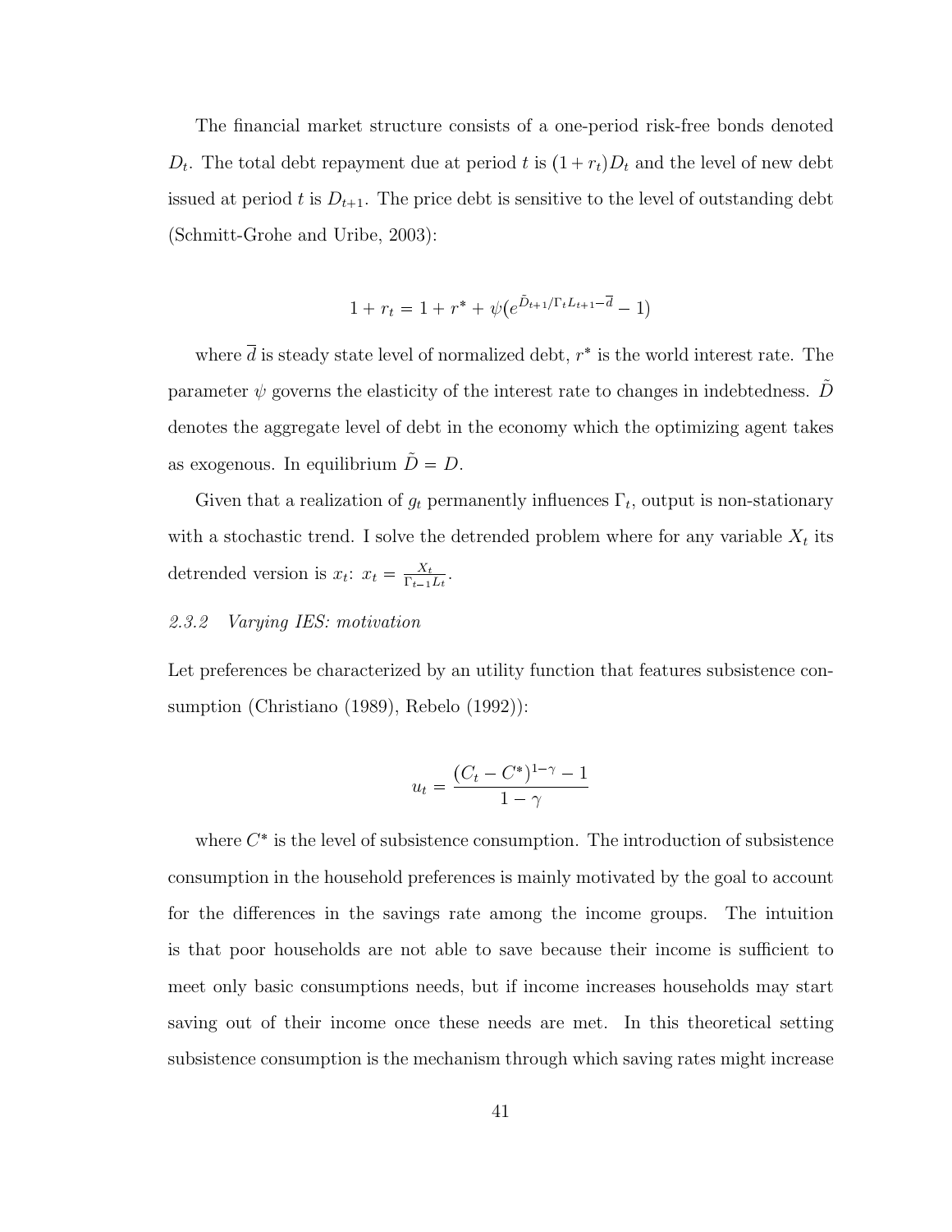The financial market structure consists of a one-period risk-free bonds denoted $D_t$. The total debt repayment due at period $t$ is $(1+r_t)D_t$ and the level of new debt issued at period $t$ is $D_{t+1}$. The price debt is sensitive to the level of outstanding debt (Schmitt-Grohe and Uribe, 2003):

$$1 + r_t = 1 + r^* + \psi(e^{\tilde{D}_{t+1}/\Gamma_t L_{t+1} - \overline{d}} - 1)$$

where $\overline{d}$ is steady state level of normalized debt, $r^*$ is the world interest rate. The parameter $\psi$ governs the elasticity of the interest rate to changes in indebtedness. $\tilde{D}$ denotes the aggregate level of debt in the economy which the optimizing agent takes as exogenous. In equilibrium $\tilde{D} = D$.

Given that a realization of $g_t$ permanently influences $\Gamma_t$, output is non-stationary with a stochastic trend. I solve the detrended problem where for any variable $X_t$ its detrended version is $x_t$: $x_t = \frac{X_t}{\Gamma_{t-1} L_t}$.

### *2.3.2 Varying IES: motivation*

Let preferences be characterized by an utility function that features subsistence consumption (Christiano (1989), Rebelo (1992)):

$$u_t = \frac{(C_t - C^*)^{1-\gamma} - 1}{1-\gamma}$$

where $C^*$ is the level of subsistence consumption. The introduction of subsistence consumption in the household preferences is mainly motivated by the goal to account for the differences in the savings rate among the income groups. The intuition is that poor households are not able to save because their income is sufficient to meet only basic consumptions needs, but if income increases households may start saving out of their income once these needs are met. In this theoretical setting subsistence consumption is the mechanism through which saving rates might increase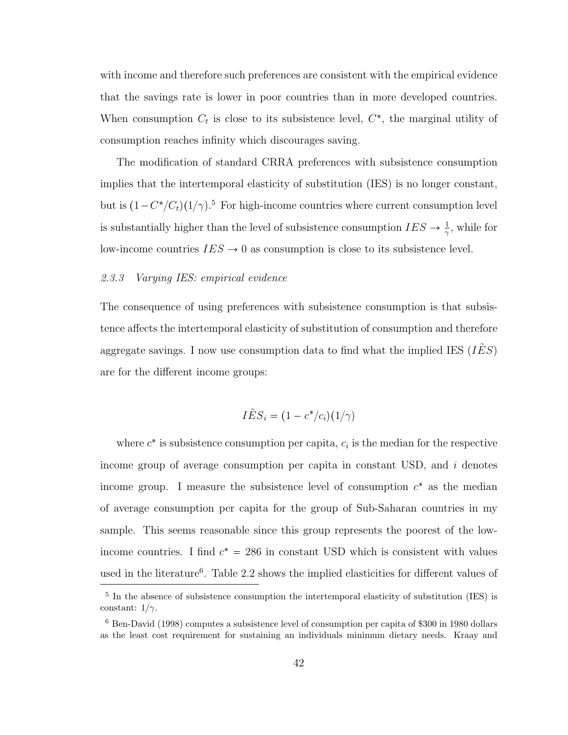with income and therefore such preferences are consistent with the empirical evidence that the savings rate is lower in poor countries than in more developed countries. When consumption $C_t$ is close to its subsistence level, $C^*$, the marginal utility of consumption reaches infinity which discourages saving.

The modification of standard CRRA preferences with subsistence consumption implies that the intertemporal elasticity of substitution (IES) is no longer constant, but is $(1-C^*/C_t)(1/\gamma)$.[5] For high-income countries where current consumption level is substantially higher than the level of subsistence consumption $IES \to \frac{1}{\gamma}$, while for low-income countries $IES \to 0$ as consumption is close to its subsistence level.

### *2.3.3 Varying IES: empirical evidence*

The consequence of using preferences with subsistence consumption is that subsistence affects the intertemporal elasticity of substitution of consumption and therefore aggregate savings. I now use consumption data to find what the implied IES ($I\tilde{E}S$) are for the different income groups:

$$I\tilde{E}S_i = (1 - c^*/c_i)(1/\gamma)$$

where $c^*$ is subsistence consumption per capita, $c_i$ is the median for the respective income group of average consumption per capita in constant USD, and $i$ denotes income group. I measure the subsistence level of consumption $c^*$ as the median of average consumption per capita for the group of Sub-Saharan countries in my sample. This seems reasonable since this group represents the poorest of the low-income countries. I find $c^* = 286$ in constant USD which is consistent with values used in the literature[6]. Table 2.2 shows the implied elasticities for different values of

---

[5] In the absence of subsistence consumption the intertemporal elasticity of substitution (IES) is constant: $1/\gamma$.

[6] Ben-David (1998) computes a subsistence level of consumption per capita of \$300 in 1980 dollars as the least cost requirement for sustaining an individuals minimum dietary needs. Kraay and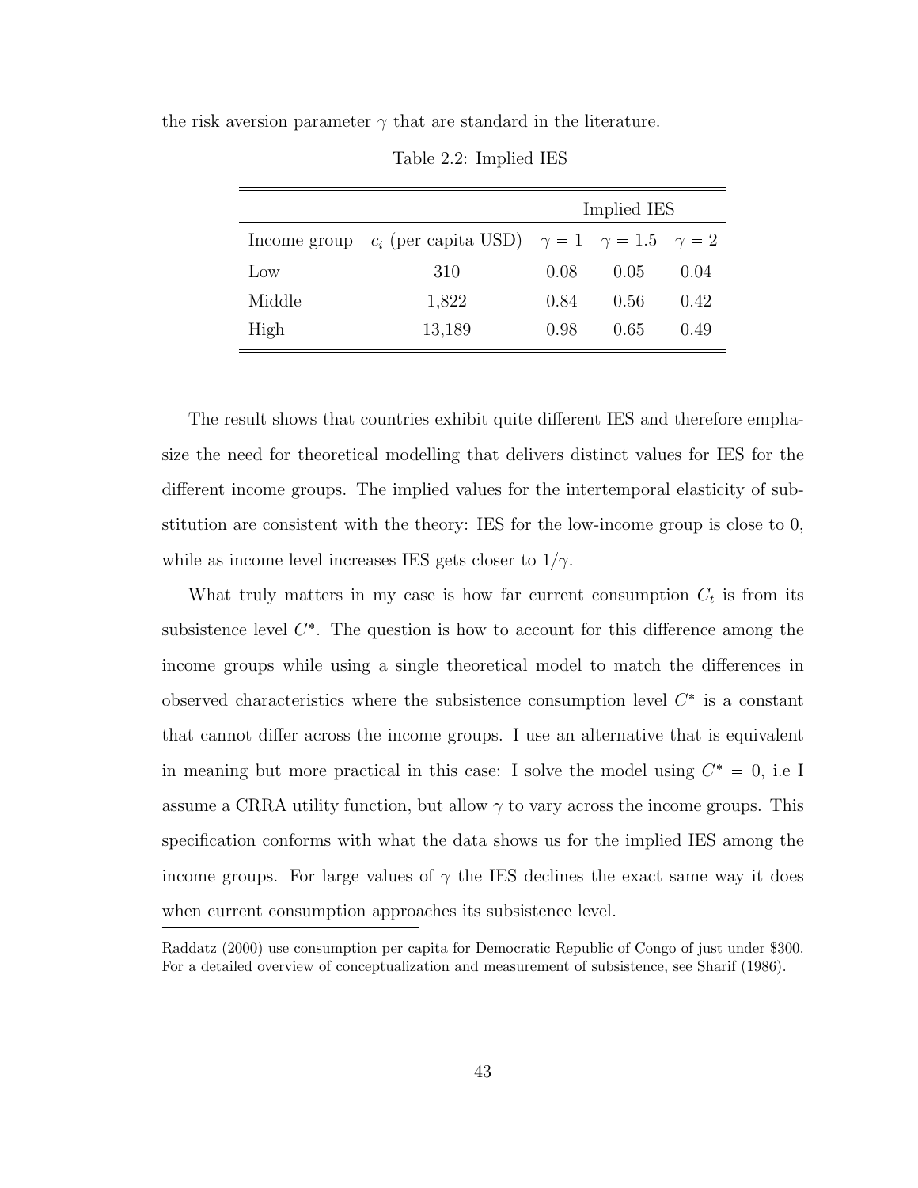the risk aversion parameter $\gamma$ that are standard in the literature.

Table 2.2: Implied IES

| | | Implied IES | | |
|---|---|---|---|---|
| Income group | $c_i$ (per capita USD) | $\gamma = 1$ | $\gamma = 1.5$ | $\gamma = 2$ |
| Low | 310 | 0.08 | 0.05 | 0.04 |
| Middle | 1,822 | 0.84 | 0.56 | 0.42 |
| High | 13,189 | 0.98 | 0.65 | 0.49 |

The result shows that countries exhibit quite different IES and therefore emphasize the need for theoretical modelling that delivers distinct values for IES for the different income groups. The implied values for the intertemporal elasticity of substitution are consistent with the theory: IES for the low-income group is close to 0, while as income level increases IES gets closer to $1/\gamma$.

What truly matters in my case is how far current consumption $C_t$ is from its subsistence level $C^*$. The question is how to account for this difference among the income groups while using a single theoretical model to match the differences in observed characteristics where the subsistence consumption level $C^*$ is a constant that cannot differ across the income groups. I use an alternative that is equivalent in meaning but more practical in this case: I solve the model using $C^* = 0$, i.e I assume a CRRA utility function, but allow $\gamma$ to vary across the income groups. This specification conforms with what the data shows us for the implied IES among the income groups. For large values of $\gamma$ the IES declines the exact same way it does when current consumption approaches its subsistence level.

Raddatz (2000) use consumption per capita for Democratic Republic of Congo of just under $300. For a detailed overview of conceptualization and measurement of subsistence, see Sharif (1986).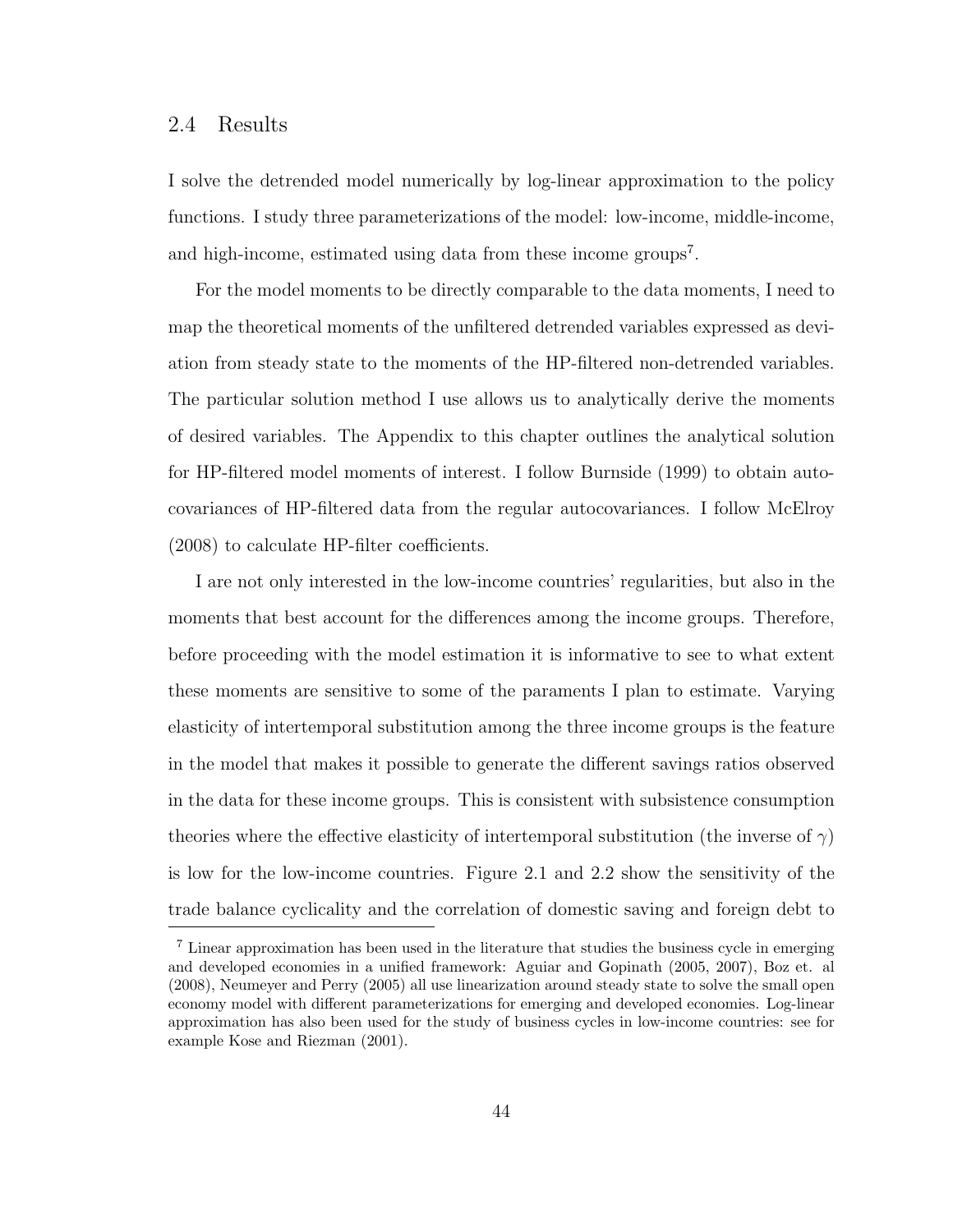## 2.4 Results

I solve the detrended model numerically by log-linear approximation to the policy functions. I study three parameterizations of the model: low-income, middle-income, and high-income, estimated using data from these income groups[7].

For the model moments to be directly comparable to the data moments, I need to map the theoretical moments of the unfiltered detrended variables expressed as deviation from steady state to the moments of the HP-filtered non-detrended variables. The particular solution method I use allows us to analytically derive the moments of desired variables. The Appendix to this chapter outlines the analytical solution for HP-filtered model moments of interest. I follow Burnside (1999) to obtain autocovariances of HP-filtered data from the regular autocovariances. I follow McElroy (2008) to calculate HP-filter coefficients.

I are not only interested in the low-income countries' regularities, but also in the moments that best account for the differences among the income groups. Therefore, before proceeding with the model estimation it is informative to see to what extent these moments are sensitive to some of the paraments I plan to estimate. Varying elasticity of intertemporal substitution among the three income groups is the feature in the model that makes it possible to generate the different savings ratios observed in the data for these income groups. This is consistent with subsistence consumption theories where the effective elasticity of intertemporal substitution (the inverse of $\gamma$) is low for the low-income countries. Figure 2.1 and 2.2 show the sensitivity of the trade balance cyclicality and the correlation of domestic saving and foreign debt to

[7] Linear approximation has been used in the literature that studies the business cycle in emerging and developed economies in a unified framework: Aguiar and Gopinath (2005, 2007), Boz et. al (2008), Neumeyer and Perry (2005) all use linearization around steady state to solve the small open economy model with different parameterizations for emerging and developed economies. Log-linear approximation has also been used for the study of business cycles in low-income countries: see for example Kose and Riezman (2001).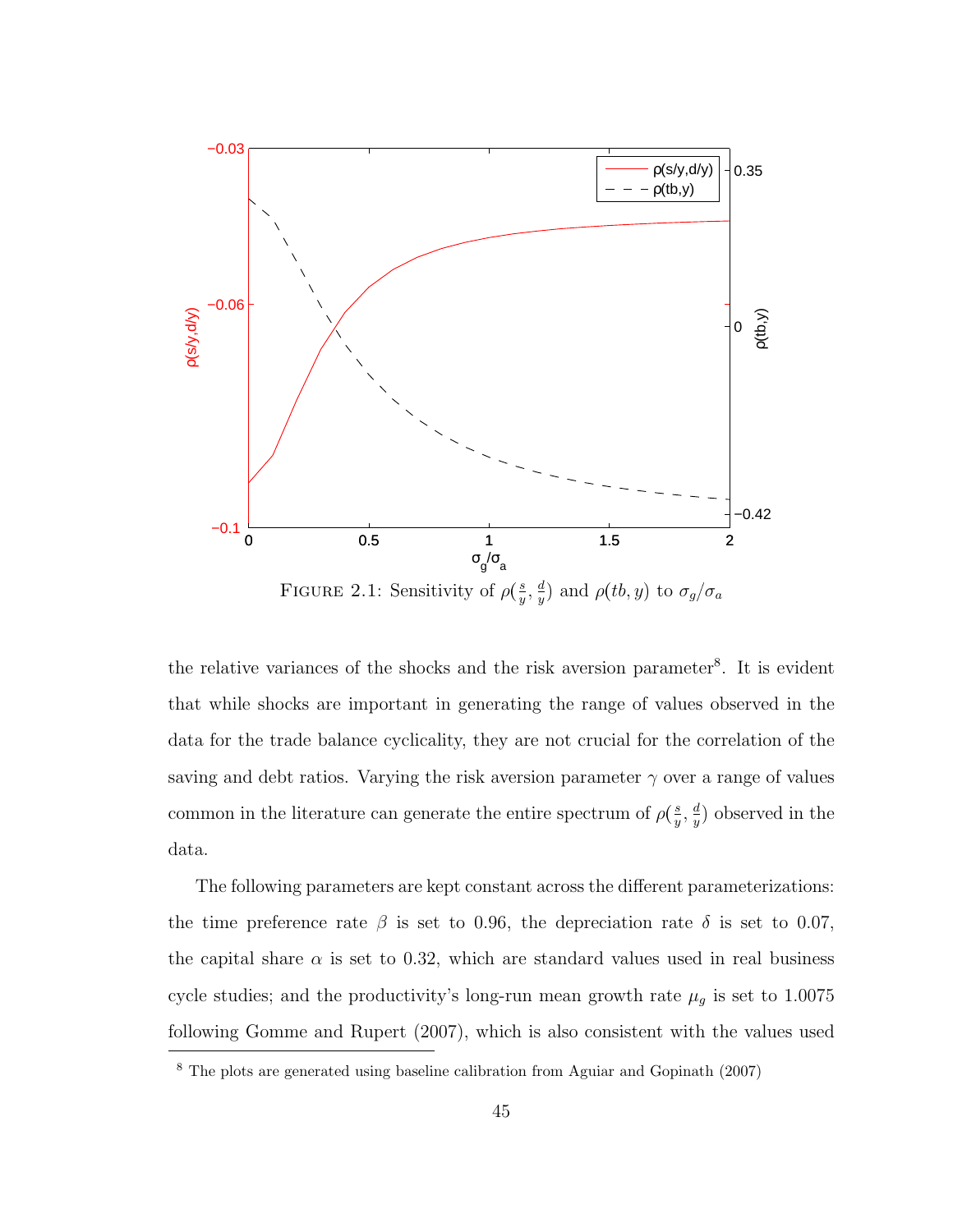FIGURE 2.1: Sensitivity of $\rho(\frac{s}{y}, \frac{d}{y})$ and $\rho(tb, y)$ to $\sigma_g/\sigma_a$

the relative variances of the shocks and the risk aversion parameter[8]. It is evident that while shocks are important in generating the range of values observed in the data for the trade balance cyclicality, they are not crucial for the correlation of the saving and debt ratios. Varying the risk aversion parameter $\gamma$ over a range of values common in the literature can generate the entire spectrum of $\rho(\frac{s}{y}, \frac{d}{y})$ observed in the data.

The following parameters are kept constant across the different parameterizations: the time preference rate $\beta$ is set to 0.96, the depreciation rate $\delta$ is set to 0.07, the capital share $\alpha$ is set to 0.32, which are standard values used in real business cycle studies; and the productivity's long-run mean growth rate $\mu_g$ is set to 1.0075 following Gomme and Rupert (2007), which is also consistent with the values used

[8] The plots are generated using baseline calibration from Aguiar and Gopinath (2007)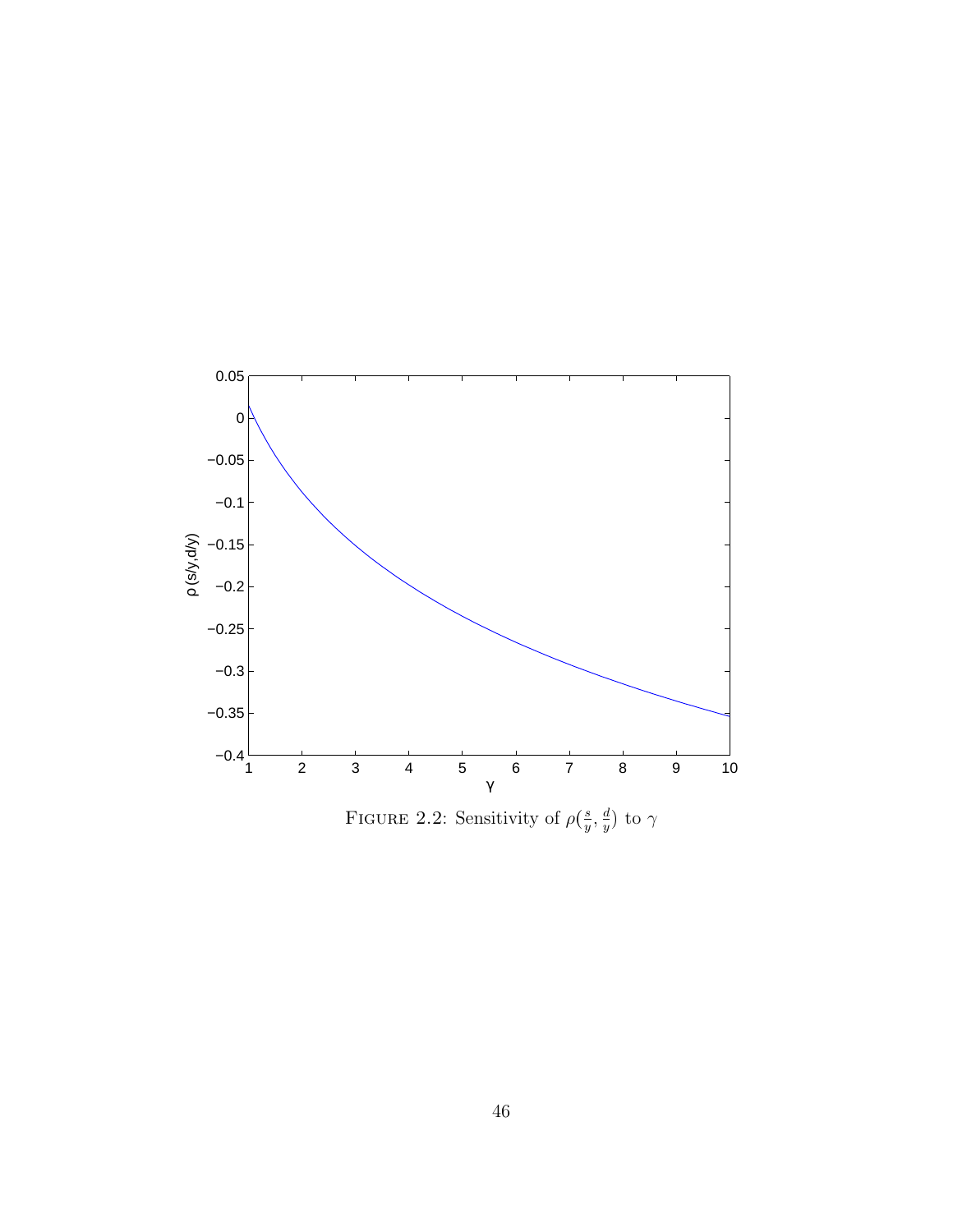FIGURE 2.2: Sensitivity of $\rho(\frac{s}{y}, \frac{d}{y})$ to $\gamma$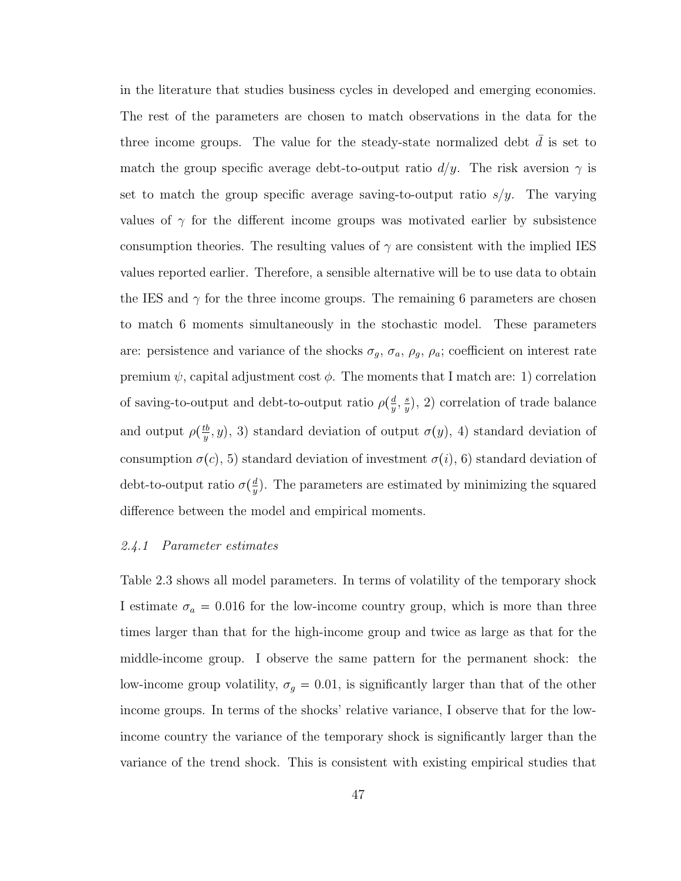in the literature that studies business cycles in developed and emerging economies. The rest of the parameters are chosen to match observations in the data for the three income groups. The value for the steady-state normalized debt $\bar{d}$ is set to match the group specific average debt-to-output ratio $d/y$. The risk aversion $\gamma$ is set to match the group specific average saving-to-output ratio $s/y$. The varying values of $\gamma$ for the different income groups was motivated earlier by subsistence consumption theories. The resulting values of $\gamma$ are consistent with the implied IES values reported earlier. Therefore, a sensible alternative will be to use data to obtain the IES and $\gamma$ for the three income groups. The remaining 6 parameters are chosen to match 6 moments simultaneously in the stochastic model. These parameters are: persistence and variance of the shocks $\sigma_g$, $\sigma_a$, $\rho_g$, $\rho_a$; coefficient on interest rate premium $\psi$, capital adjustment cost $\phi$. The moments that I match are: 1) correlation of saving-to-output and debt-to-output ratio $\rho(\frac{d}{y}, \frac{s}{y})$, 2) correlation of trade balance and output $\rho(\frac{tb}{y}, y)$, 3) standard deviation of output $\sigma(y)$, 4) standard deviation of consumption $\sigma(c)$, 5) standard deviation of investment $\sigma(i)$, 6) standard deviation of debt-to-output ratio $\sigma(\frac{d}{y})$. The parameters are estimated by minimizing the squared difference between the model and empirical moments.

### *2.4.1 Parameter estimates*

Table 2.3 shows all model parameters. In terms of volatility of the temporary shock I estimate $\sigma_a = 0.016$ for the low-income country group, which is more than three times larger than that for the high-income group and twice as large as that for the middle-income group. I observe the same pattern for the permanent shock: the low-income group volatility, $\sigma_g = 0.01$, is significantly larger than that of the other income groups. In terms of the shocks' relative variance, I observe that for the low-income country the variance of the temporary shock is significantly larger than the variance of the trend shock. This is consistent with existing empirical studies that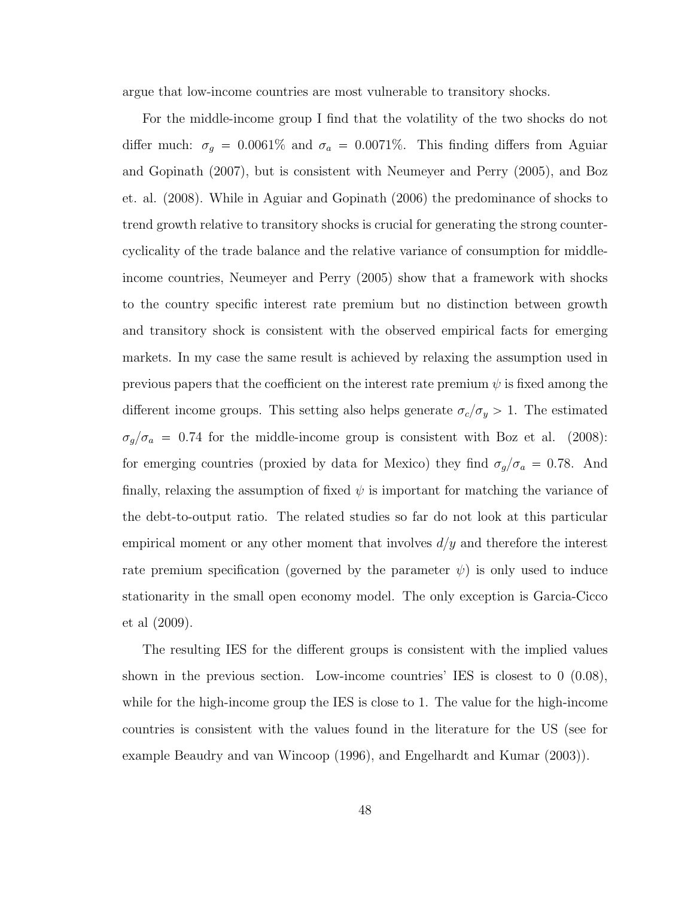argue that low-income countries are most vulnerable to transitory shocks.

For the middle-income group I find that the volatility of the two shocks do not differ much: $\sigma_g = 0.0061\%$ and $\sigma_a = 0.0071\%$. This finding differs from Aguiar and Gopinath (2007), but is consistent with Neumeyer and Perry (2005), and Boz et. al. (2008). While in Aguiar and Gopinath (2006) the predominance of shocks to trend growth relative to transitory shocks is crucial for generating the strong countercyclicality of the trade balance and the relative variance of consumption for middle-income countries, Neumeyer and Perry (2005) show that a framework with shocks to the country specific interest rate premium but no distinction between growth and transitory shock is consistent with the observed empirical facts for emerging markets. In my case the same result is achieved by relaxing the assumption used in previous papers that the coefficient on the interest rate premium $\psi$ is fixed among the different income groups. This setting also helps generate $\sigma_c/\sigma_y > 1$. The estimated $\sigma_g/\sigma_a = 0.74$ for the middle-income group is consistent with Boz et al. (2008): for emerging countries (proxied by data for Mexico) they find $\sigma_g/\sigma_a = 0.78$. And finally, relaxing the assumption of fixed $\psi$ is important for matching the variance of the debt-to-output ratio. The related studies so far do not look at this particular empirical moment or any other moment that involves $d/y$ and therefore the interest rate premium specification (governed by the parameter $\psi$) is only used to induce stationarity in the small open economy model. The only exception is Garcia-Cicco et al (2009).

The resulting IES for the different groups is consistent with the implied values shown in the previous section. Low-income countries' IES is closest to 0 (0.08), while for the high-income group the IES is close to 1. The value for the high-income countries is consistent with the values found in the literature for the US (see for example Beaudry and van Wincoop (1996), and Engelhardt and Kumar (2003)).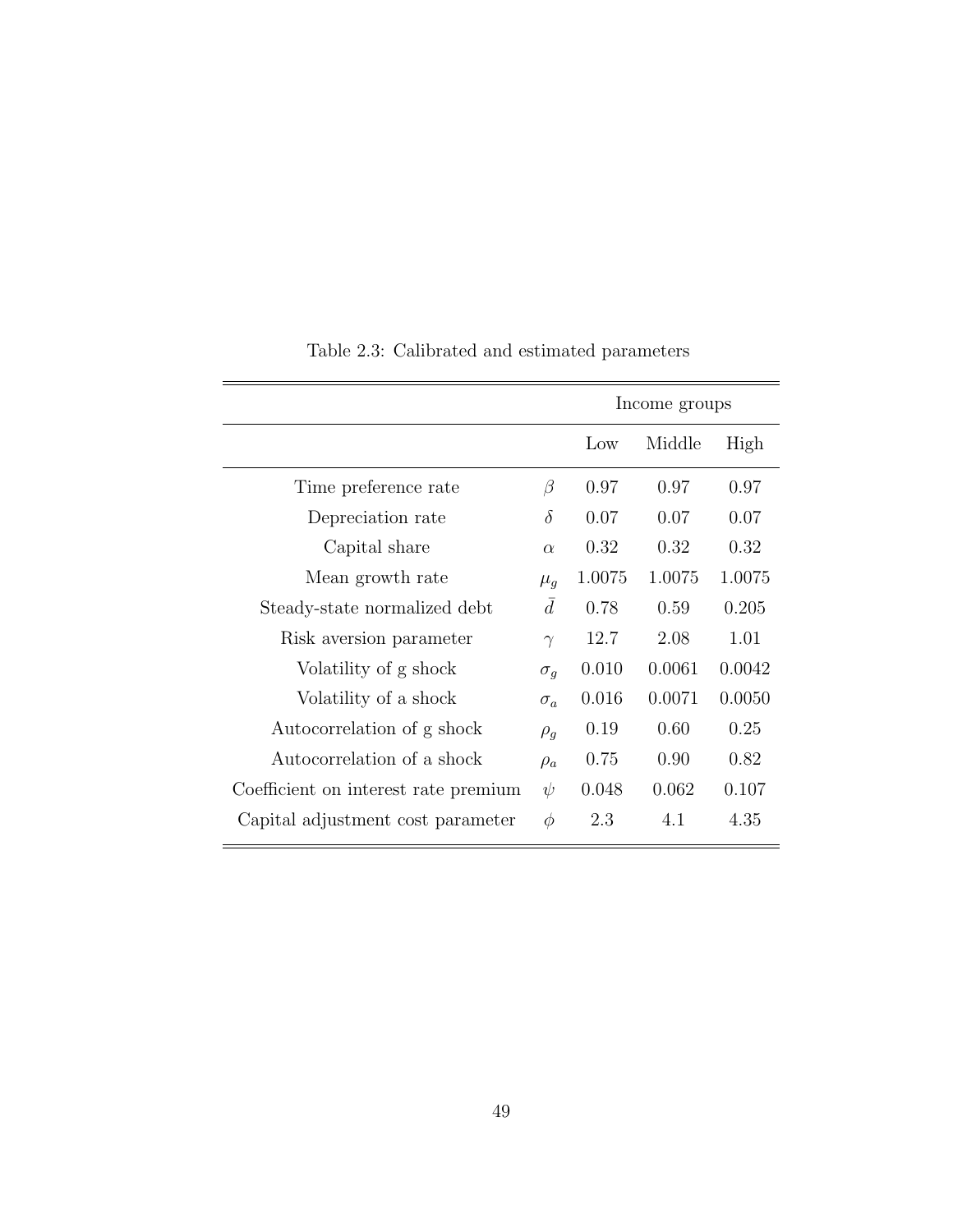Table 2.3: Calibrated and estimated parameters

| | | Income groups | | |
|---|---|---|---|---|
| | | Low | Middle | High |
| Time preference rate | $\beta$ | 0.97 | 0.97 | 0.97 |
| Depreciation rate | $\delta$ | 0.07 | 0.07 | 0.07 |
| Capital share | $\alpha$ | 0.32 | 0.32 | 0.32 |
| Mean growth rate | $\mu_g$ | 1.0075 | 1.0075 | 1.0075 |
| Steady-state normalized debt | $\bar{d}$ | 0.78 | 0.59 | 0.205 |
| Risk aversion parameter | $\gamma$ | 12.7 | 2.08 | 1.01 |
| Volatility of g shock | $\sigma_g$ | 0.010 | 0.0061 | 0.0042 |
| Volatility of a shock | $\sigma_a$ | 0.016 | 0.0071 | 0.0050 |
| Autocorrelation of g shock | $\rho_g$ | 0.19 | 0.60 | 0.25 |
| Autocorrelation of a shock | $\rho_a$ | 0.75 | 0.90 | 0.82 |
| Coefficient on interest rate premium | $\psi$ | 0.048 | 0.062 | 0.107 |
| Capital adjustment cost parameter | $\phi$ | 2.3 | 4.1 | 4.35 |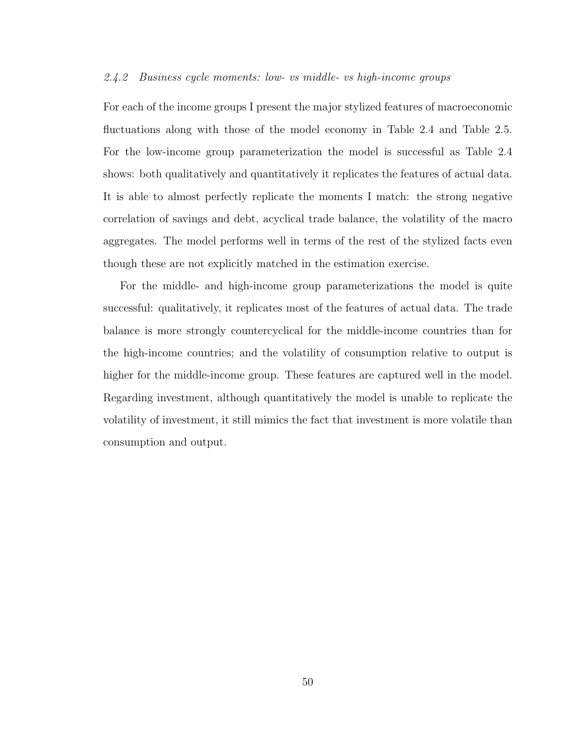### *2.4.2 Business cycle moments: low- vs middle- vs high-income groups*

For each of the income groups I present the major stylized features of macroeconomic fluctuations along with those of the model economy in Table 2.4 and Table 2.5. For the low-income group parameterization the model is successful as Table 2.4 shows: both qualitatively and quantitatively it replicates the features of actual data. It is able to almost perfectly replicate the moments I match: the strong negative correlation of savings and debt, acyclical trade balance, the volatility of the macro aggregates. The model performs well in terms of the rest of the stylized facts even though these are not explicitly matched in the estimation exercise.

For the middle- and high-income group parameterizations the model is quite successful: qualitatively, it replicates most of the features of actual data. The trade balance is more strongly countercyclical for the middle-income countries than for the high-income countries; and the volatility of consumption relative to output is higher for the middle-income group. These features are captured well in the model. Regarding investment, although quantitatively the model is unable to replicate the volatility of investment, it still mimics the fact that investment is more volatile than consumption and output.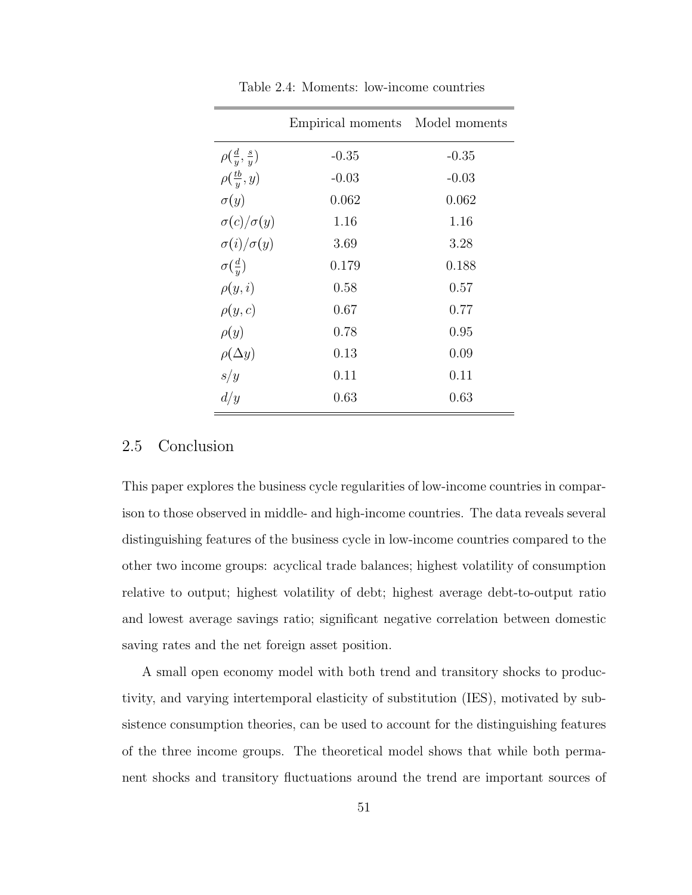Table 2.4: Moments: low-income countries

| | Empirical moments | Model moments |
|---|---|---|
| $\rho(\frac{d}{y}, \frac{s}{y})$ | -0.35 | -0.35 |
| $\rho(\frac{tb}{y}, y)$ | -0.03 | -0.03 |
| $\sigma(y)$ | 0.062 | 0.062 |
| $\sigma(c)/\sigma(y)$ | 1.16 | 1.16 |
| $\sigma(i)/\sigma(y)$ | 3.69 | 3.28 |
| $\sigma(\frac{d}{y})$ | 0.179 | 0.188 |
| $\rho(y, i)$ | 0.58 | 0.57 |
| $\rho(y, c)$ | 0.67 | 0.77 |
| $\rho(y)$ | 0.78 | 0.95 |
| $\rho(\Delta y)$ | 0.13 | 0.09 |
| $s/y$ | 0.11 | 0.11 |
| $d/y$ | 0.63 | 0.63 |

## 2.5 Conclusion

This paper explores the business cycle regularities of low-income countries in comparison to those observed in middle- and high-income countries. The data reveals several distinguishing features of the business cycle in low-income countries compared to the other two income groups: acyclical trade balances; highest volatility of consumption relative to output; highest volatility of debt; highest average debt-to-output ratio and lowest average savings ratio; significant negative correlation between domestic saving rates and the net foreign asset position.

A small open economy model with both trend and transitory shocks to productivity, and varying intertemporal elasticity of substitution (IES), motivated by subsistence consumption theories, can be used to account for the distinguishing features of the three income groups. The theoretical model shows that while both permanent shocks and transitory fluctuations around the trend are important sources of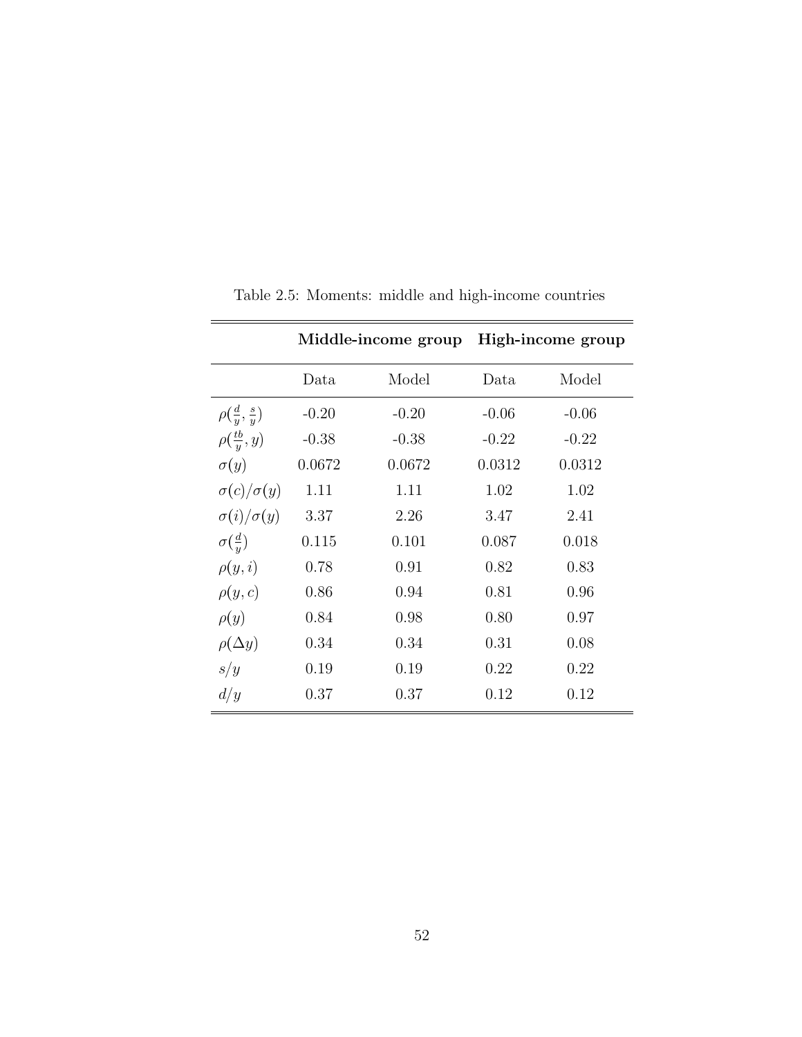Table 2.5: Moments: middle and high-income countries

| | **Middle-income group** | | **High-income group** | |
|---|---|---|---|---|
| | Data | Model | Data | Model |
| $\rho(\frac{d}{y}, \frac{s}{y})$ | -0.20 | -0.20 | -0.06 | -0.06 |
| $\rho(\frac{tb}{y}, y)$ | -0.38 | -0.38 | -0.22 | -0.22 |
| $\sigma(y)$ | 0.0672 | 0.0672 | 0.0312 | 0.0312 |
| $\sigma(c)/\sigma(y)$ | 1.11 | 1.11 | 1.02 | 1.02 |
| $\sigma(i)/\sigma(y)$ | 3.37 | 2.26 | 3.47 | 2.41 |
| $\sigma(\frac{d}{y})$ | 0.115 | 0.101 | 0.087 | 0.018 |
| $\rho(y, i)$ | 0.78 | 0.91 | 0.82 | 0.83 |
| $\rho(y, c)$ | 0.86 | 0.94 | 0.81 | 0.96 |
| $\rho(y)$ | 0.84 | 0.98 | 0.80 | 0.97 |
| $\rho(\Delta y)$ | 0.34 | 0.34 | 0.31 | 0.08 |
| $s/y$ | 0.19 | 0.19 | 0.22 | 0.22 |
| $d/y$ | 0.37 | 0.37 | 0.12 | 0.12 |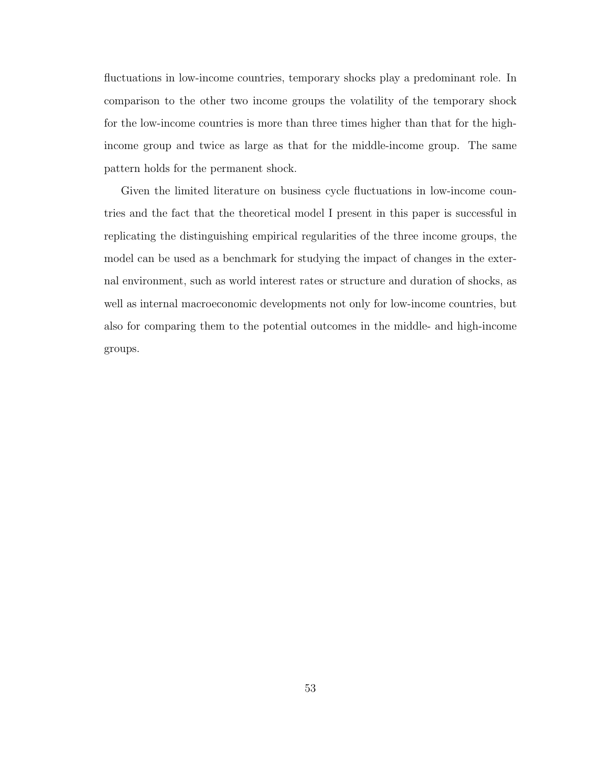fluctuations in low-income countries, temporary shocks play a predominant role. In comparison to the other two income groups the volatility of the temporary shock for the low-income countries is more than three times higher than that for the high-income group and twice as large as that for the middle-income group. The same pattern holds for the permanent shock.

Given the limited literature on business cycle fluctuations in low-income countries and the fact that the theoretical model I present in this paper is successful in replicating the distinguishing empirical regularities of the three income groups, the model can be used as a benchmark for studying the impact of changes in the external environment, such as world interest rates or structure and duration of shocks, as well as internal macroeconomic developments not only for low-income countries, but also for comparing them to the potential outcomes in the middle- and high-income groups.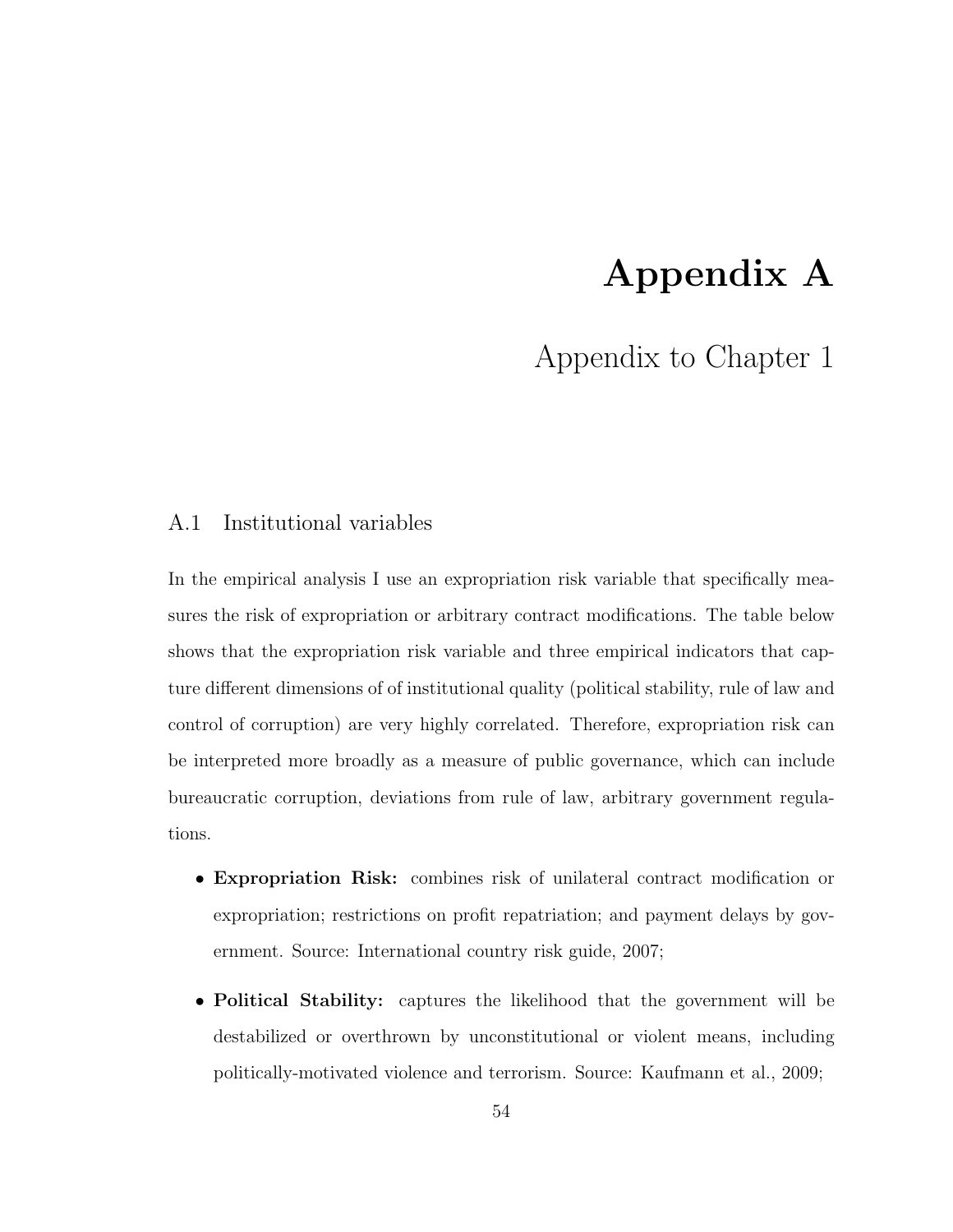# Appendix A

## Appendix to Chapter 1

### A.1 Institutional variables

In the empirical analysis I use an expropriation risk variable that specifically measures the risk of expropriation or arbitrary contract modifications. The table below shows that the expropriation risk variable and three empirical indicators that capture different dimensions of of institutional quality (political stability, rule of law and control of corruption) are very highly correlated. Therefore, expropriation risk can be interpreted more broadly as a measure of public governance, which can include bureaucratic corruption, deviations from rule of law, arbitrary government regulations.

- **Expropriation Risk:** combines risk of unilateral contract modification or expropriation; restrictions on profit repatriation; and payment delays by government. Source: International country risk guide, 2007;
- **Political Stability:** captures the likelihood that the government will be destabilized or overthrown by unconstitutional or violent means, including politically-motivated violence and terrorism. Source: Kaufmann et al., 2009;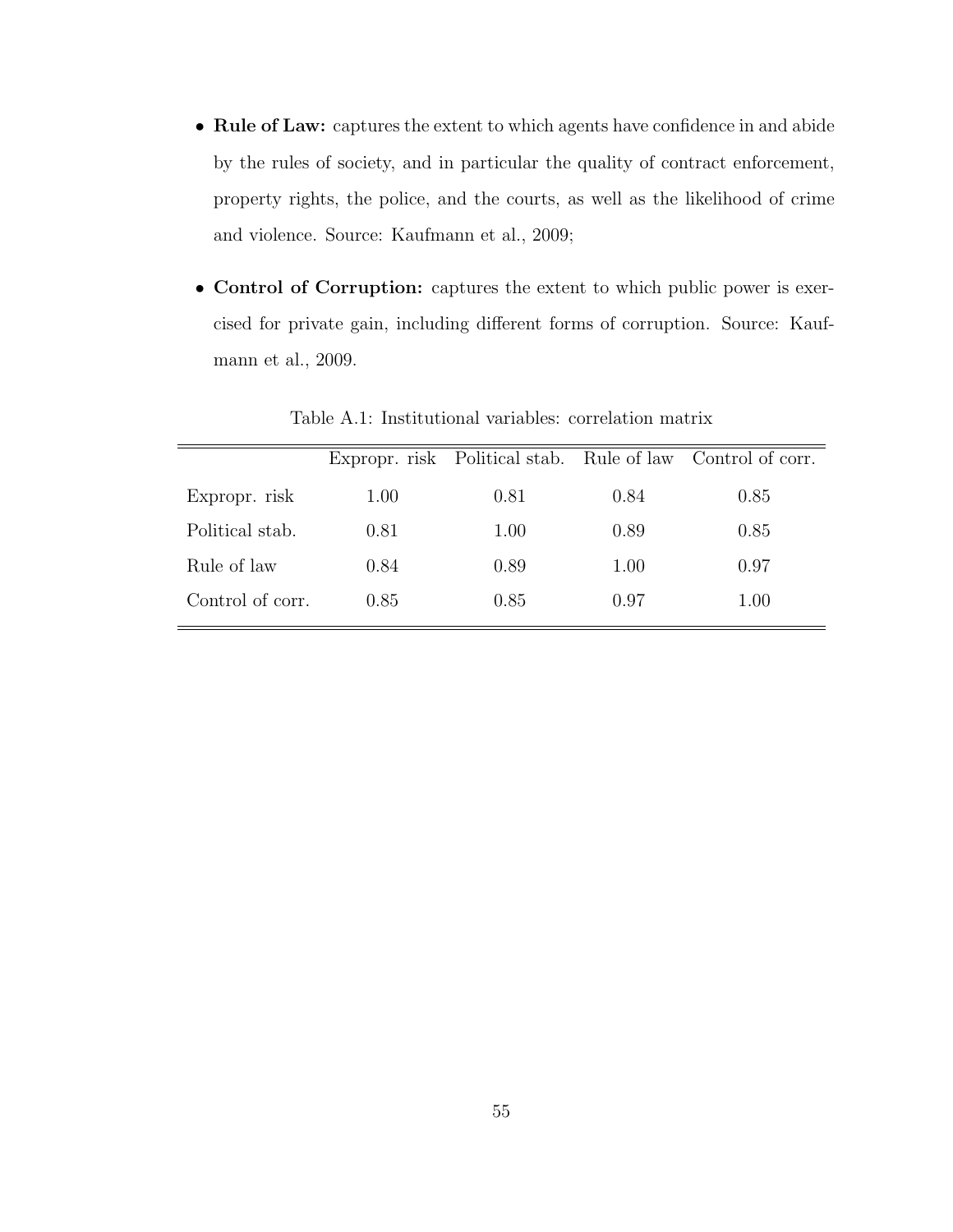- **Rule of Law:** captures the extent to which agents have confidence in and abide by the rules of society, and in particular the quality of contract enforcement, property rights, the police, and the courts, as well as the likelihood of crime and violence. Source: Kaufmann et al., 2009;

- **Control of Corruption:** captures the extent to which public power is exercised for private gain, including different forms of corruption. Source: Kaufmann et al., 2009.

Table A.1: Institutional variables: correlation matrix

| | Expropr. risk | Political stab. | Rule of law | Control of corr. |
|---|---|---|---|---|
| Expropr. risk | 1.00 | 0.81 | 0.84 | 0.85 |
| Political stab. | 0.81 | 1.00 | 0.89 | 0.85 |
| Rule of law | 0.84 | 0.89 | 1.00 | 0.97 |
| Control of corr. | 0.85 | 0.85 | 0.97 | 1.00 |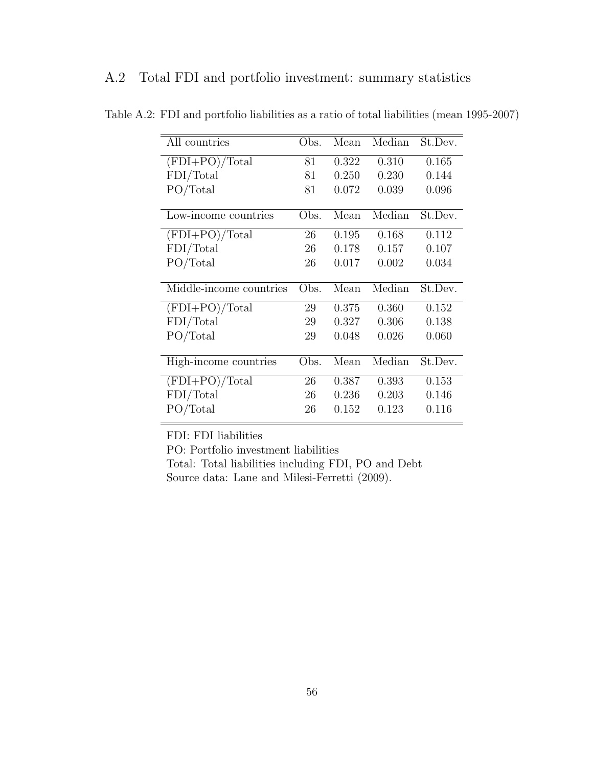## A.2 Total FDI and portfolio investment: summary statistics

Table A.2: FDI and portfolio liabilities as a ratio of total liabilities (mean 1995-2007)

| All countries | Obs. | Mean | Median | St.Dev. |
|---|---|---|---|---|
| (FDI+PO)/Total | 81 | 0.322 | 0.310 | 0.165 |
| FDI/Total | 81 | 0.250 | 0.230 | 0.144 |
| PO/Total | 81 | 0.072 | 0.039 | 0.096 |
| **Low-income countries** | **Obs.** | **Mean** | **Median** | **St.Dev.** |
| (FDI+PO)/Total | 26 | 0.195 | 0.168 | 0.112 |
| FDI/Total | 26 | 0.178 | 0.157 | 0.107 |
| PO/Total | 26 | 0.017 | 0.002 | 0.034 |
| **Middle-income countries** | **Obs.** | **Mean** | **Median** | **St.Dev.** |
| (FDI+PO)/Total | 29 | 0.375 | 0.360 | 0.152 |
| FDI/Total | 29 | 0.327 | 0.306 | 0.138 |
| PO/Total | 29 | 0.048 | 0.026 | 0.060 |
| **High-income countries** | **Obs.** | **Mean** | **Median** | **St.Dev.** |
| (FDI+PO)/Total | 26 | 0.387 | 0.393 | 0.153 |
| FDI/Total | 26 | 0.236 | 0.203 | 0.146 |
| PO/Total | 26 | 0.152 | 0.123 | 0.116 |

FDI: FDI liabilities

PO: Portfolio investment liabilities

Total: Total liabilities including FDI, PO and Debt

Source data: Lane and Milesi-Ferretti (2009).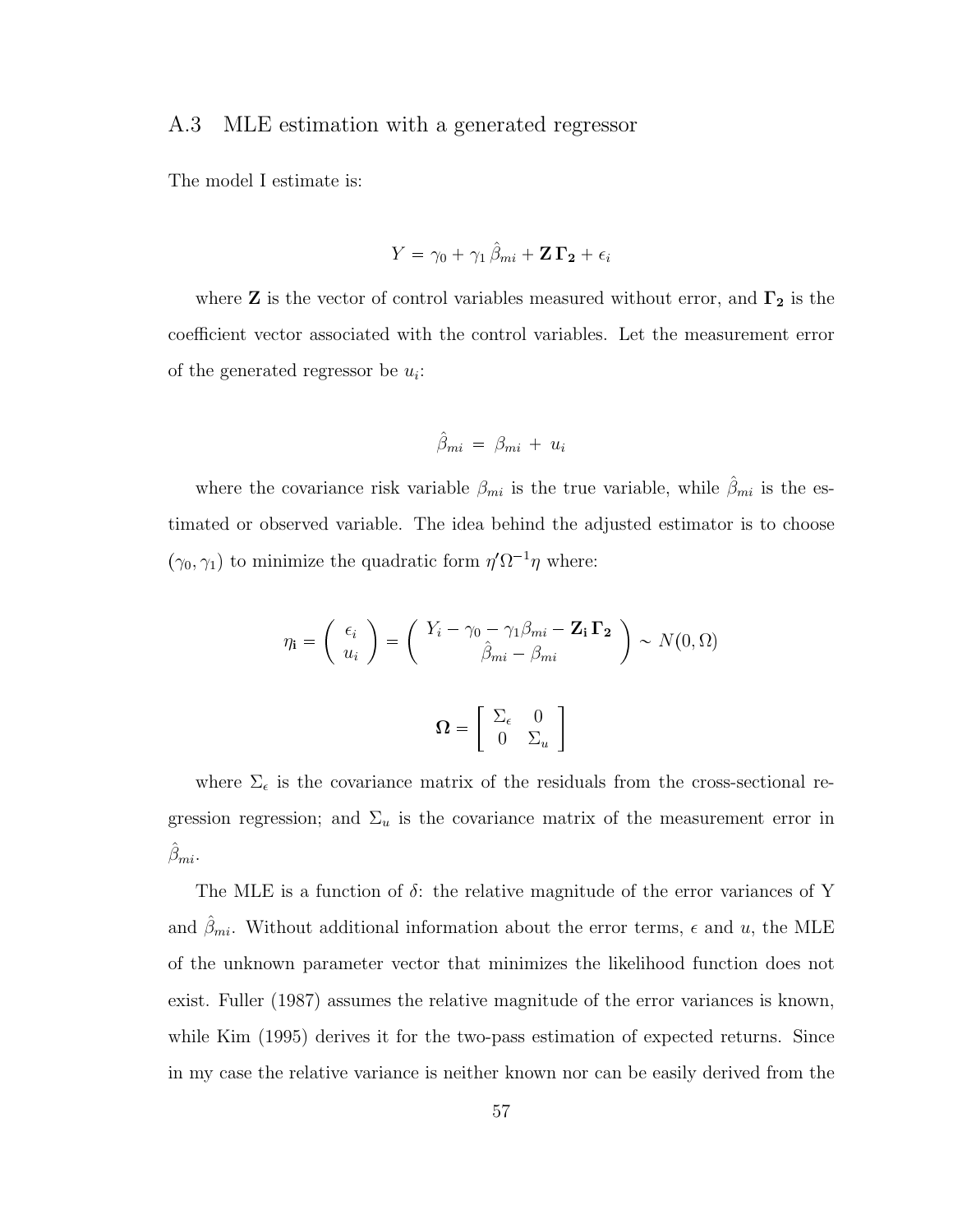## A.3 MLE estimation with a generated regressor

The model I estimate is:

$$Y = \gamma_0 + \gamma_1 \hat{\beta}_{mi} + \mathbf{Z}\,\mathbf{\Gamma_2} + \epsilon_i$$

where $\mathbf{Z}$ is the vector of control variables measured without error, and $\mathbf{\Gamma_2}$ is the coefficient vector associated with the control variables. Let the measurement error of the generated regressor be $u_i$:

$$\hat{\beta}_{mi} \;=\; \beta_{mi} \;+\; u_i$$

where the covariance risk variable $\beta_{mi}$ is the true variable, while $\hat{\beta}_{mi}$ is the estimated or observed variable. The idea behind the adjusted estimator is to choose $(\gamma_0, \gamma_1)$ to minimize the quadratic form $\eta' \Omega^{-1} \eta$ where:

$$\eta_{\mathbf{i}} = \begin{pmatrix} \epsilon_i \\ u_i \end{pmatrix} = \begin{pmatrix} Y_i - \gamma_0 - \gamma_1 \beta_{mi} - \mathbf{Z_i}\,\mathbf{\Gamma_2} \\ \hat{\beta}_{mi} - \beta_{mi} \end{pmatrix} \sim N(0, \Omega)$$

$$\mathbf{\Omega} = \begin{bmatrix} \Sigma_\epsilon & 0 \\ 0 & \Sigma_u \end{bmatrix}$$

where $\Sigma_\epsilon$ is the covariance matrix of the residuals from the cross-sectional regression regression; and $\Sigma_u$ is the covariance matrix of the measurement error in $\hat{\beta}_{mi}$.

The MLE is a function of $\delta$: the relative magnitude of the error variances of Y and $\hat{\beta}_{mi}$. Without additional information about the error terms, $\epsilon$ and $u$, the MLE of the unknown parameter vector that minimizes the likelihood function does not exist. Fuller (1987) assumes the relative magnitude of the error variances is known, while Kim (1995) derives it for the two-pass estimation of expected returns. Since in my case the relative variance is neither known nor can be easily derived from the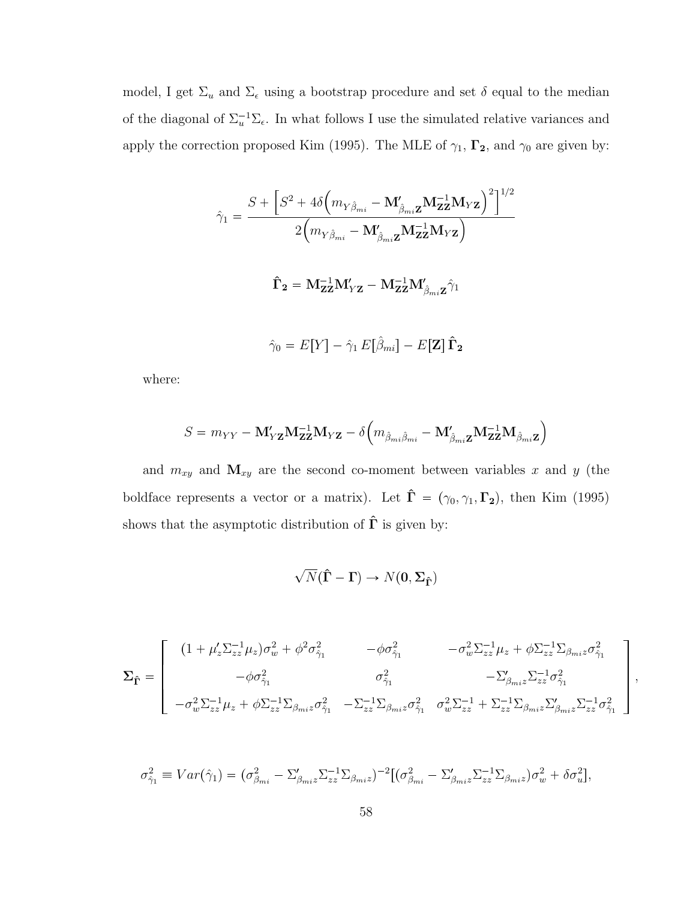model, I get $\Sigma_u$ and $\Sigma_\epsilon$ using a bootstrap procedure and set $\delta$ equal to the median of the diagonal of $\Sigma_u^{-1}\Sigma_\epsilon$. In what follows I use the simulated relative variances and apply the correction proposed Kim (1995). The MLE of $\gamma_1$, $\mathbf{\Gamma_2}$, and $\gamma_0$ are given by:

$$\hat{\gamma}_1 = \frac{S + \left[S^2 + 4\delta\Big(m_{Y\hat{\beta}_{mi}} - \mathbf{M}'_{\hat{\beta}_{mi}\mathbf{Z}}\mathbf{M}^{-1}_{\mathbf{ZZ}}\mathbf{M}_{Y\mathbf{Z}}\Big)^2\right]^{1/2}}{2\Big(m_{Y\hat{\beta}_{mi}} - \mathbf{M}'_{\hat{\beta}_{mi}\mathbf{Z}}\mathbf{M}^{-1}_{\mathbf{ZZ}}\mathbf{M}_{Y\mathbf{Z}}\Big)}$$

$$\hat{\mathbf{\Gamma}}_{\mathbf{2}} = \mathbf{M}^{-1}_{\mathbf{ZZ}}\mathbf{M}'_{Y\mathbf{Z}} - \mathbf{M}^{-1}_{\mathbf{ZZ}}\mathbf{M}'_{\hat{\beta}_{mi}\mathbf{Z}}\hat{\gamma}_1$$

$$\hat{\gamma}_0 = E[Y] - \hat{\gamma}_1\, E[\hat{\beta}_{mi}] - E[\mathbf{Z}]\,\hat{\mathbf{\Gamma}}_{\mathbf{2}}$$

where:

$$S = m_{YY} - \mathbf{M}'_{Y\mathbf{Z}}\mathbf{M}^{-1}_{\mathbf{ZZ}}\mathbf{M}_{Y\mathbf{Z}} - \delta\Big(m_{\hat{\beta}_{mi}\hat{\beta}_{mi}} - \mathbf{M}'_{\hat{\beta}_{mi}\mathbf{Z}}\mathbf{M}^{-1}_{\mathbf{ZZ}}\mathbf{M}_{\hat{\beta}_{mi}\mathbf{Z}}\Big)$$

and $m_{xy}$ and $\mathbf{M}_{xy}$ are the second co-moment between variables $x$ and $y$ (the boldface represents a vector or a matrix). Let $\hat{\mathbf{\Gamma}} = (\gamma_0, \gamma_1, \mathbf{\Gamma_2})$, then Kim (1995) shows that the asymptotic distribution of $\hat{\mathbf{\Gamma}}$ is given by:

$$\sqrt{N}(\hat{\mathbf{\Gamma}} - \mathbf{\Gamma}) \rightarrow N(\mathbf{0}, \mathbf{\Sigma}_{\hat{\mathbf{\Gamma}}})$$

$$\mathbf{\Sigma}_{\hat{\mathbf{\Gamma}}} = \begin{bmatrix} (1 + \mu_z'\Sigma_{zz}^{-1}\mu_z)\sigma_w^2 + \phi^2\sigma^2_{\hat{\gamma}_1} & -\phi\sigma^2_{\hat{\gamma}_1} & -\sigma_w^2\Sigma_{zz}^{-1}\mu_z + \phi\Sigma_{zz}^{-1}\Sigma_{\beta_{mi}z}\sigma^2_{\hat{\gamma}_1} \\ -\phi\sigma^2_{\hat{\gamma}_1} & \sigma^2_{\hat{\gamma}_1} & -\Sigma'_{\beta_{mi}z}\Sigma_{zz}^{-1}\sigma^2_{\hat{\gamma}_1} \\ -\sigma_w^2\Sigma_{zz}^{-1}\mu_z + \phi\Sigma_{zz}^{-1}\Sigma_{\beta_{mi}z}\sigma^2_{\hat{\gamma}_1} & -\Sigma_{zz}^{-1}\Sigma_{\beta_{mi}z}\sigma^2_{\hat{\gamma}_1} & \sigma_w^2\Sigma_{zz}^{-1} + \Sigma_{zz}^{-1}\Sigma_{\beta_{mi}z}\Sigma'_{\beta_{mi}z}\Sigma_{zz}^{-1}\sigma^2_{\hat{\gamma}_1} \end{bmatrix},$$

$$\sigma^2_{\hat{\gamma}_1} \equiv Var(\hat{\gamma}_1) = (\sigma^2_{\beta_{mi}} - \Sigma'_{\beta_{mi}z}\Sigma_{zz}^{-1}\Sigma_{\beta_{mi}z})^{-2}[(\sigma^2_{\beta_{mi}} - \Sigma'_{\beta_{mi}z}\Sigma_{zz}^{-1}\Sigma_{\beta_{mi}z})\sigma_w^2 + \delta\sigma_u^2],$$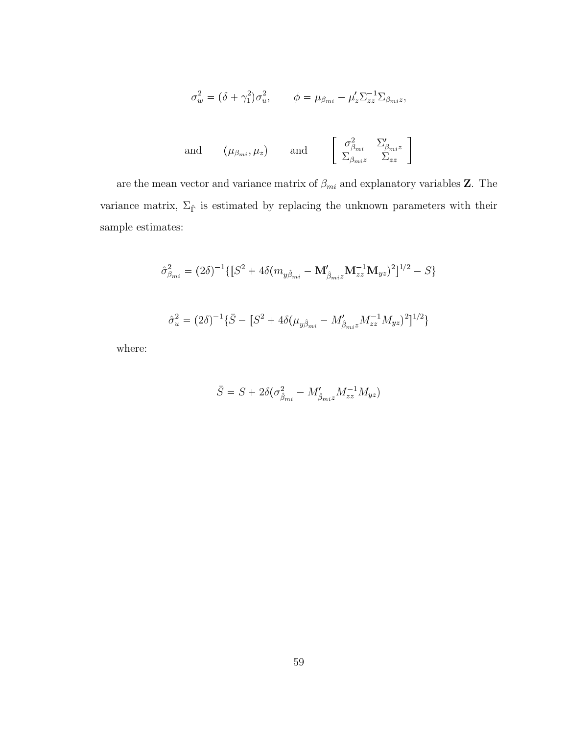$$\sigma_w^2 = (\delta + \gamma_1^2)\sigma_u^2, \qquad \phi = \mu_{\beta_{mi}} - \mu_z' \Sigma_{zz}^{-1} \Sigma_{\beta_{mi} z},$$

$$\text{and} \qquad (\mu_{\beta_{mi}}, \mu_z) \qquad \text{and} \qquad \begin{bmatrix} \sigma_{\beta_{mi}}^2 & \Sigma_{\beta_{mi} z}' \\ \Sigma_{\beta_{mi} z} & \Sigma_{zz} \end{bmatrix}$$

are the mean vector and variance matrix of $\beta_{mi}$ and explanatory variables $\mathbf{Z}$. The variance matrix, $\Sigma_{\hat{\Gamma}}$ is estimated by replacing the unknown parameters with their sample estimates:

$$\hat{\sigma}_{\beta_{mi}}^2 = (2\delta)^{-1}\{[S^2 + 4\delta(m_{y\hat{\beta}_{mi}} - \mathbf{M}_{\hat{\beta}_{mi} z}' \mathbf{M}_{zz}^{-1} \mathbf{M}_{yz})^2]^{1/2} - S\}$$

$$\hat{\sigma}_u^2 = (2\delta)^{-1}\{\bar{S} - [S^2 + 4\delta(\mu_{y\hat{\beta}_{mi}} - M_{\hat{\beta}_{mi} z}' M_{zz}^{-1} M_{yz})^2]^{1/2}\}$$

where:

$$\bar{S} = S + 2\delta(\sigma_{\hat{\beta}_{mi}}^2 - M_{\hat{\beta}_{mi} z}' M_{zz}^{-1} M_{yz})$$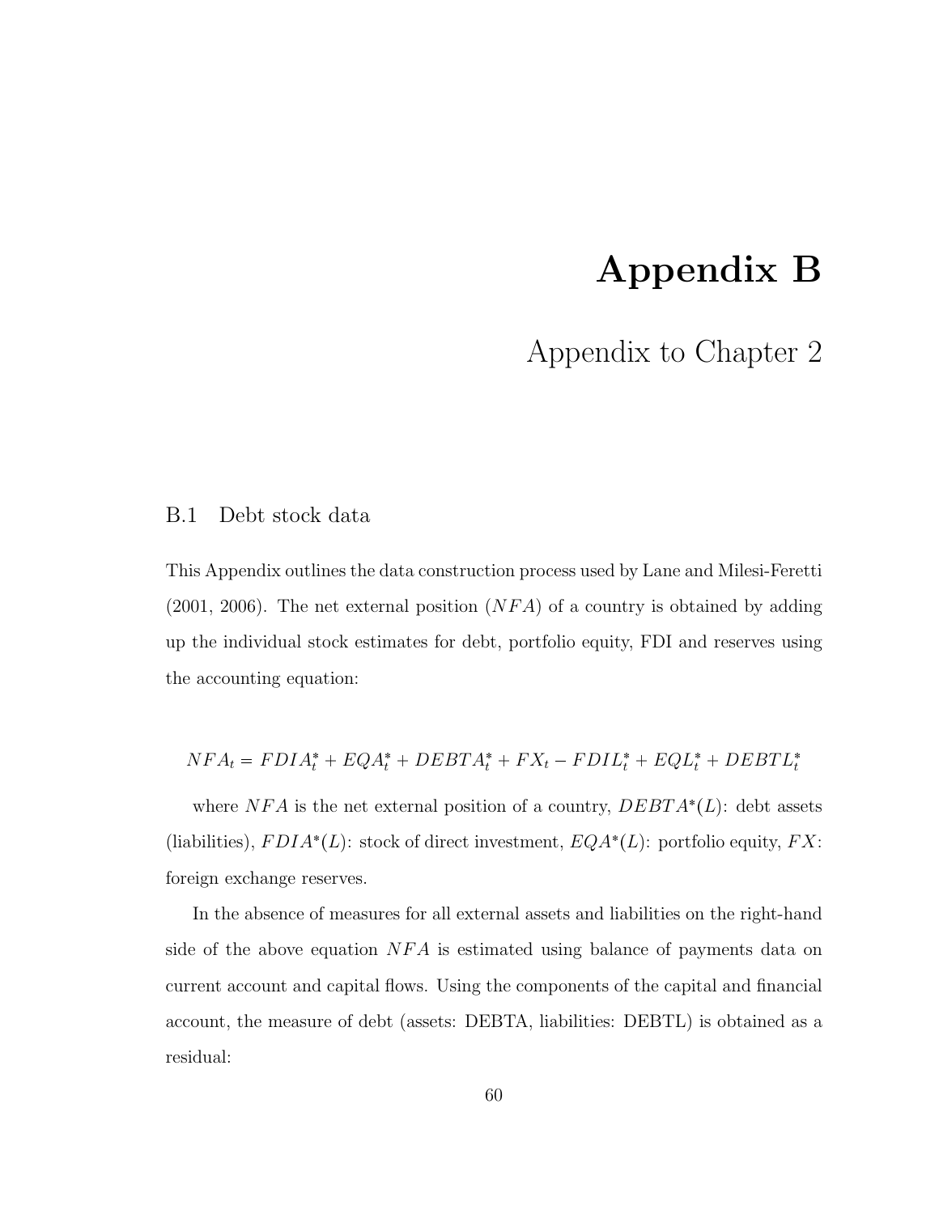# Appendix B

## Appendix to Chapter 2

### B.1 Debt stock data

This Appendix outlines the data construction process used by Lane and Milesi-Feretti (2001, 2006). The net external position ($NFA$) of a country is obtained by adding up the individual stock estimates for debt, portfolio equity, FDI and reserves using the accounting equation:

$$NFA_t = FDIA_t^* + EQA_t^* + DEBTA_t^* + FX_t - FDIL_t^* + EQL_t^* + DEBTL_t^*$$

where $NFA$ is the net external position of a country, $DEBTA^*(L)$: debt assets (liabilities), $FDIA^*(L)$: stock of direct investment, $EQA^*(L)$: portfolio equity, $FX$: foreign exchange reserves.

In the absence of measures for all external assets and liabilities on the right-hand side of the above equation $NFA$ is estimated using balance of payments data on current account and capital flows. Using the components of the capital and financial account, the measure of debt (assets: DEBTA, liabilities: DEBTL) is obtained as a residual: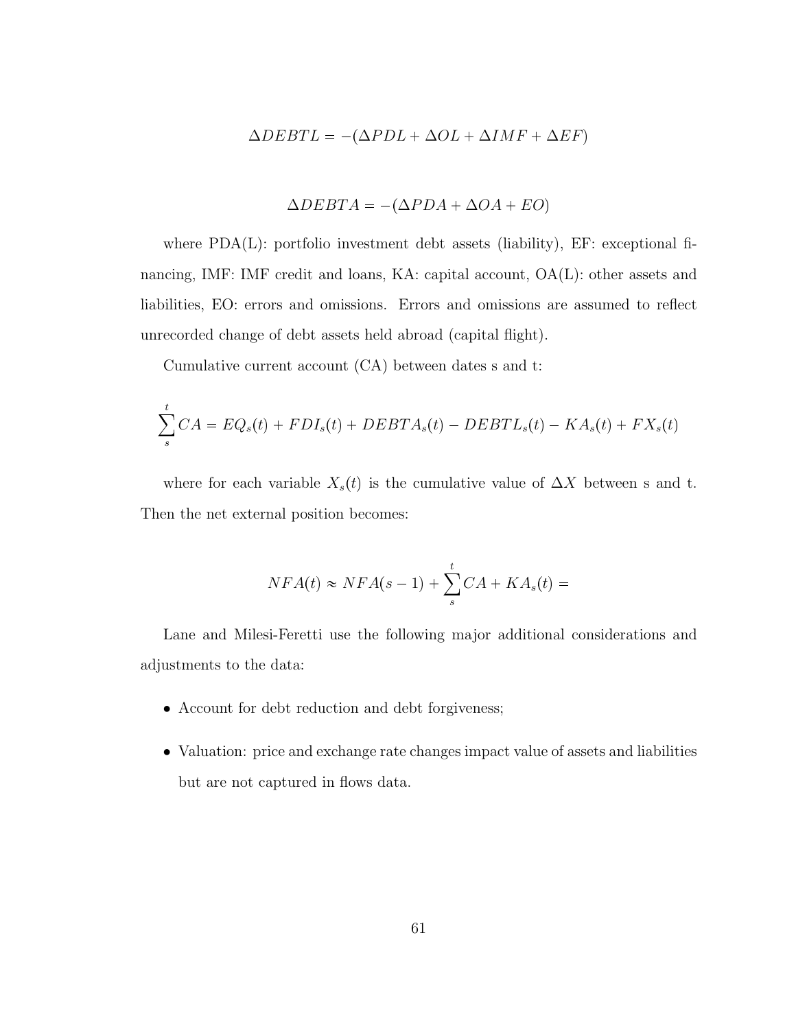$$\Delta DEBTL = -(\Delta PDL + \Delta OL + \Delta IMF + \Delta EF)$$

$$\Delta DEBTA = -(\Delta PDA + \Delta OA + EO)$$

where PDA(L): portfolio investment debt assets (liability), EF: exceptional financing, IMF: IMF credit and loans, KA: capital account, OA(L): other assets and liabilities, EO: errors and omissions. Errors and omissions are assumed to reflect unrecorded change of debt assets held abroad (capital flight).

Cumulative current account (CA) between dates s and t:

$$\sum_{s}^{t} CA = EQ_s(t) + FDI_s(t) + DEBTA_s(t) - DEBTL_s(t) - KA_s(t) + FX_s(t)$$

where for each variable $X_s(t)$ is the cumulative value of $\Delta X$ between s and t. Then the net external position becomes:

$$NFA(t) \approx NFA(s-1) + \sum_{s}^{t} CA + KA_s(t) =$$

Lane and Milesi-Feretti use the following major additional considerations and adjustments to the data:

- Account for debt reduction and debt forgiveness;
- Valuation: price and exchange rate changes impact value of assets and liabilities but are not captured in flows data.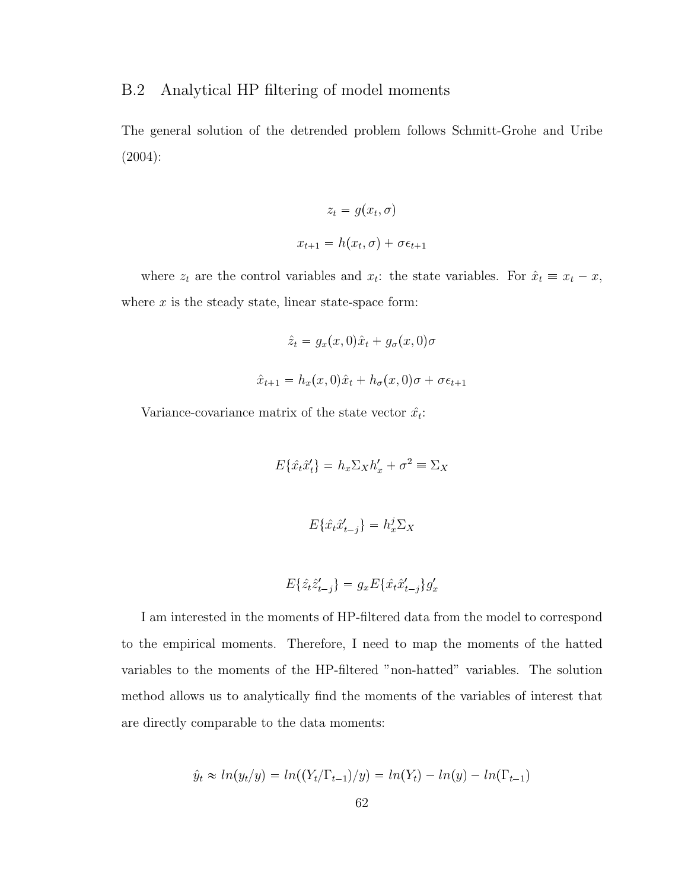## B.2 Analytical HP filtering of model moments

The general solution of the detrended problem follows Schmitt-Grohe and Uribe (2004):

$$z_t = g(x_t, \sigma)$$

$$x_{t+1} = h(x_t, \sigma) + \sigma\epsilon_{t+1}$$

where $z_t$ are the control variables and $x_t$: the state variables. For $\hat{x}_t \equiv x_t - x$, where $x$ is the steady state, linear state-space form:

$$\hat{z}_t = g_x(x, 0)\hat{x}_t + g_\sigma(x, 0)\sigma$$

$$\hat{x}_{t+1} = h_x(x, 0)\hat{x}_t + h_\sigma(x, 0)\sigma + \sigma\epsilon_{t+1}$$

Variance-covariance matrix of the state vector $\hat{x}_t$:

$$E\{\hat{x}_t\hat{x}_t'\} = h_x\Sigma_X h_x' + \sigma^2 \equiv \Sigma_X$$

$$E\{\hat{x}_t\hat{x}_{t-j}'\} = h_x^j\Sigma_X$$

$$E\{\hat{z}_t\hat{z}_{t-j}'\} = g_x E\{\hat{x}_t\hat{x}_{t-j}'\}g_x'$$

I am interested in the moments of HP-filtered data from the model to correspond to the empirical moments. Therefore, I need to map the moments of the hatted variables to the moments of the HP-filtered "non-hatted" variables. The solution method allows us to analytically find the moments of the variables of interest that are directly comparable to the data moments:

$$\hat{y}_t \approx ln(y_t/y) = ln((Y_t/\Gamma_{t-1})/y) = ln(Y_t) - ln(y) - ln(\Gamma_{t-1})$$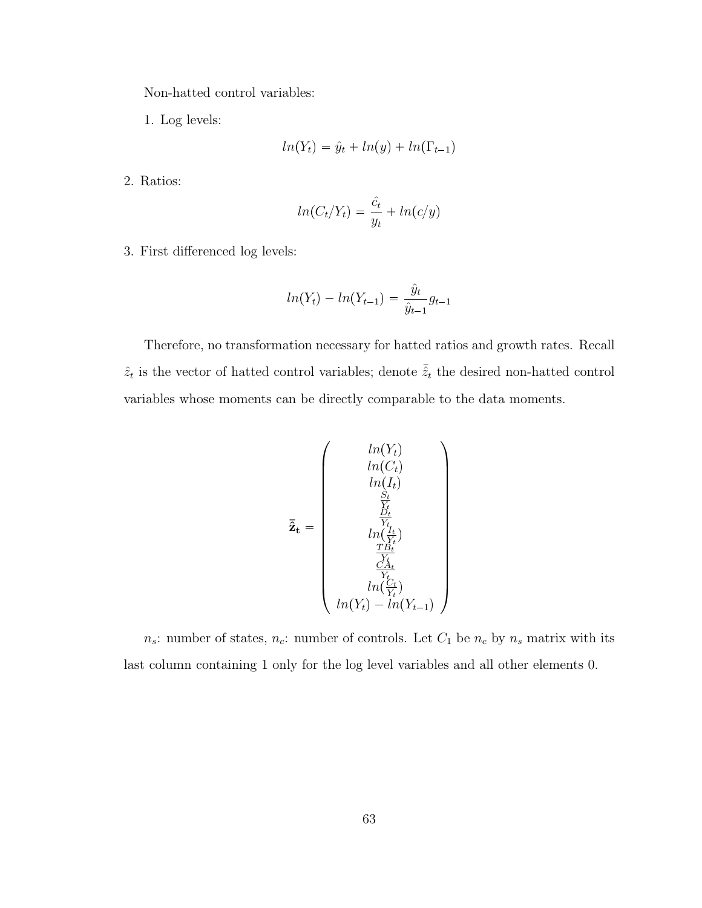Non-hatted control variables:

1. Log levels:

$$ln(Y_t) = \hat{y}_t + ln(y) + ln(\Gamma_{t-1})$$

2. Ratios:

$$ln(C_t/Y_t) = \frac{\hat{c}_t}{y_t} + ln(c/y)$$

3. First differenced log levels:

$$ln(Y_t) - ln(Y_{t-1}) = \frac{\hat{y}_t}{\hat{y}_{t-1}} g_{t-1}$$

Therefore, no transformation necessary for hatted ratios and growth rates. Recall $\hat{z}_t$ is the vector of hatted control variables; denote $\bar{\hat{z}}_t$ the desired non-hatted control variables whose moments can be directly comparable to the data moments.

$$\bar{\hat{\mathbf{z}}}_{\mathbf{t}} = \begin{pmatrix} ln(Y_t) \\ ln(C_t) \\ ln(I_t) \\ \frac{S_t}{Y_t} \\ \frac{D_t}{Y_t} \\ ln(\frac{I_t}{Y_t}) \\ \frac{TB_t}{Y_t} \\ \frac{CA_t}{Y_t} \\ ln(\frac{C_t}{Y_t}) \\ ln(Y_t) - ln(Y_{t-1}) \end{pmatrix}$$

$n_s$: number of states, $n_c$: number of controls. Let $C_1$ be $n_c$ by $n_s$ matrix with its last column containing 1 only for the log level variables and all other elements 0.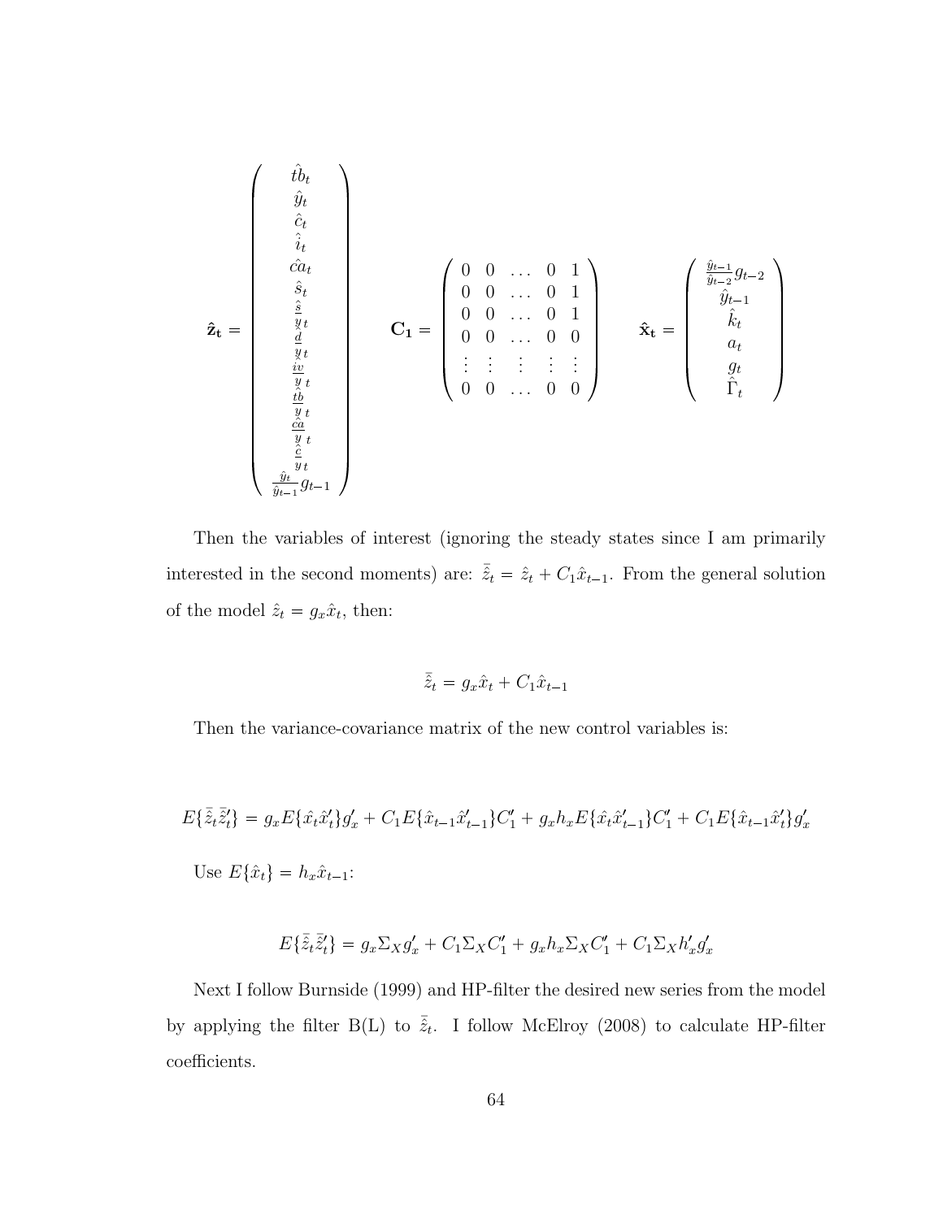$$
\hat{\mathbf{z}}_{\mathbf{t}} = \begin{pmatrix} \hat{tb}_t \\ \hat{y}_t \\ \hat{c}_t \\ \hat{i}_t \\ \hat{ca}_t \\ \hat{s}_t \\ \hat{\frac{s}{y}}_t \\ \hat{\frac{d}{y}}_t \\ \hat{\frac{iv}{y}}_t \\ \hat{\frac{tb}{y}}_t \\ \hat{\frac{ca}{y}}_t \\ \hat{\frac{c}{y}}_t \\ \frac{\hat{y}_t}{\hat{y}_{t-1}} g_{t-1} \end{pmatrix} \qquad \mathbf{C_1} = \begin{pmatrix} 0 & 0 & \dots & 0 & 1 \\ 0 & 0 & \dots & 0 & 1 \\ 0 & 0 & \dots & 0 & 1 \\ 0 & 0 & \dots & 0 & 0 \\ \vdots & \vdots & \vdots & \vdots & \vdots \\ 0 & 0 & \dots & 0 & 0 \end{pmatrix} \qquad \hat{\mathbf{x}}_{\mathbf{t}} = \begin{pmatrix} \frac{\hat{y}_{t-1}}{\hat{y}_{t-2}} g_{t-2} \\ \hat{y}_{t-1} \\ \hat{k}_t \\ a_t \\ g_t \\ \hat{\Gamma}_t \end{pmatrix}
$$

Then the variables of interest (ignoring the steady states since I am primarily interested in the second moments) are: $\bar{\hat{z}}_t = \hat{z}_t + C_1\hat{x}_{t-1}$. From the general solution of the model $\hat{z}_t = g_x\hat{x}_t$, then:

$$
\bar{\hat{z}}_t = g_x\hat{x}_t + C_1\hat{x}_{t-1}
$$

Then the variance-covariance matrix of the new control variables is:

$$
E\{\bar{\hat{z}}_t\bar{\hat{z}}_t'\} = g_x E\{\hat{x}_t\hat{x}_t'\}g_x' + C_1 E\{\hat{x}_{t-1}\hat{x}_{t-1}'\}C_1' + g_x h_x E\{\hat{x}_t\hat{x}_{t-1}'\}C_1' + C_1 E\{\hat{x}_{t-1}\hat{x}_t'\}g_x'
$$

Use $E\{\hat{x}_t\} = h_x\hat{x}_{t-1}$:

$$
E\{\bar{\hat{z}}_t\bar{\hat{z}}_t'\} = g_x\Sigma_X g_x' + C_1\Sigma_X C_1' + g_x h_x\Sigma_X C_1' + C_1\Sigma_X h_x' g_x'
$$

Next I follow Burnside (1999) and HP-filter the desired new series from the model by applying the filter B(L) to $\bar{\hat{z}}_t$. I follow McElroy (2008) to calculate HP-filter coefficients.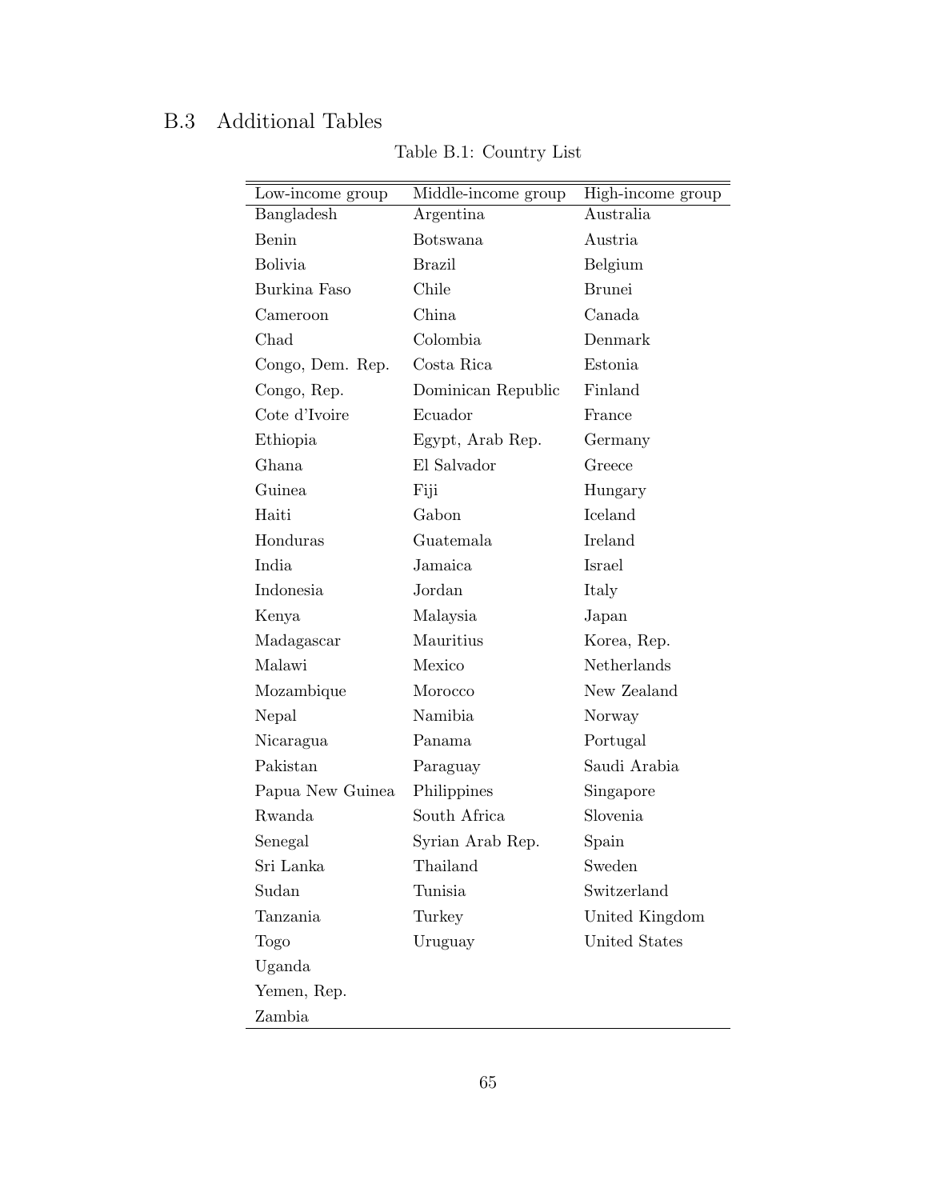### B.3 Additional Tables

Table B.1: Country List

| Low-income group | Middle-income group | High-income group |
|---|---|---|
| Bangladesh | Argentina | Australia |
| Benin | Botswana | Austria |
| Bolivia | Brazil | Belgium |
| Burkina Faso | Chile | Brunei |
| Cameroon | China | Canada |
| Chad | Colombia | Denmark |
| Congo, Dem. Rep. | Costa Rica | Estonia |
| Congo, Rep. | Dominican Republic | Finland |
| Cote d'Ivoire | Ecuador | France |
| Ethiopia | Egypt, Arab Rep. | Germany |
| Ghana | El Salvador | Greece |
| Guinea | Fiji | Hungary |
| Haiti | Gabon | Iceland |
| Honduras | Guatemala | Ireland |
| India | Jamaica | Israel |
| Indonesia | Jordan | Italy |
| Kenya | Malaysia | Japan |
| Madagascar | Mauritius | Korea, Rep. |
| Malawi | Mexico | Netherlands |
| Mozambique | Morocco | New Zealand |
| Nepal | Namibia | Norway |
| Nicaragua | Panama | Portugal |
| Pakistan | Paraguay | Saudi Arabia |
| Papua New Guinea | Philippines | Singapore |
| Rwanda | South Africa | Slovenia |
| Senegal | Syrian Arab Rep. | Spain |
| Sri Lanka | Thailand | Sweden |
| Sudan | Tunisia | Switzerland |
| Tanzania | Turkey | United Kingdom |
| Togo | Uruguay | United States |
| Uganda | | |
| Yemen, Rep. | | |
| Zambia | | |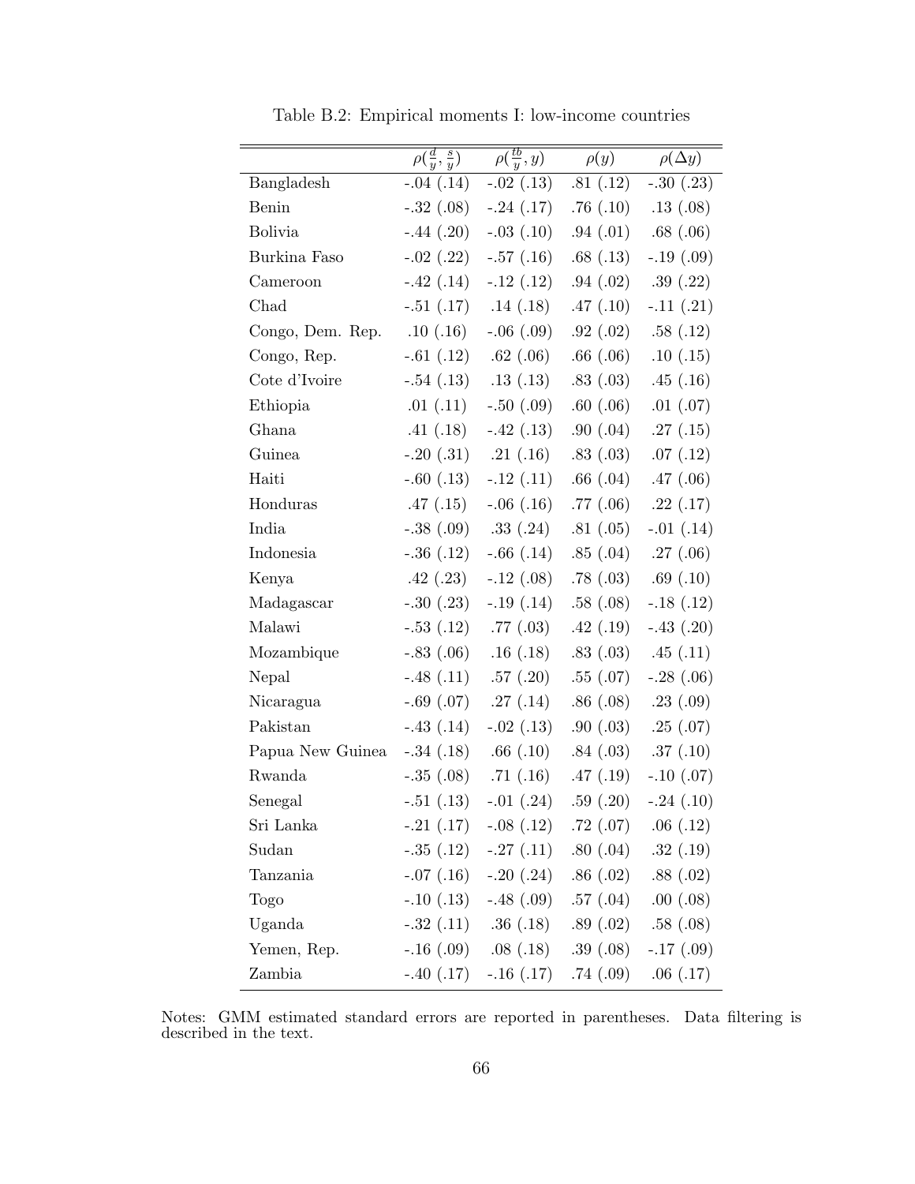Table B.2: Empirical moments I: low-income countries

| | $\rho(\frac{d}{y}, \frac{s}{y})$ | $\rho(\frac{tb}{y}, y)$ | $\rho(y)$ | $\rho(\Delta y)$ |
|---|---|---|---|---|
| Bangladesh | -.04 (.14) | -.02 (.13) | .81 (.12) | -.30 (.23) |
| Benin | -.32 (.08) | -.24 (.17) | .76 (.10) | .13 (.08) |
| Bolivia | -.44 (.20) | -.03 (.10) | .94 (.01) | .68 (.06) |
| Burkina Faso | -.02 (.22) | -.57 (.16) | .68 (.13) | -.19 (.09) |
| Cameroon | -.42 (.14) | -.12 (.12) | .94 (.02) | .39 (.22) |
| Chad | -.51 (.17) | .14 (.18) | .47 (.10) | -.11 (.21) |
| Congo, Dem. Rep. | .10 (.16) | -.06 (.09) | .92 (.02) | .58 (.12) |
| Congo, Rep. | -.61 (.12) | .62 (.06) | .66 (.06) | .10 (.15) |
| Cote d'Ivoire | -.54 (.13) | .13 (.13) | .83 (.03) | .45 (.16) |
| Ethiopia | .01 (.11) | -.50 (.09) | .60 (.06) | .01 (.07) |
| Ghana | .41 (.18) | -.42 (.13) | .90 (.04) | .27 (.15) |
| Guinea | -.20 (.31) | .21 (.16) | .83 (.03) | .07 (.12) |
| Haiti | -.60 (.13) | -.12 (.11) | .66 (.04) | .47 (.06) |
| Honduras | .47 (.15) | -.06 (.16) | .77 (.06) | .22 (.17) |
| India | -.38 (.09) | .33 (.24) | .81 (.05) | -.01 (.14) |
| Indonesia | -.36 (.12) | -.66 (.14) | .85 (.04) | .27 (.06) |
| Kenya | .42 (.23) | -.12 (.08) | .78 (.03) | .69 (.10) |
| Madagascar | -.30 (.23) | -.19 (.14) | .58 (.08) | -.18 (.12) |
| Malawi | -.53 (.12) | .77 (.03) | .42 (.19) | -.43 (.20) |
| Mozambique | -.83 (.06) | .16 (.18) | .83 (.03) | .45 (.11) |
| Nepal | -.48 (.11) | .57 (.20) | .55 (.07) | -.28 (.06) |
| Nicaragua | -.69 (.07) | .27 (.14) | .86 (.08) | .23 (.09) |
| Pakistan | -.43 (.14) | -.02 (.13) | .90 (.03) | .25 (.07) |
| Papua New Guinea | -.34 (.18) | .66 (.10) | .84 (.03) | .37 (.10) |
| Rwanda | -.35 (.08) | .71 (.16) | .47 (.19) | -.10 (.07) |
| Senegal | -.51 (.13) | -.01 (.24) | .59 (.20) | -.24 (.10) |
| Sri Lanka | -.21 (.17) | -.08 (.12) | .72 (.07) | .06 (.12) |
| Sudan | -.35 (.12) | -.27 (.11) | .80 (.04) | .32 (.19) |
| Tanzania | -.07 (.16) | -.20 (.24) | .86 (.02) | .88 (.02) |
| Togo | -.10 (.13) | -.48 (.09) | .57 (.04) | .00 (.08) |
| Uganda | -.32 (.11) | .36 (.18) | .89 (.02) | .58 (.08) |
| Yemen, Rep. | -.16 (.09) | .08 (.18) | .39 (.08) | -.17 (.09) |
| Zambia | -.40 (.17) | -.16 (.17) | .74 (.09) | .06 (.17) |

Notes: GMM estimated standard errors are reported in parentheses. Data filtering is described in the text.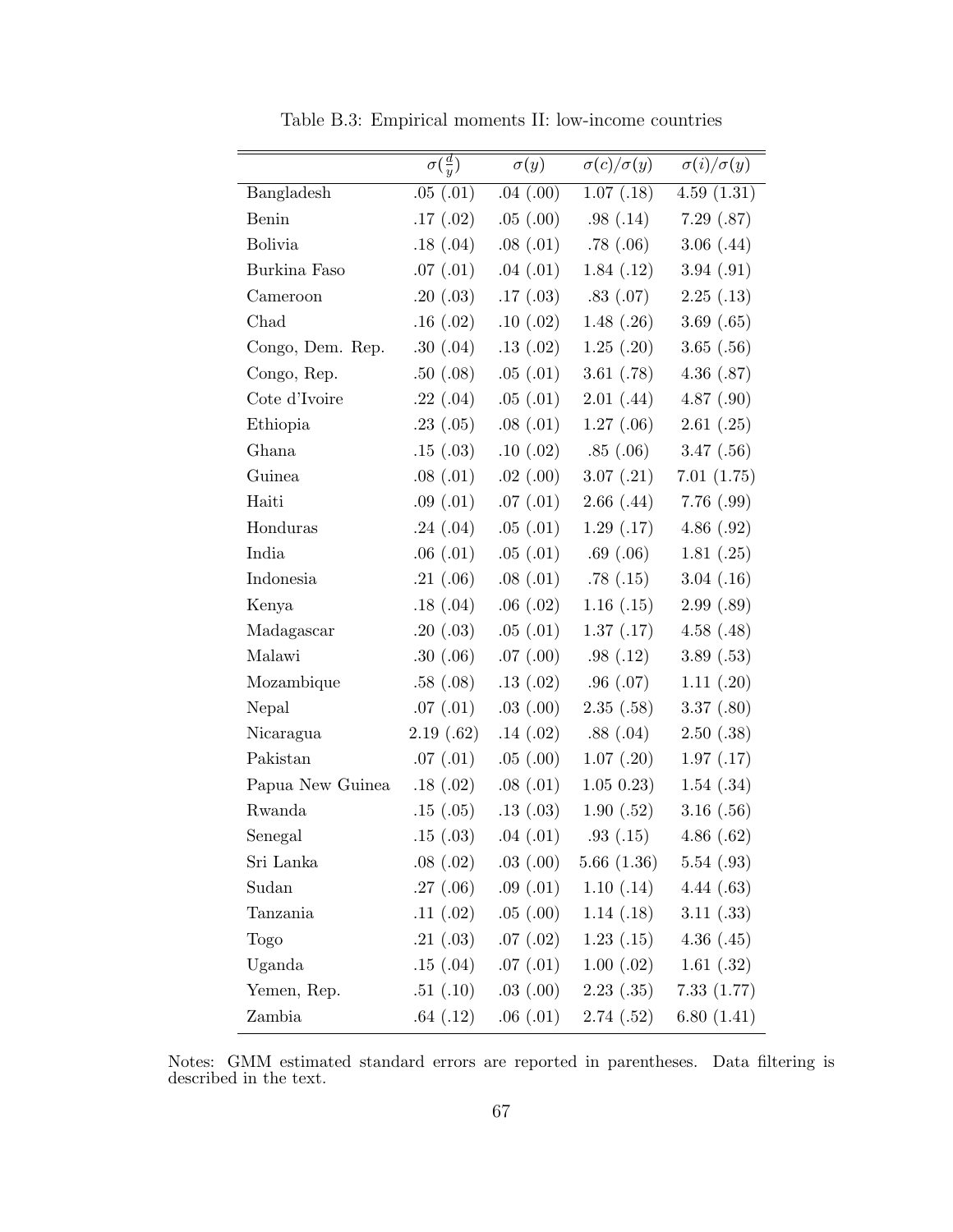Table B.3: Empirical moments II: low-income countries

| | $\sigma(\frac{d}{y})$ | $\sigma(y)$ | $\sigma(c)/\sigma(y)$ | $\sigma(i)/\sigma(y)$ |
|---|---|---|---|---|
| Bangladesh | .05 (.01) | .04 (.00) | 1.07 (.18) | 4.59 (1.31) |
| Benin | .17 (.02) | .05 (.00) | .98 (.14) | 7.29 (.87) |
| Bolivia | .18 (.04) | .08 (.01) | .78 (.06) | 3.06 (.44) |
| Burkina Faso | .07 (.01) | .04 (.01) | 1.84 (.12) | 3.94 (.91) |
| Cameroon | .20 (.03) | .17 (.03) | .83 (.07) | 2.25 (.13) |
| Chad | .16 (.02) | .10 (.02) | 1.48 (.26) | 3.69 (.65) |
| Congo, Dem. Rep. | .30 (.04) | .13 (.02) | 1.25 (.20) | 3.65 (.56) |
| Congo, Rep. | .50 (.08) | .05 (.01) | 3.61 (.78) | 4.36 (.87) |
| Cote d'Ivoire | .22 (.04) | .05 (.01) | 2.01 (.44) | 4.87 (.90) |
| Ethiopia | .23 (.05) | .08 (.01) | 1.27 (.06) | 2.61 (.25) |
| Ghana | .15 (.03) | .10 (.02) | .85 (.06) | 3.47 (.56) |
| Guinea | .08 (.01) | .02 (.00) | 3.07 (.21) | 7.01 (1.75) |
| Haiti | .09 (.01) | .07 (.01) | 2.66 (.44) | 7.76 (.99) |
| Honduras | .24 (.04) | .05 (.01) | 1.29 (.17) | 4.86 (.92) |
| India | .06 (.01) | .05 (.01) | .69 (.06) | 1.81 (.25) |
| Indonesia | .21 (.06) | .08 (.01) | .78 (.15) | 3.04 (.16) |
| Kenya | .18 (.04) | .06 (.02) | 1.16 (.15) | 2.99 (.89) |
| Madagascar | .20 (.03) | .05 (.01) | 1.37 (.17) | 4.58 (.48) |
| Malawi | .30 (.06) | .07 (.00) | .98 (.12) | 3.89 (.53) |
| Mozambique | .58 (.08) | .13 (.02) | .96 (.07) | 1.11 (.20) |
| Nepal | .07 (.01) | .03 (.00) | 2.35 (.58) | 3.37 (.80) |
| Nicaragua | 2.19 (.62) | .14 (.02) | .88 (.04) | 2.50 (.38) |
| Pakistan | .07 (.01) | .05 (.00) | 1.07 (.20) | 1.97 (.17) |
| Papua New Guinea | .18 (.02) | .08 (.01) | 1.05 0.23) | 1.54 (.34) |
| Rwanda | .15 (.05) | .13 (.03) | 1.90 (.52) | 3.16 (.56) |
| Senegal | .15 (.03) | .04 (.01) | .93 (.15) | 4.86 (.62) |
| Sri Lanka | .08 (.02) | .03 (.00) | 5.66 (1.36) | 5.54 (.93) |
| Sudan | .27 (.06) | .09 (.01) | 1.10 (.14) | 4.44 (.63) |
| Tanzania | .11 (.02) | .05 (.00) | 1.14 (.18) | 3.11 (.33) |
| Togo | .21 (.03) | .07 (.02) | 1.23 (.15) | 4.36 (.45) |
| Uganda | .15 (.04) | .07 (.01) | 1.00 (.02) | 1.61 (.32) |
| Yemen, Rep. | .51 (.10) | .03 (.00) | 2.23 (.35) | 7.33 (1.77) |
| Zambia | .64 (.12) | .06 (.01) | 2.74 (.52) | 6.80 (1.41) |

Notes: GMM estimated standard errors are reported in parentheses. Data filtering is described in the text.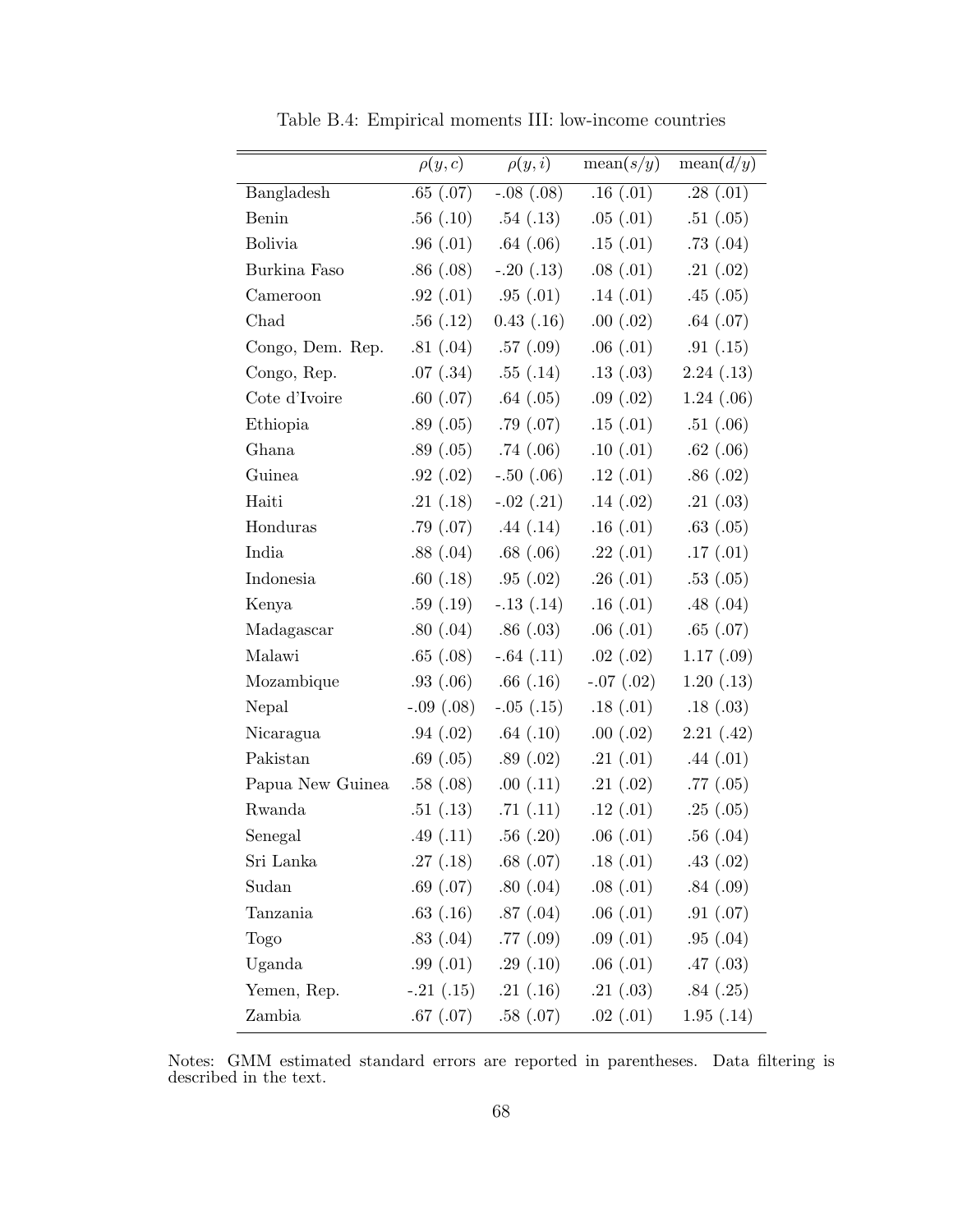Table B.4: Empirical moments III: low-income countries

| | $\rho(y,c)$ | $\rho(y,i)$ | mean$(s/y)$ | mean$(d/y)$ |
|---|---|---|---|---|
| Bangladesh | .65 (.07) | -.08 (.08) | .16 (.01) | .28 (.01) |
| Benin | .56 (.10) | .54 (.13) | .05 (.01) | .51 (.05) |
| Bolivia | .96 (.01) | .64 (.06) | .15 (.01) | .73 (.04) |
| Burkina Faso | .86 (.08) | -.20 (.13) | .08 (.01) | .21 (.02) |
| Cameroon | .92 (.01) | .95 (.01) | .14 (.01) | .45 (.05) |
| Chad | .56 (.12) | 0.43 (.16) | .00 (.02) | .64 (.07) |
| Congo, Dem. Rep. | .81 (.04) | .57 (.09) | .06 (.01) | .91 (.15) |
| Congo, Rep. | .07 (.34) | .55 (.14) | .13 (.03) | 2.24 (.13) |
| Cote d'Ivoire | .60 (.07) | .64 (.05) | .09 (.02) | 1.24 (.06) |
| Ethiopia | .89 (.05) | .79 (.07) | .15 (.01) | .51 (.06) |
| Ghana | .89 (.05) | .74 (.06) | .10 (.01) | .62 (.06) |
| Guinea | .92 (.02) | -.50 (.06) | .12 (.01) | .86 (.02) |
| Haiti | .21 (.18) | -.02 (.21) | .14 (.02) | .21 (.03) |
| Honduras | .79 (.07) | .44 (.14) | .16 (.01) | .63 (.05) |
| India | .88 (.04) | .68 (.06) | .22 (.01) | .17 (.01) |
| Indonesia | .60 (.18) | .95 (.02) | .26 (.01) | .53 (.05) |
| Kenya | .59 (.19) | -.13 (.14) | .16 (.01) | .48 (.04) |
| Madagascar | .80 (.04) | .86 (.03) | .06 (.01) | .65 (.07) |
| Malawi | .65 (.08) | -.64 (.11) | .02 (.02) | 1.17 (.09) |
| Mozambique | .93 (.06) | .66 (.16) | -.07 (.02) | 1.20 (.13) |
| Nepal | -.09 (.08) | -.05 (.15) | .18 (.01) | .18 (.03) |
| Nicaragua | .94 (.02) | .64 (.10) | .00 (.02) | 2.21 (.42) |
| Pakistan | .69 (.05) | .89 (.02) | .21 (.01) | .44 (.01) |
| Papua New Guinea | .58 (.08) | .00 (.11) | .21 (.02) | .77 (.05) |
| Rwanda | .51 (.13) | .71 (.11) | .12 (.01) | .25 (.05) |
| Senegal | .49 (.11) | .56 (.20) | .06 (.01) | .56 (.04) |
| Sri Lanka | .27 (.18) | .68 (.07) | .18 (.01) | .43 (.02) |
| Sudan | .69 (.07) | .80 (.04) | .08 (.01) | .84 (.09) |
| Tanzania | .63 (.16) | .87 (.04) | .06 (.01) | .91 (.07) |
| Togo | .83 (.04) | .77 (.09) | .09 (.01) | .95 (.04) |
| Uganda | .99 (.01) | .29 (.10) | .06 (.01) | .47 (.03) |
| Yemen, Rep. | -.21 (.15) | .21 (.16) | .21 (.03) | .84 (.25) |
| Zambia | .67 (.07) | .58 (.07) | .02 (.01) | 1.95 (.14) |

Notes: GMM estimated standard errors are reported in parentheses. Data filtering is described in the text.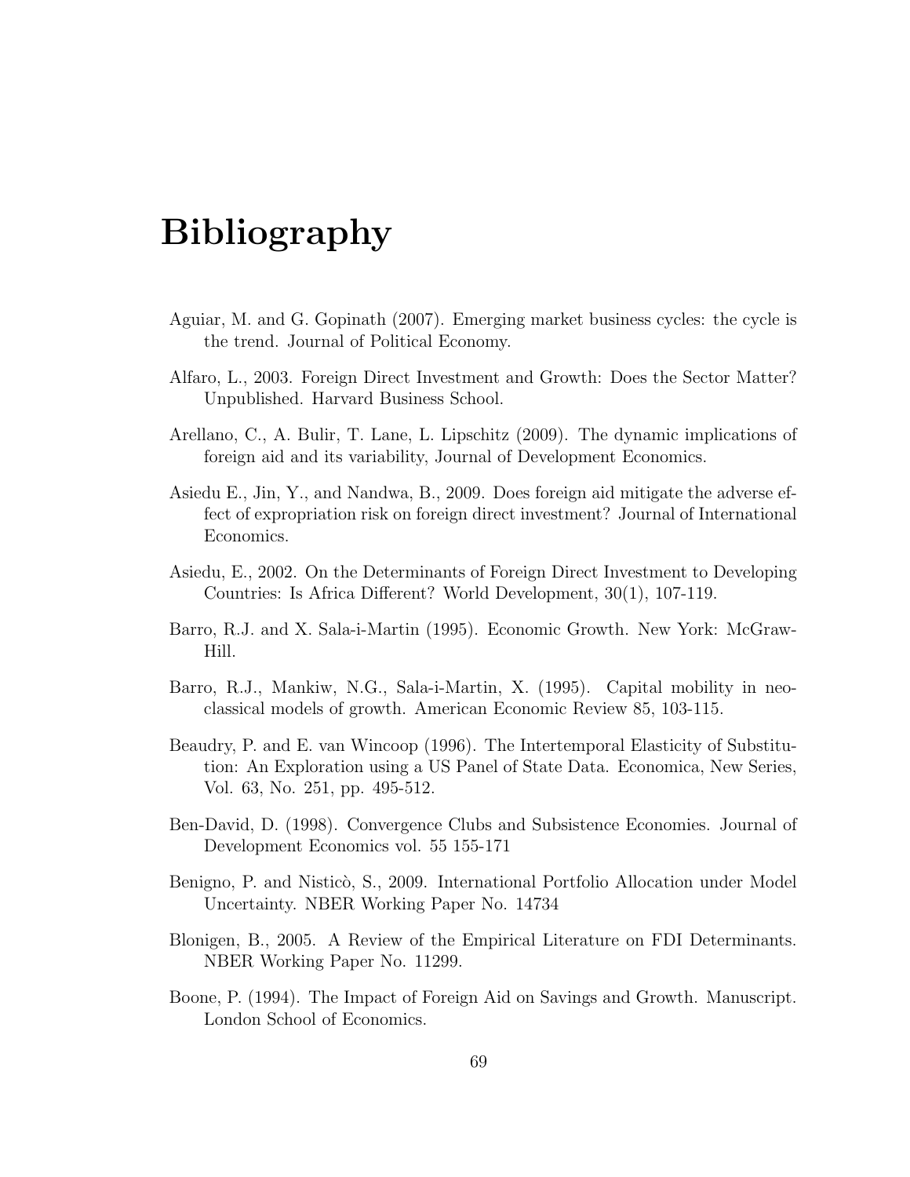# Bibliography

Aguiar, M. and G. Gopinath (2007). Emerging market business cycles: the cycle is the trend. Journal of Political Economy.

Alfaro, L., 2003. Foreign Direct Investment and Growth: Does the Sector Matter? Unpublished. Harvard Business School.

Arellano, C., A. Bulir, T. Lane, L. Lipschitz (2009). The dynamic implications of foreign aid and its variability, Journal of Development Economics.

Asiedu E., Jin, Y., and Nandwa, B., 2009. Does foreign aid mitigate the adverse effect of expropriation risk on foreign direct investment? Journal of International Economics.

Asiedu, E., 2002. On the Determinants of Foreign Direct Investment to Developing Countries: Is Africa Different? World Development, 30(1), 107-119.

Barro, R.J. and X. Sala-i-Martin (1995). Economic Growth. New York: McGraw-Hill.

Barro, R.J., Mankiw, N.G., Sala-i-Martin, X. (1995). Capital mobility in neoclassical models of growth. American Economic Review 85, 103-115.

Beaudry, P. and E. van Wincoop (1996). The Intertemporal Elasticity of Substitution: An Exploration using a US Panel of State Data. Economica, New Series, Vol. 63, No. 251, pp. 495-512.

Ben-David, D. (1998). Convergence Clubs and Subsistence Economies. Journal of Development Economics vol. 55 155-171

Benigno, P. and Nisticò, S., 2009. International Portfolio Allocation under Model Uncertainty. NBER Working Paper No. 14734

Blonigen, B., 2005. A Review of the Empirical Literature on FDI Determinants. NBER Working Paper No. 11299.

Boone, P. (1994). The Impact of Foreign Aid on Savings and Growth. Manuscript. London School of Economics.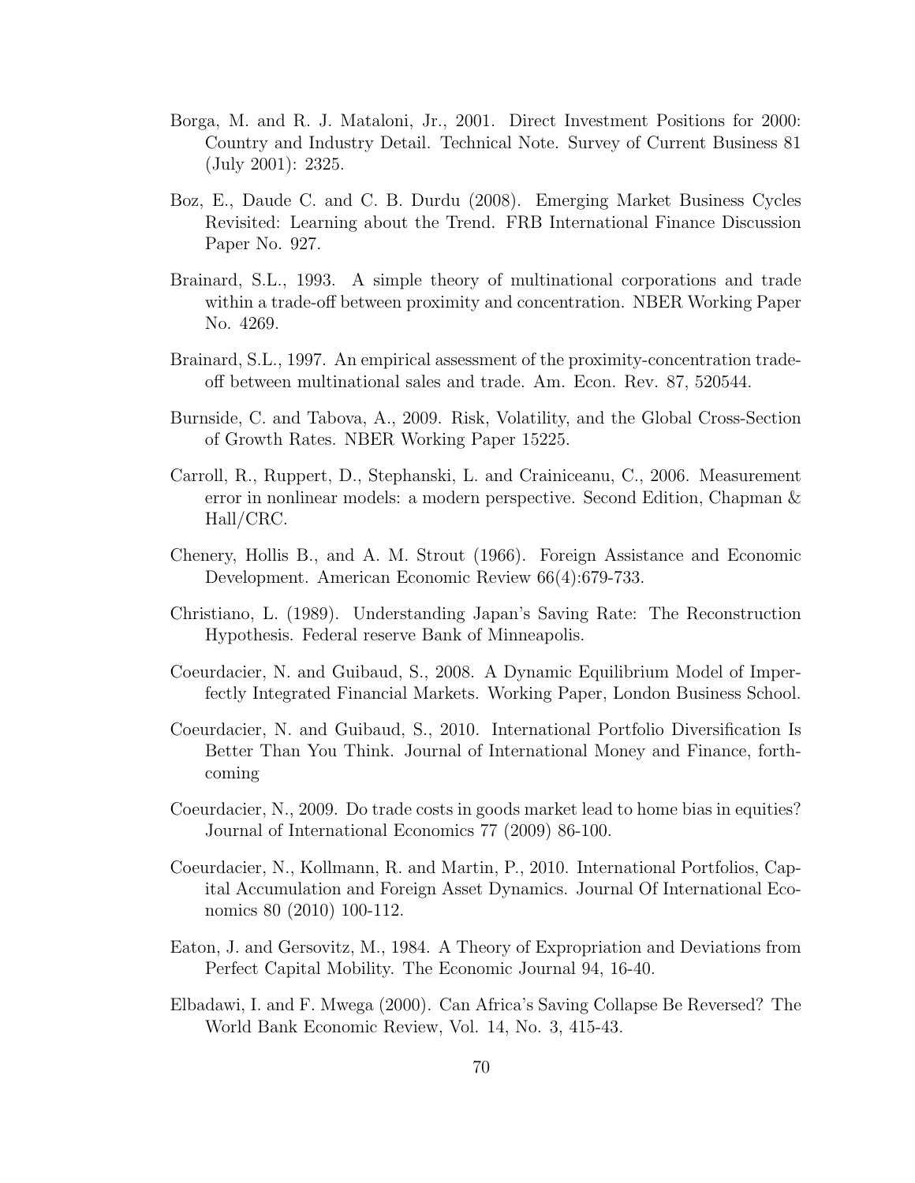Borga, M. and R. J. Mataloni, Jr., 2001. Direct Investment Positions for 2000: Country and Industry Detail. Technical Note. Survey of Current Business 81 (July 2001): 2325.

Boz, E., Daude C. and C. B. Durdu (2008). Emerging Market Business Cycles Revisited: Learning about the Trend. FRB International Finance Discussion Paper No. 927.

Brainard, S.L., 1993. A simple theory of multinational corporations and trade within a trade-off between proximity and concentration. NBER Working Paper No. 4269.

Brainard, S.L., 1997. An empirical assessment of the proximity-concentration trade-off between multinational sales and trade. Am. Econ. Rev. 87, 520544.

Burnside, C. and Tabova, A., 2009. Risk, Volatility, and the Global Cross-Section of Growth Rates. NBER Working Paper 15225.

Carroll, R., Ruppert, D., Stephanski, L. and Crainiceanu, C., 2006. Measurement error in nonlinear models: a modern perspective. Second Edition, Chapman & Hall/CRC.

Chenery, Hollis B., and A. M. Strout (1966). Foreign Assistance and Economic Development. American Economic Review 66(4):679-733.

Christiano, L. (1989). Understanding Japan's Saving Rate: The Reconstruction Hypothesis. Federal reserve Bank of Minneapolis.

Coeurdacier, N. and Guibaud, S., 2008. A Dynamic Equilibrium Model of Imperfectly Integrated Financial Markets. Working Paper, London Business School.

Coeurdacier, N. and Guibaud, S., 2010. International Portfolio Diversification Is Better Than You Think. Journal of International Money and Finance, forthcoming

Coeurdacier, N., 2009. Do trade costs in goods market lead to home bias in equities? Journal of International Economics 77 (2009) 86-100.

Coeurdacier, N., Kollmann, R. and Martin, P., 2010. International Portfolios, Capital Accumulation and Foreign Asset Dynamics. Journal Of International Economics 80 (2010) 100-112.

Eaton, J. and Gersovitz, M., 1984. A Theory of Expropriation and Deviations from Perfect Capital Mobility. The Economic Journal 94, 16-40.

Elbadawi, I. and F. Mwega (2000). Can Africa's Saving Collapse Be Reversed? The World Bank Economic Review, Vol. 14, No. 3, 415-43.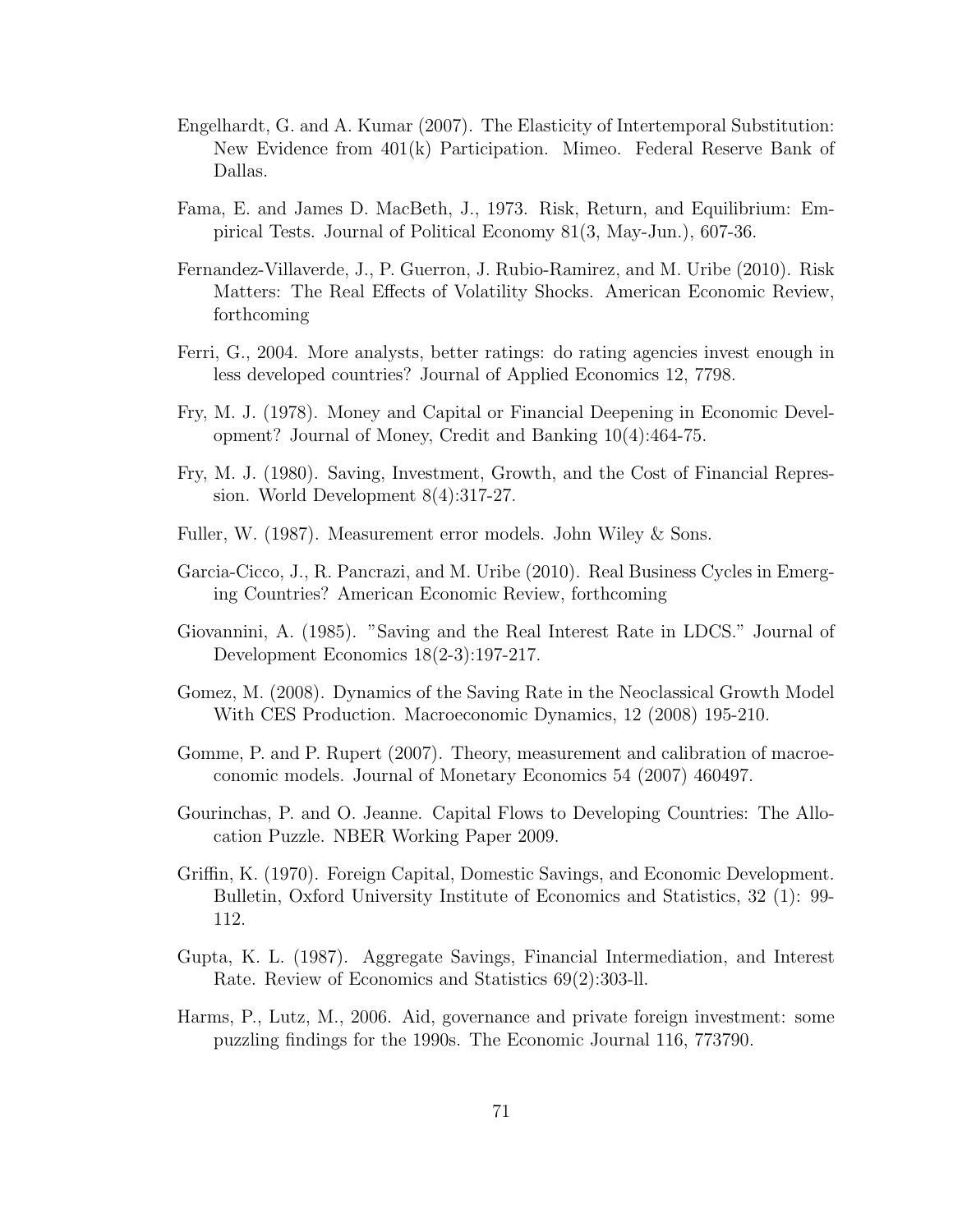Engelhardt, G. and A. Kumar (2007). The Elasticity of Intertemporal Substitution: New Evidence from 401(k) Participation. Mimeo. Federal Reserve Bank of Dallas.

Fama, E. and James D. MacBeth, J., 1973. Risk, Return, and Equilibrium: Empirical Tests. Journal of Political Economy 81(3, May-Jun.), 607-36.

Fernandez-Villaverde, J., P. Guerron, J. Rubio-Ramirez, and M. Uribe (2010). Risk Matters: The Real Effects of Volatility Shocks. American Economic Review, forthcoming

Ferri, G., 2004. More analysts, better ratings: do rating agencies invest enough in less developed countries? Journal of Applied Economics 12, 7798.

Fry, M. J. (1978). Money and Capital or Financial Deepening in Economic Development? Journal of Money, Credit and Banking 10(4):464-75.

Fry, M. J. (1980). Saving, Investment, Growth, and the Cost of Financial Repression. World Development 8(4):317-27.

Fuller, W. (1987). Measurement error models. John Wiley & Sons.

Garcia-Cicco, J., R. Pancrazi, and M. Uribe (2010). Real Business Cycles in Emerging Countries? American Economic Review, forthcoming

Giovannini, A. (1985). "Saving and the Real Interest Rate in LDCS." Journal of Development Economics 18(2-3):197-217.

Gomez, M. (2008). Dynamics of the Saving Rate in the Neoclassical Growth Model With CES Production. Macroeconomic Dynamics, 12 (2008) 195-210.

Gomme, P. and P. Rupert (2007). Theory, measurement and calibration of macroeconomic models. Journal of Monetary Economics 54 (2007) 460497.

Gourinchas, P. and O. Jeanne. Capital Flows to Developing Countries: The Allocation Puzzle. NBER Working Paper 2009.

Griffin, K. (1970). Foreign Capital, Domestic Savings, and Economic Development. Bulletin, Oxford University Institute of Economics and Statistics, 32 (1): 99-112.

Gupta, K. L. (1987). Aggregate Savings, Financial Intermediation, and Interest Rate. Review of Economics and Statistics 69(2):303-ll.

Harms, P., Lutz, M., 2006. Aid, governance and private foreign investment: some puzzling findings for the 1990s. The Economic Journal 116, 773790.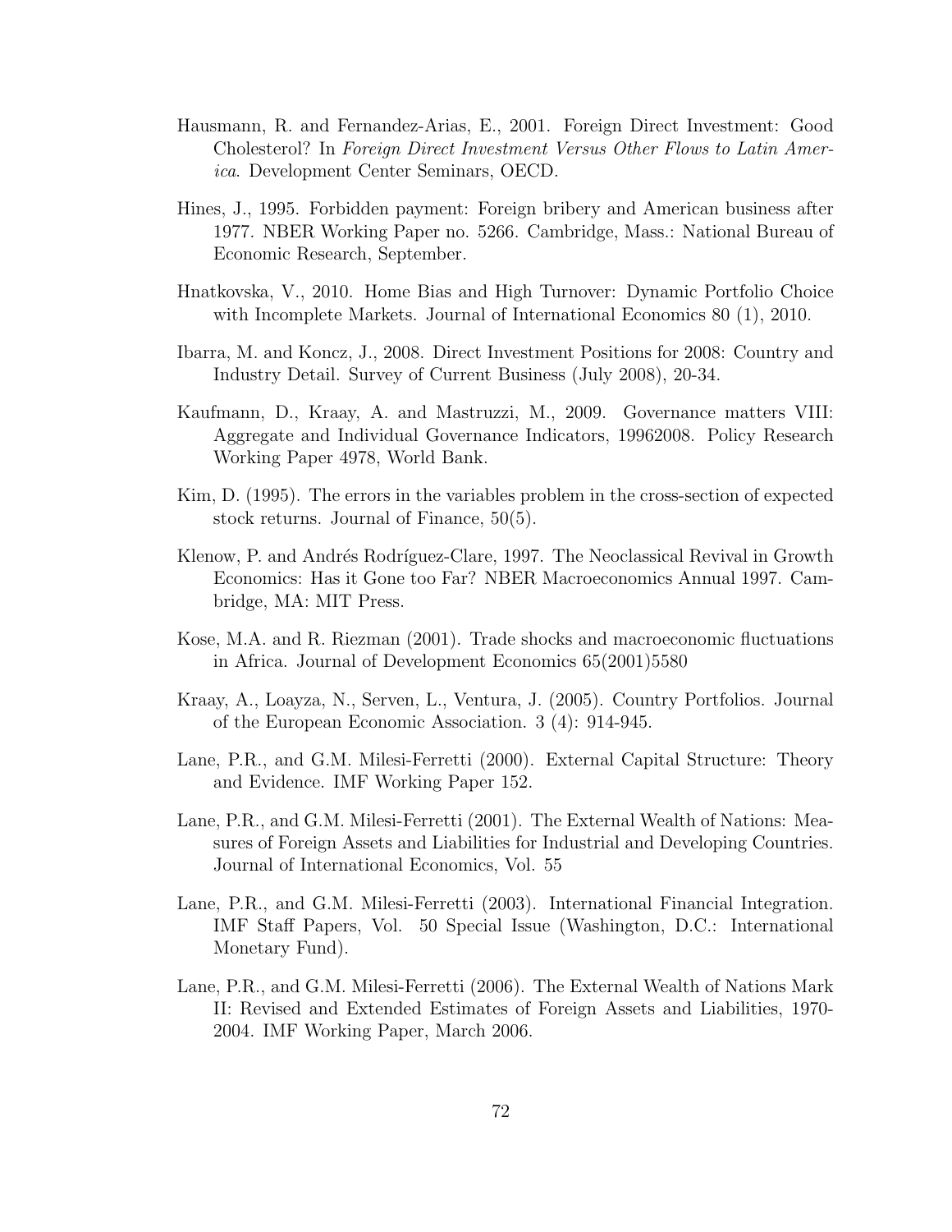Hausmann, R. and Fernandez-Arias, E., 2001. Foreign Direct Investment: Good Cholesterol? In *Foreign Direct Investment Versus Other Flows to Latin America*. Development Center Seminars, OECD.

Hines, J., 1995. Forbidden payment: Foreign bribery and American business after 1977. NBER Working Paper no. 5266. Cambridge, Mass.: National Bureau of Economic Research, September.

Hnatkovska, V., 2010. Home Bias and High Turnover: Dynamic Portfolio Choice with Incomplete Markets. Journal of International Economics 80 (1), 2010.

Ibarra, M. and Koncz, J., 2008. Direct Investment Positions for 2008: Country and Industry Detail. Survey of Current Business (July 2008), 20-34.

Kaufmann, D., Kraay, A. and Mastruzzi, M., 2009. Governance matters VIII: Aggregate and Individual Governance Indicators, 19962008. Policy Research Working Paper 4978, World Bank.

Kim, D. (1995). The errors in the variables problem in the cross-section of expected stock returns. Journal of Finance, 50(5).

Klenow, P. and Andrés Rodríguez-Clare, 1997. The Neoclassical Revival in Growth Economics: Has it Gone too Far? NBER Macroeconomics Annual 1997. Cambridge, MA: MIT Press.

Kose, M.A. and R. Riezman (2001). Trade shocks and macroeconomic fluctuations in Africa. Journal of Development Economics 65(2001)5580

Kraay, A., Loayza, N., Serven, L., Ventura, J. (2005). Country Portfolios. Journal of the European Economic Association. 3 (4): 914-945.

Lane, P.R., and G.M. Milesi-Ferretti (2000). External Capital Structure: Theory and Evidence. IMF Working Paper 152.

Lane, P.R., and G.M. Milesi-Ferretti (2001). The External Wealth of Nations: Measures of Foreign Assets and Liabilities for Industrial and Developing Countries. Journal of International Economics, Vol. 55

Lane, P.R., and G.M. Milesi-Ferretti (2003). International Financial Integration. IMF Staff Papers, Vol. 50 Special Issue (Washington, D.C.: International Monetary Fund).

Lane, P.R., and G.M. Milesi-Ferretti (2006). The External Wealth of Nations Mark II: Revised and Extended Estimates of Foreign Assets and Liabilities, 1970-2004. IMF Working Paper, March 2006.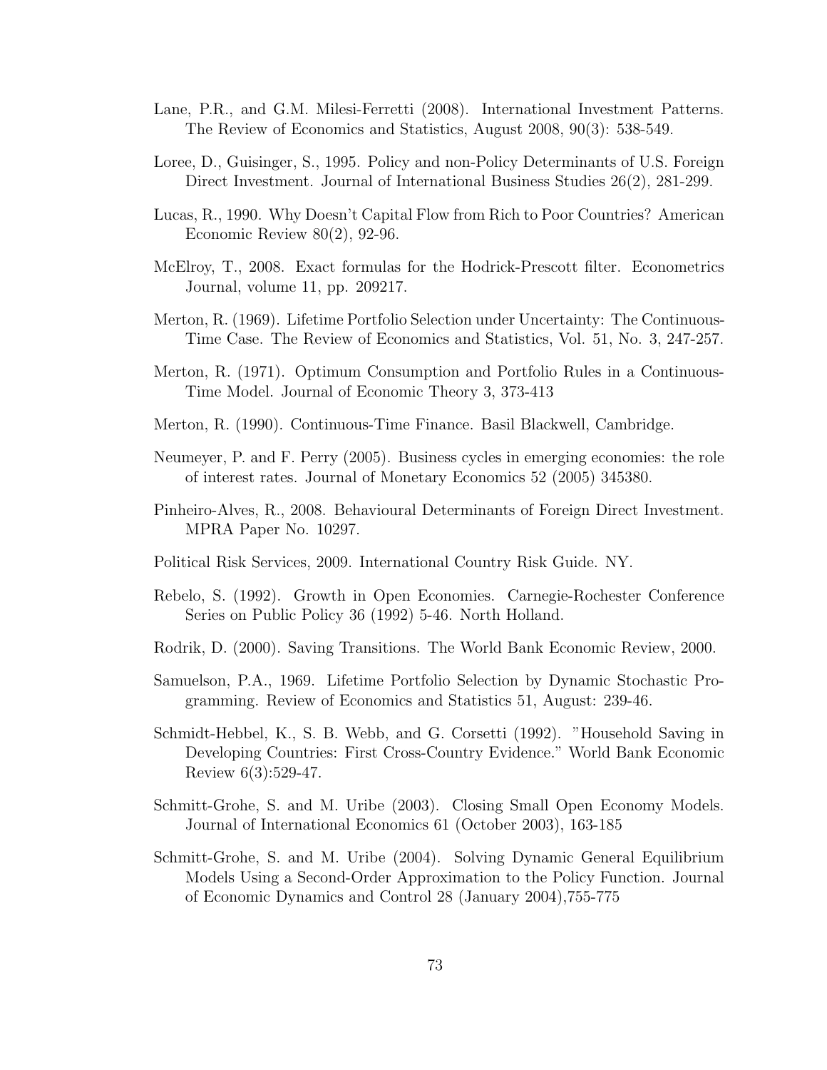Lane, P.R., and G.M. Milesi-Ferretti (2008). International Investment Patterns. The Review of Economics and Statistics, August 2008, 90(3): 538-549.

Loree, D., Guisinger, S., 1995. Policy and non-Policy Determinants of U.S. Foreign Direct Investment. Journal of International Business Studies 26(2), 281-299.

Lucas, R., 1990. Why Doesn't Capital Flow from Rich to Poor Countries? American Economic Review 80(2), 92-96.

McElroy, T., 2008. Exact formulas for the Hodrick-Prescott filter. Econometrics Journal, volume 11, pp. 209217.

Merton, R. (1969). Lifetime Portfolio Selection under Uncertainty: The Continuous-Time Case. The Review of Economics and Statistics, Vol. 51, No. 3, 247-257.

Merton, R. (1971). Optimum Consumption and Portfolio Rules in a Continuous-Time Model. Journal of Economic Theory 3, 373-413

Merton, R. (1990). Continuous-Time Finance. Basil Blackwell, Cambridge.

Neumeyer, P. and F. Perry (2005). Business cycles in emerging economies: the role of interest rates. Journal of Monetary Economics 52 (2005) 345380.

Pinheiro-Alves, R., 2008. Behavioural Determinants of Foreign Direct Investment. MPRA Paper No. 10297.

Political Risk Services, 2009. International Country Risk Guide. NY.

Rebelo, S. (1992). Growth in Open Economies. Carnegie-Rochester Conference Series on Public Policy 36 (1992) 5-46. North Holland.

Rodrik, D. (2000). Saving Transitions. The World Bank Economic Review, 2000.

Samuelson, P.A., 1969. Lifetime Portfolio Selection by Dynamic Stochastic Programming. Review of Economics and Statistics 51, August: 239-46.

Schmidt-Hebbel, K., S. B. Webb, and G. Corsetti (1992). "Household Saving in Developing Countries: First Cross-Country Evidence." World Bank Economic Review 6(3):529-47.

Schmitt-Grohe, S. and M. Uribe (2003). Closing Small Open Economy Models. Journal of International Economics 61 (October 2003), 163-185

Schmitt-Grohe, S. and M. Uribe (2004). Solving Dynamic General Equilibrium Models Using a Second-Order Approximation to the Policy Function. Journal of Economic Dynamics and Control 28 (January 2004),755-775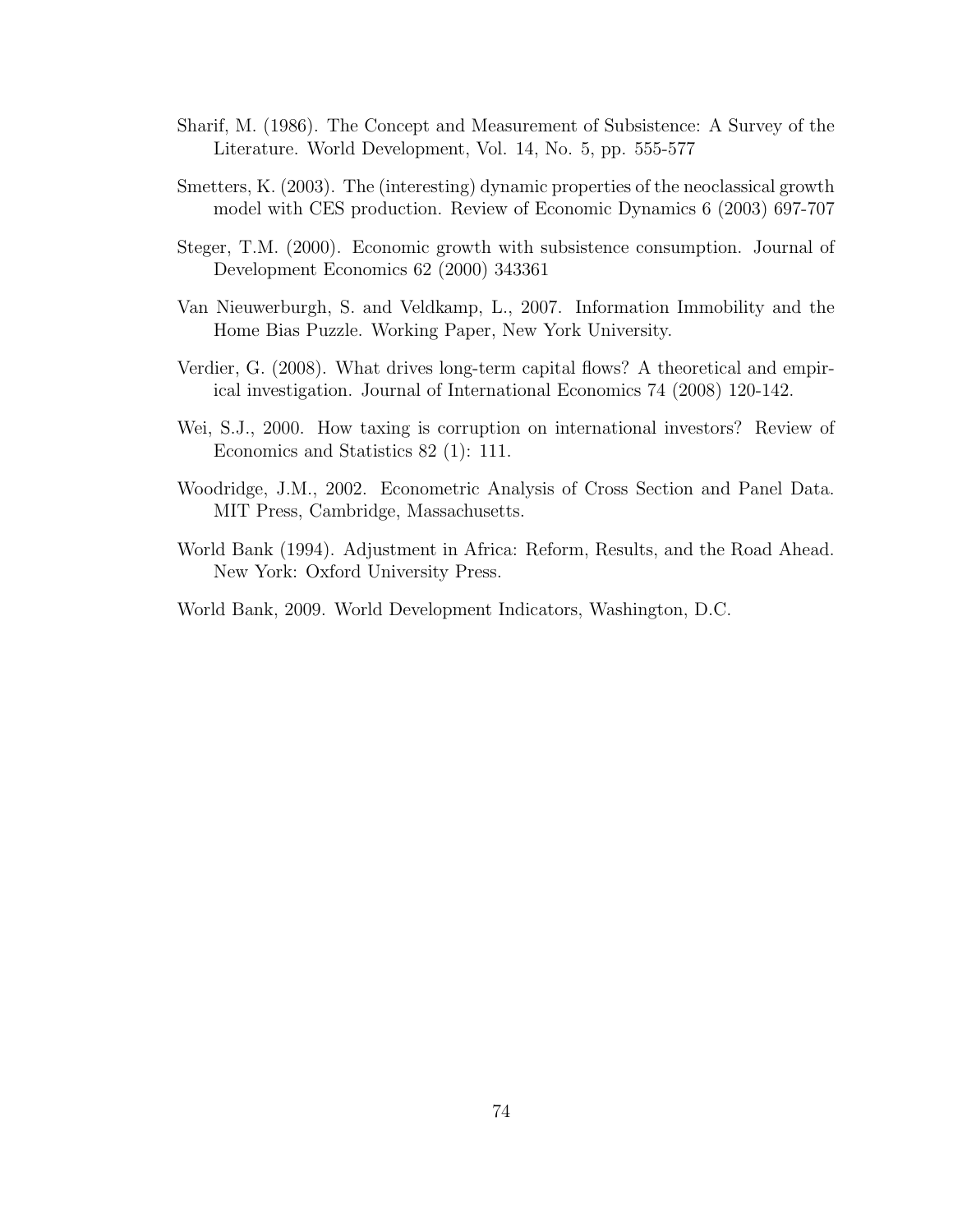Sharif, M. (1986). The Concept and Measurement of Subsistence: A Survey of the Literature. World Development, Vol. 14, No. 5, pp. 555-577

Smetters, K. (2003). The (interesting) dynamic properties of the neoclassical growth model with CES production. Review of Economic Dynamics 6 (2003) 697-707

Steger, T.M. (2000). Economic growth with subsistence consumption. Journal of Development Economics 62 (2000) 343361

Van Nieuwerburgh, S. and Veldkamp, L., 2007. Information Immobility and the Home Bias Puzzle. Working Paper, New York University.

Verdier, G. (2008). What drives long-term capital flows? A theoretical and empirical investigation. Journal of International Economics 74 (2008) 120-142.

Wei, S.J., 2000. How taxing is corruption on international investors? Review of Economics and Statistics 82 (1): 111.

Woodridge, J.M., 2002. Econometric Analysis of Cross Section and Panel Data. MIT Press, Cambridge, Massachusetts.

World Bank (1994). Adjustment in Africa: Reform, Results, and the Road Ahead. New York: Oxford University Press.

World Bank, 2009. World Development Indicators, Washington, D.C.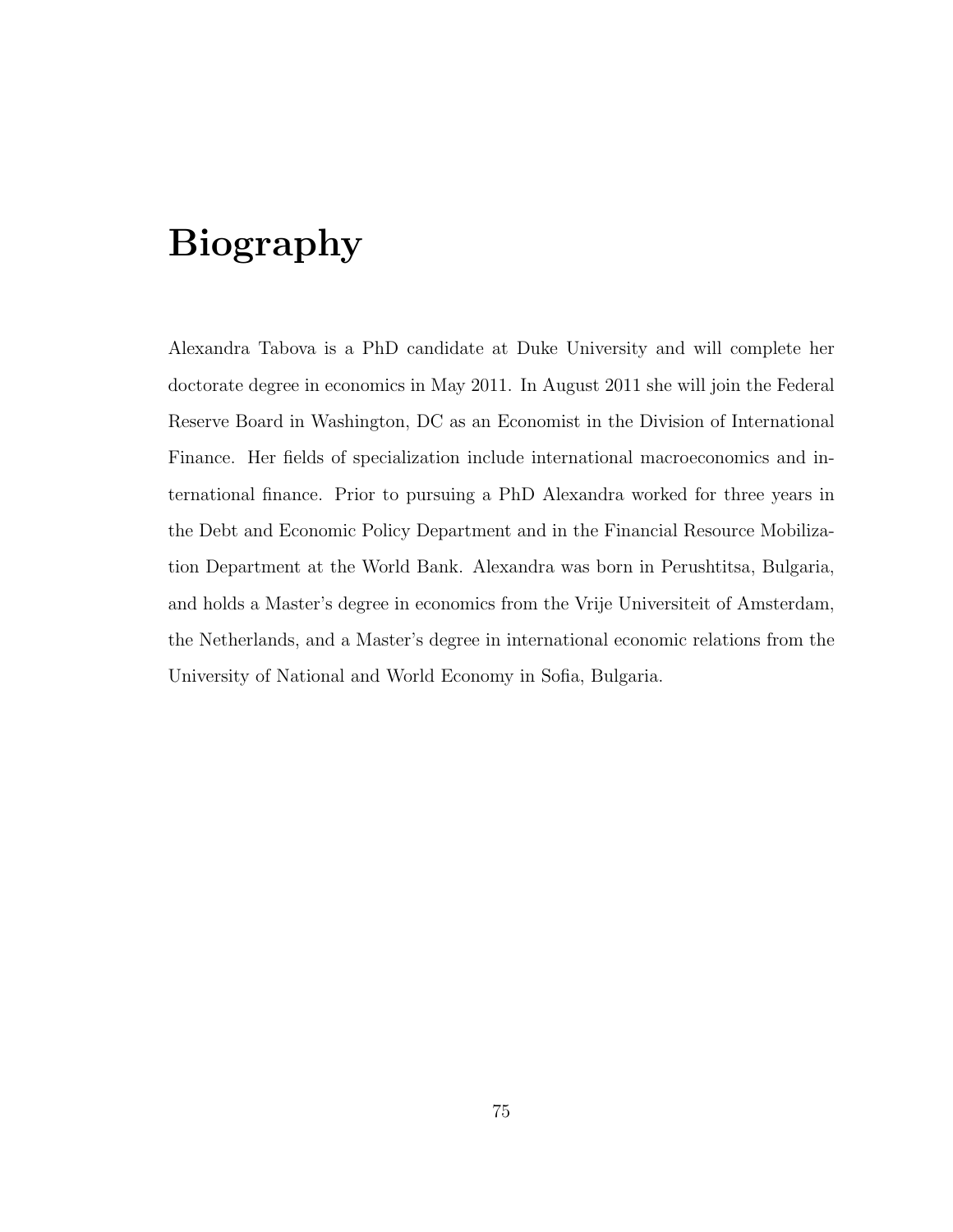# Biography

Alexandra Tabova is a PhD candidate at Duke University and will complete her doctorate degree in economics in May 2011. In August 2011 she will join the Federal Reserve Board in Washington, DC as an Economist in the Division of International Finance. Her fields of specialization include international macroeconomics and international finance. Prior to pursuing a PhD Alexandra worked for three years in the Debt and Economic Policy Department and in the Financial Resource Mobilization Department at the World Bank. Alexandra was born in Perushtitsa, Bulgaria, and holds a Master's degree in economics from the Vrije Universiteit of Amsterdam, the Netherlands, and a Master's degree in international economic relations from the University of National and World Economy in Sofia, Bulgaria.